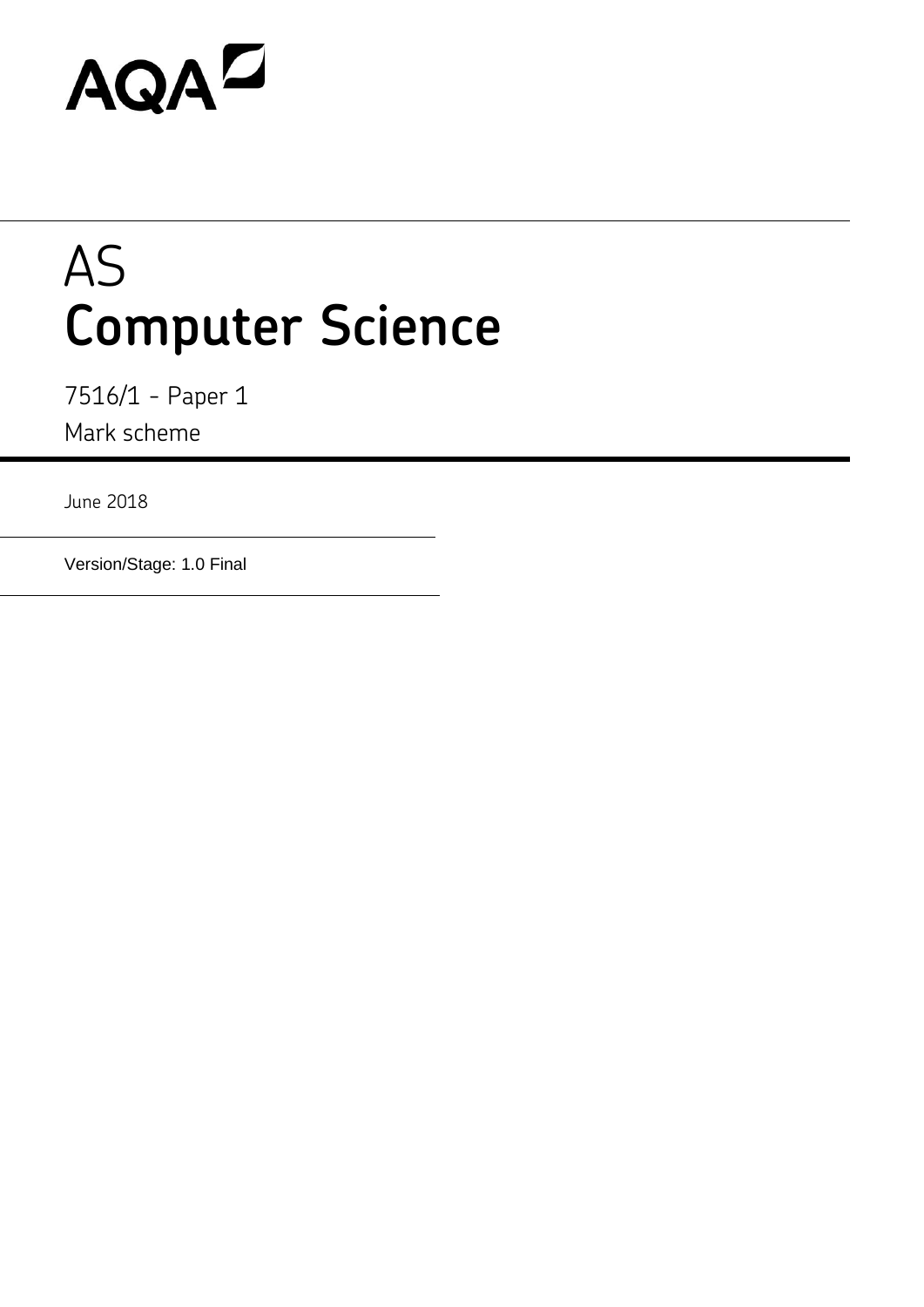AQA

# AS
# Computer Science

7516/1 - Paper 1

Mark scheme

June 2018

Version/Stage: 1.0 Final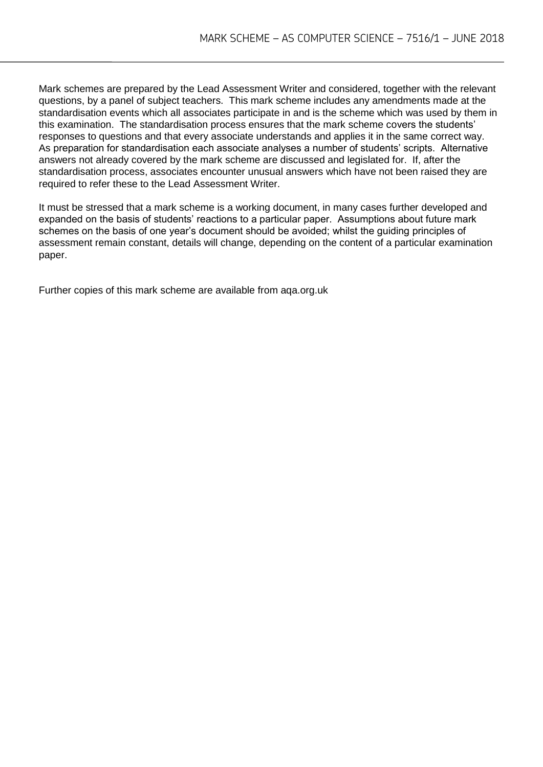Mark schemes are prepared by the Lead Assessment Writer and considered, together with the relevant questions, by a panel of subject teachers. This mark scheme includes any amendments made at the standardisation events which all associates participate in and is the scheme which was used by them in this examination. The standardisation process ensures that the mark scheme covers the students' responses to questions and that every associate understands and applies it in the same correct way. As preparation for standardisation each associate analyses a number of students' scripts. Alternative answers not already covered by the mark scheme are discussed and legislated for. If, after the standardisation process, associates encounter unusual answers which have not been raised they are required to refer these to the Lead Assessment Writer.

It must be stressed that a mark scheme is a working document, in many cases further developed and expanded on the basis of students' reactions to a particular paper. Assumptions about future mark schemes on the basis of one year's document should be avoided; whilst the guiding principles of assessment remain constant, details will change, depending on the content of a particular examination paper.

Further copies of this mark scheme are available from aqa.org.uk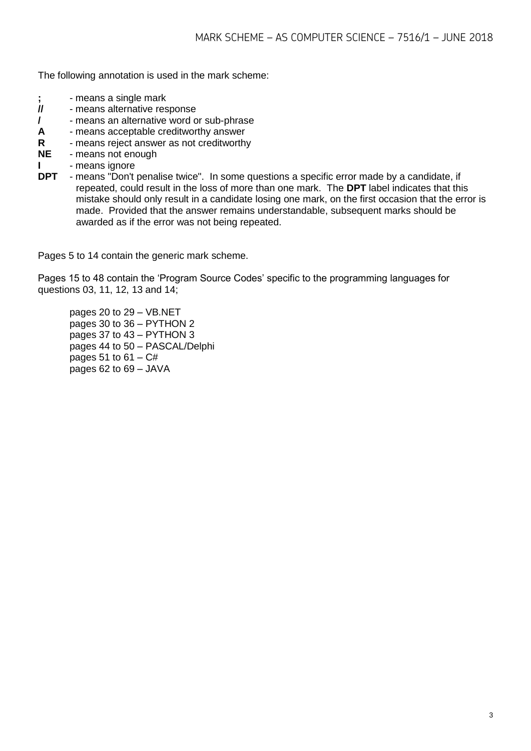The following annotation is used in the mark scheme:

**;** - means a single mark
**//** - means alternative response
**/** - means an alternative word or sub-phrase
**A** - means acceptable creditworthy answer
**R** - means reject answer as not creditworthy
**NE** - means not enough
**I** - means ignore
**DPT** - means "Don't penalise twice". In some questions a specific error made by a candidate, if repeated, could result in the loss of more than one mark. The **DPT** label indicates that this mistake should only result in a candidate losing one mark, on the first occasion that the error is made. Provided that the answer remains understandable, subsequent marks should be awarded as if the error was not being repeated.

Pages 5 to 14 contain the generic mark scheme.

Pages 15 to 48 contain the 'Program Source Codes' specific to the programming languages for questions 03, 11, 12, 13 and 14;

pages 20 to 29 – VB.NET
pages 30 to 36 – PYTHON 2
pages 37 to 43 – PYTHON 3
pages 44 to 50 – PASCAL/Delphi
pages 51 to 61 – C#
pages 62 to 69 – JAVA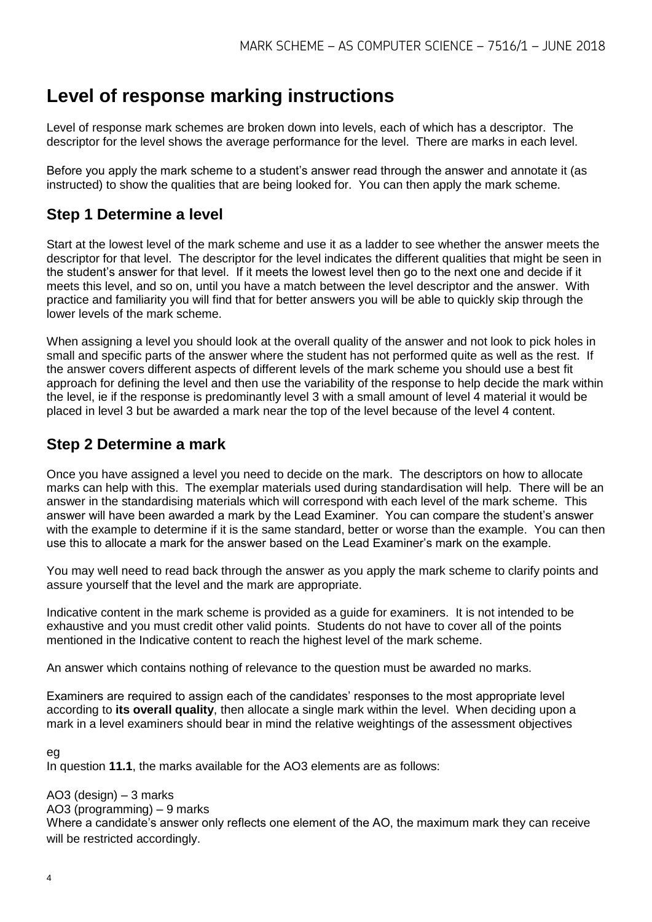# Level of response marking instructions

Level of response mark schemes are broken down into levels, each of which has a descriptor. The descriptor for the level shows the average performance for the level. There are marks in each level.

Before you apply the mark scheme to a student's answer read through the answer and annotate it (as instructed) to show the qualities that are being looked for. You can then apply the mark scheme.

## Step 1 Determine a level

Start at the lowest level of the mark scheme and use it as a ladder to see whether the answer meets the descriptor for that level. The descriptor for the level indicates the different qualities that might be seen in the student's answer for that level. If it meets the lowest level then go to the next one and decide if it meets this level, and so on, until you have a match between the level descriptor and the answer. With practice and familiarity you will find that for better answers you will be able to quickly skip through the lower levels of the mark scheme.

When assigning a level you should look at the overall quality of the answer and not look to pick holes in small and specific parts of the answer where the student has not performed quite as well as the rest. If the answer covers different aspects of different levels of the mark scheme you should use a best fit approach for defining the level and then use the variability of the response to help decide the mark within the level, ie if the response is predominantly level 3 with a small amount of level 4 material it would be placed in level 3 but be awarded a mark near the top of the level because of the level 4 content.

## Step 2 Determine a mark

Once you have assigned a level you need to decide on the mark. The descriptors on how to allocate marks can help with this. The exemplar materials used during standardisation will help. There will be an answer in the standardising materials which will correspond with each level of the mark scheme. This answer will have been awarded a mark by the Lead Examiner. You can compare the student's answer with the example to determine if it is the same standard, better or worse than the example. You can then use this to allocate a mark for the answer based on the Lead Examiner's mark on the example.

You may well need to read back through the answer as you apply the mark scheme to clarify points and assure yourself that the level and the mark are appropriate.

Indicative content in the mark scheme is provided as a guide for examiners. It is not intended to be exhaustive and you must credit other valid points. Students do not have to cover all of the points mentioned in the Indicative content to reach the highest level of the mark scheme.

An answer which contains nothing of relevance to the question must be awarded no marks.

Examiners are required to assign each of the candidates' responses to the most appropriate level according to **its overall quality**, then allocate a single mark within the level. When deciding upon a mark in a level examiners should bear in mind the relative weightings of the assessment objectives

eg
In question **11.1**, the marks available for the AO3 elements are as follows:

AO3 (design) – 3 marks
AO3 (programming) – 9 marks
Where a candidate's answer only reflects one element of the AO, the maximum mark they can receive will be restricted accordingly.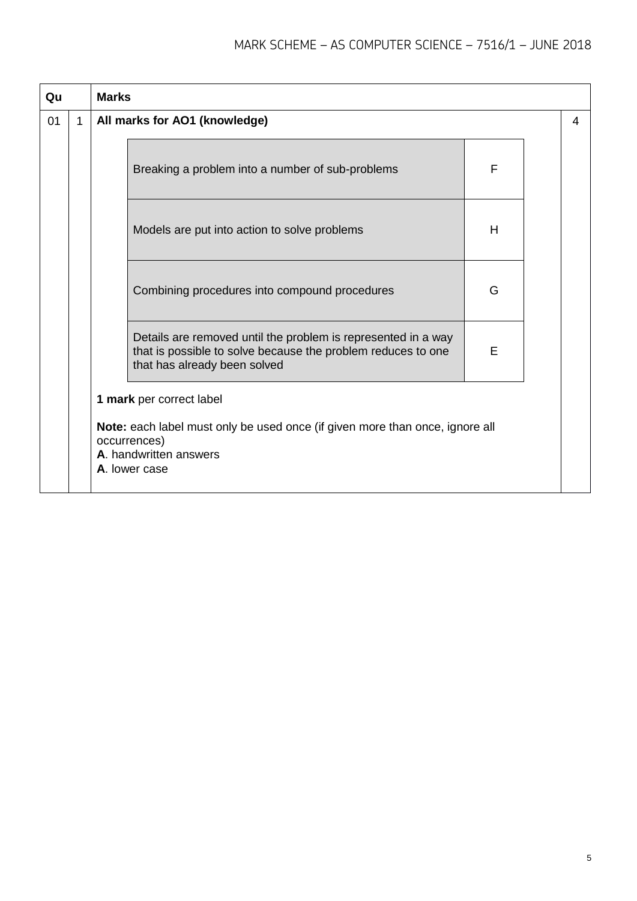| Qu | | Marks | |
|---|---|---|---|
| 01 | 1 | **All marks for AO1 (knowledge)** | 4 |

| | |
|---|---|
| Breaking a problem into a number of sub-problems | F |
| Models are put into action to solve problems | H |
| Combining procedures into compound procedures | G |
| Details are removed until the problem is represented in a way that is possible to solve because the problem reduces to one that has already been solved | E |

**1 mark** per correct label

**Note:** each label must only be used once (if given more than once, ignore all occurrences)
**A**. handwritten answers
**A**. lower case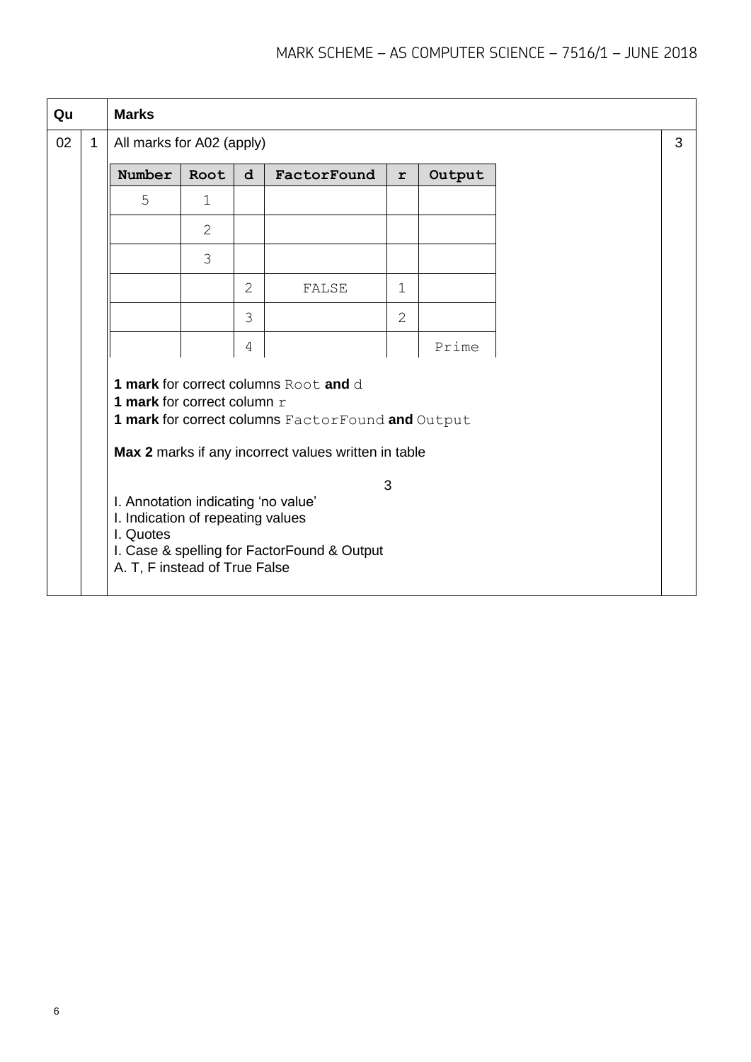| Qu | | Marks | |
|---|---|---|---|
| 02 | 1 | All marks for A02 (apply) | 3 |

| Number | Root | d | FactorFound | r | Output |
|---|---|---|---|---|---|
| 5 | 1 | | | | |
| | 2 | | | | |
| | 3 | | | | |
| | | 2 | FALSE | 1 | |
| | | 3 | | 2 | |
| | | 4 | | | Prime |

**1 mark** for correct columns `Root` **and** `d`
**1 mark** for correct column `r`
**1 mark** for correct columns `FactorFound` **and** `Output`

**Max 2** marks if any incorrect values written in table

3

I. Annotation indicating 'no value'
I. Indication of repeating values
I. Quotes
I. Case & spelling for FactorFound & Output
A. T, F instead of True False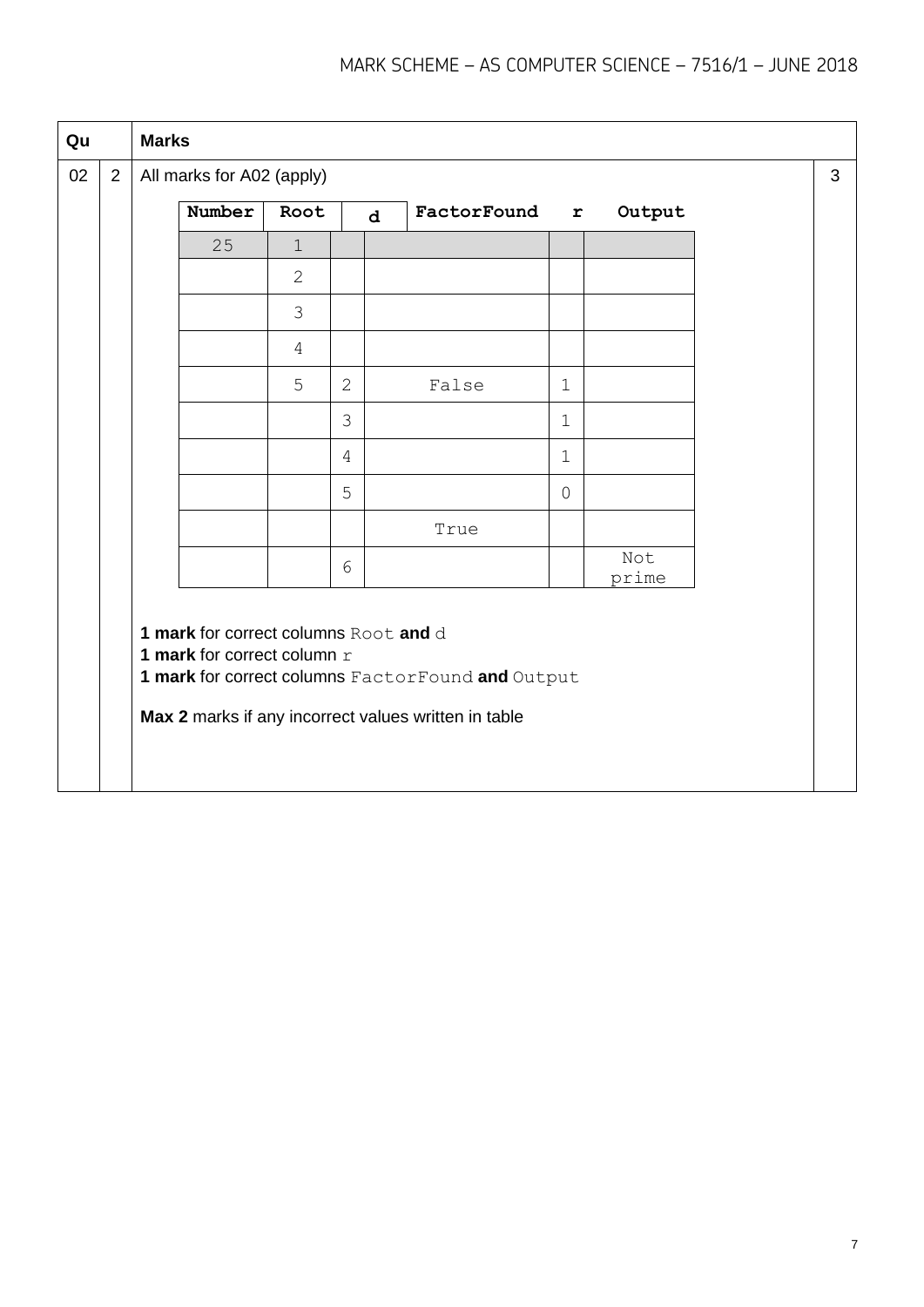| Qu | | Marks | |
|---|---|---|---|
| 02 | 2 | All marks for A02 (apply) | 3 |

| Number | Root | d | FactorFound | r | Output |
|---|---|---|---|---|---|
| 25 | 1 | | | | |
| | 2 | | | | |
| | 3 | | | | |
| | 4 | | | | |
| | 5 | 2 | False | 1 | |
| | | 3 | | 1 | |
| | | 4 | | 1 | |
| | | 5 | | 0 | |
| | | | True | | |
| | | 6 | | | Not prime |

**1 mark** for correct columns `Root` **and** `d`
**1 mark** for correct column `r`
**1 mark** for correct columns `FactorFound` **and** `Output`

**Max 2** marks if any incorrect values written in table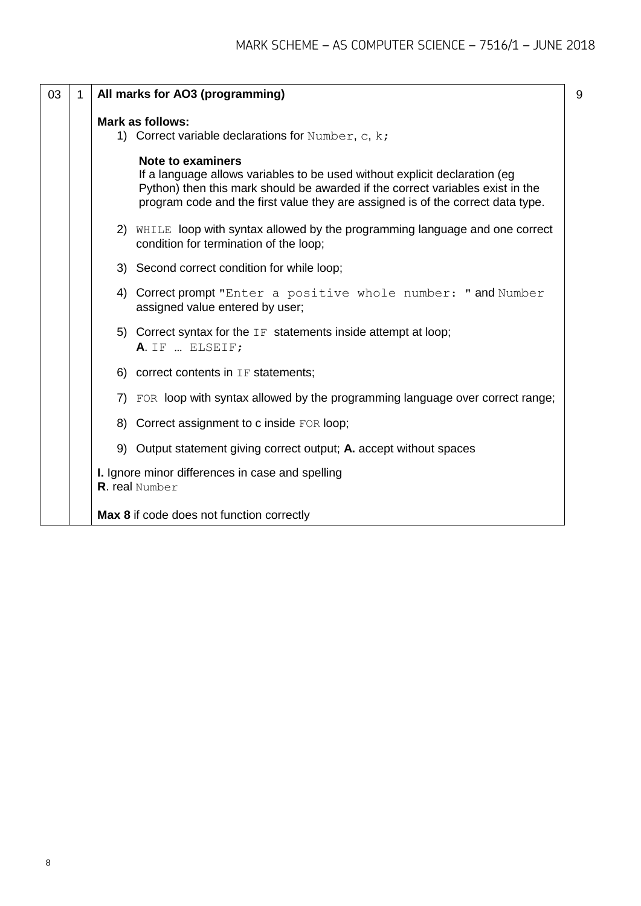| | | | |
|---|---|---|---|
| 03 | 1 | **All marks for AO3 (programming)**<br><br>**Mark as follows:**<br>1) Correct variable declarations for `Number`, `c`, `k`;<br><br>**Note to examiners**<br>If a language allows variables to be used without explicit declaration (eg Python) then this mark should be awarded if the correct variables exist in the program code and the first value they are assigned is of the correct data type.<br><br>2) `WHILE` loop with syntax allowed by the programming language and one correct condition for termination of the loop;<br><br>3) Second correct condition for while loop;<br><br>4) Correct prompt `"Enter a positive whole number: "` and `Number` assigned value entered by user;<br><br>5) Correct syntax for the `IF` statements inside attempt at loop;<br>**A**. `IF … ELSEIF;`<br><br>6) correct contents in `IF` statements;<br><br>7) `FOR` loop with syntax allowed by the programming language over correct range;<br><br>8) Correct assignment to c inside `FOR` loop;<br><br>9) Output statement giving correct output; **A.** accept without spaces<br><br>**I.** Ignore minor differences in case and spelling<br>**R**. real `Number`<br><br>**Max 8** if code does not function correctly | 9 |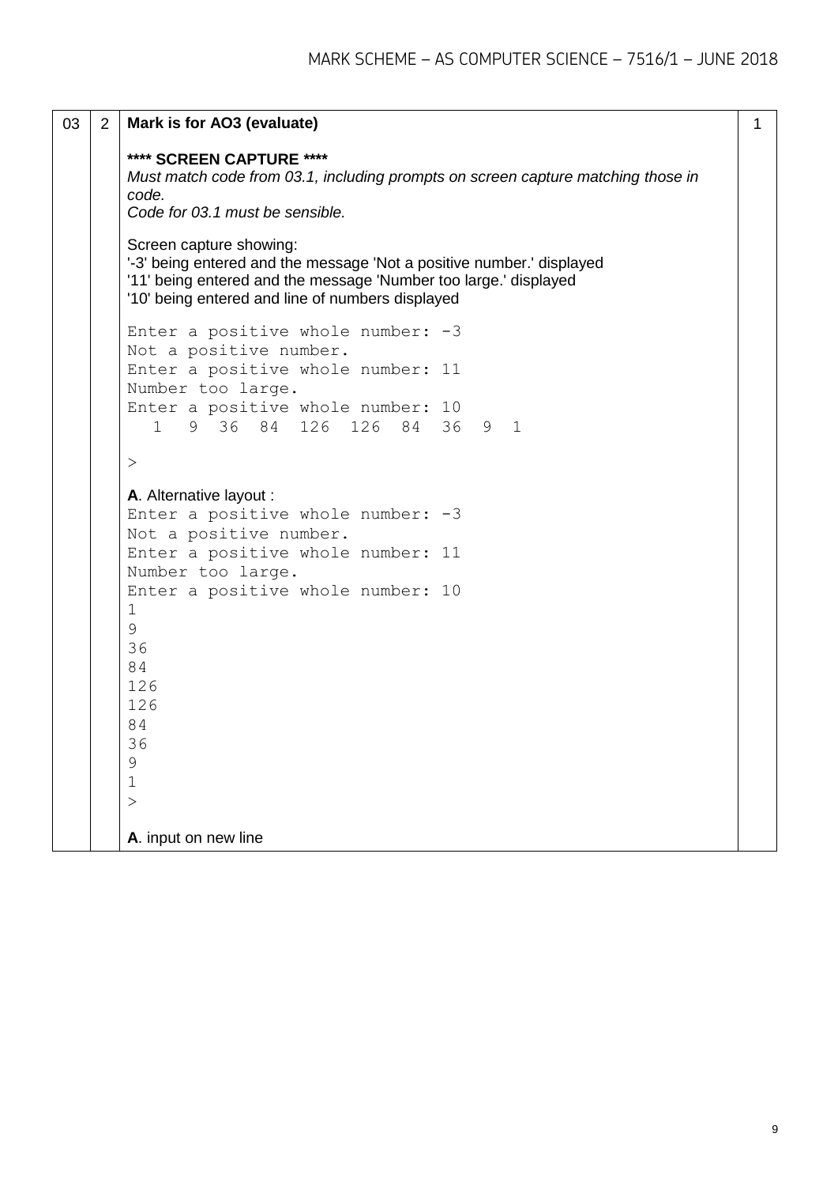| | | | |
|---|---|---|---|
| 03 | 2 | **Mark is for AO3 (evaluate)**<br><br>**\*\*\*\* SCREEN CAPTURE \*\*\*\***<br>*Must match code from 03.1, including prompts on screen capture matching those in code.*<br>*Code for 03.1 must be sensible.*<br><br>Screen capture showing:<br>'-3' being entered and the message 'Not a positive number.' displayed<br>'11' being entered and the message 'Number too large.' displayed<br>'10' being entered and line of numbers displayed | 1 |

```
Enter a positive whole number: -3
Not a positive number.
Enter a positive whole number: 11
Number too large.
Enter a positive whole number: 10
  1  9  36  84  126  126  84  36  9  1

>
```

**A**. Alternative layout :

```
Enter a positive whole number: -3
Not a positive number.
Enter a positive whole number: 11
Number too large.
Enter a positive whole number: 10
1
9
36
84
126
126
84
36
9
1
>
```

**A**. input on new line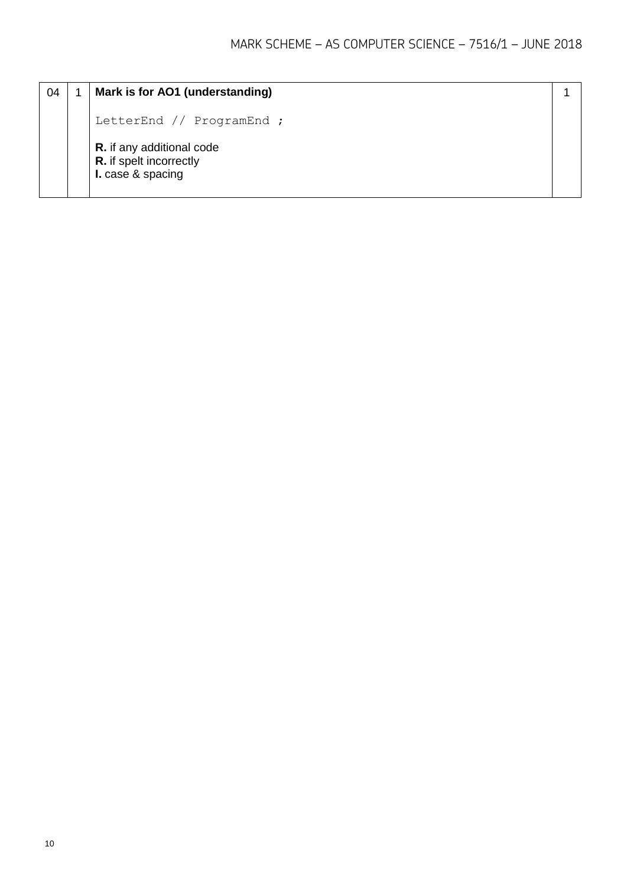| | | | |
|---|---|---|---|
| 04 | 1 | **Mark is for AO1 (understanding)**<br><br>`LetterEnd // ProgramEnd ;`<br><br>**R.** if any additional code<br>**R.** if spelt incorrectly<br>**I.** case & spacing | 1 |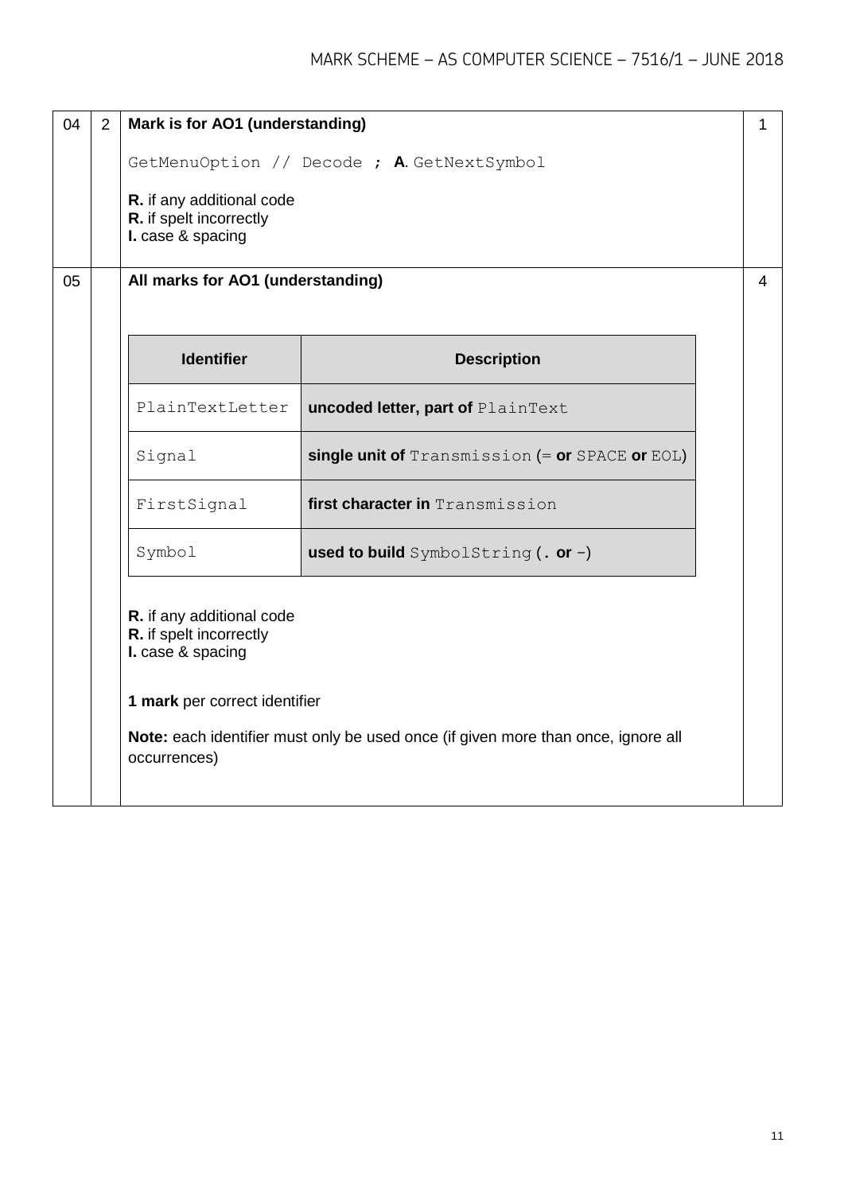| | | | |
|---|---|---|---|
| 04 | 2 | **Mark is for AO1 (understanding)**<br><br>`GetMenuOption // Decode` **;** **A**. `GetNextSymbol`<br><br>**R.** if any additional code<br>**R.** if spelt incorrectly<br>**I.** case & spacing | 1 |
| 05 | | **All marks for AO1 (understanding)** | 4 |

| Identifier | Description |
|---|---|
| `PlainTextLetter` | **uncoded letter, part of** `PlainText` |
| `Signal` | **single unit of** `Transmission` (`=` **or** `SPACE` **or** `EOL`) |
| `FirstSignal` | **first character in** `Transmission` |
| `Symbol` | **used to build** `SymbolString` (`.` **or** `-`) |

**R.** if any additional code
**R.** if spelt incorrectly
**I.** case & spacing

**1 mark** per correct identifier

**Note:** each identifier must only be used once (if given more than once, ignore all occurrences)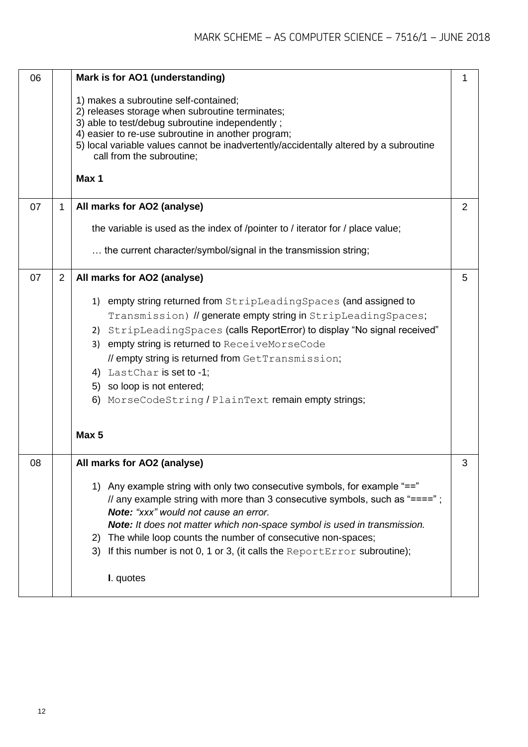| Question | Part | Marking guidance | Total marks |
|---|---|---|---|
| 06 | | **Mark is for AO1 (understanding)**<br><br>1) makes a subroutine self-contained;<br>2) releases storage when subroutine terminates;<br>3) able to test/debug subroutine independently ;<br>4) easier to re-use subroutine in another program;<br>5) local variable values cannot be inadvertently/accidentally altered by a subroutine call from the subroutine;<br><br>**Max 1** | 1 |
| 07 | 1 | **All marks for AO2 (analyse)**<br><br>the variable is used as the index of /pointer to / iterator for / place value;<br><br>… the current character/symbol/signal in the transmission string; | 2 |
| 07 | 2 | **All marks for AO2 (analyse)**<br><br>1) empty string returned from `StripLeadingSpaces` (and assigned to `Transmission`) // generate empty string in `StripLeadingSpaces`;<br>2) `StripLeadingSpaces` (calls ReportError) to display "No signal received"<br>3) empty string is returned to `ReceiveMorseCode` // empty string is returned from `GetTransmission`;<br>4) `LastChar` is set to -1;<br>5) so loop is not entered;<br>6) `MorseCodeString` / `PlainText` remain empty strings;<br><br>**Max 5** | 5 |
| 08 | | **All marks for AO2 (analyse)**<br><br>1) Any example string with only two consecutive symbols, for example "==" // any example string with more than 3 consecutive symbols, such as "====" ;<br>***Note:*** *"xxx" would not cause an error.*<br>***Note:*** *It does not matter which non-space symbol is used in transmission.*<br>2) The while loop counts the number of consecutive non-spaces;<br>3) If this number is not 0, 1 or 3, (it calls the `ReportError` subroutine);<br><br>**I**. quotes | 3 |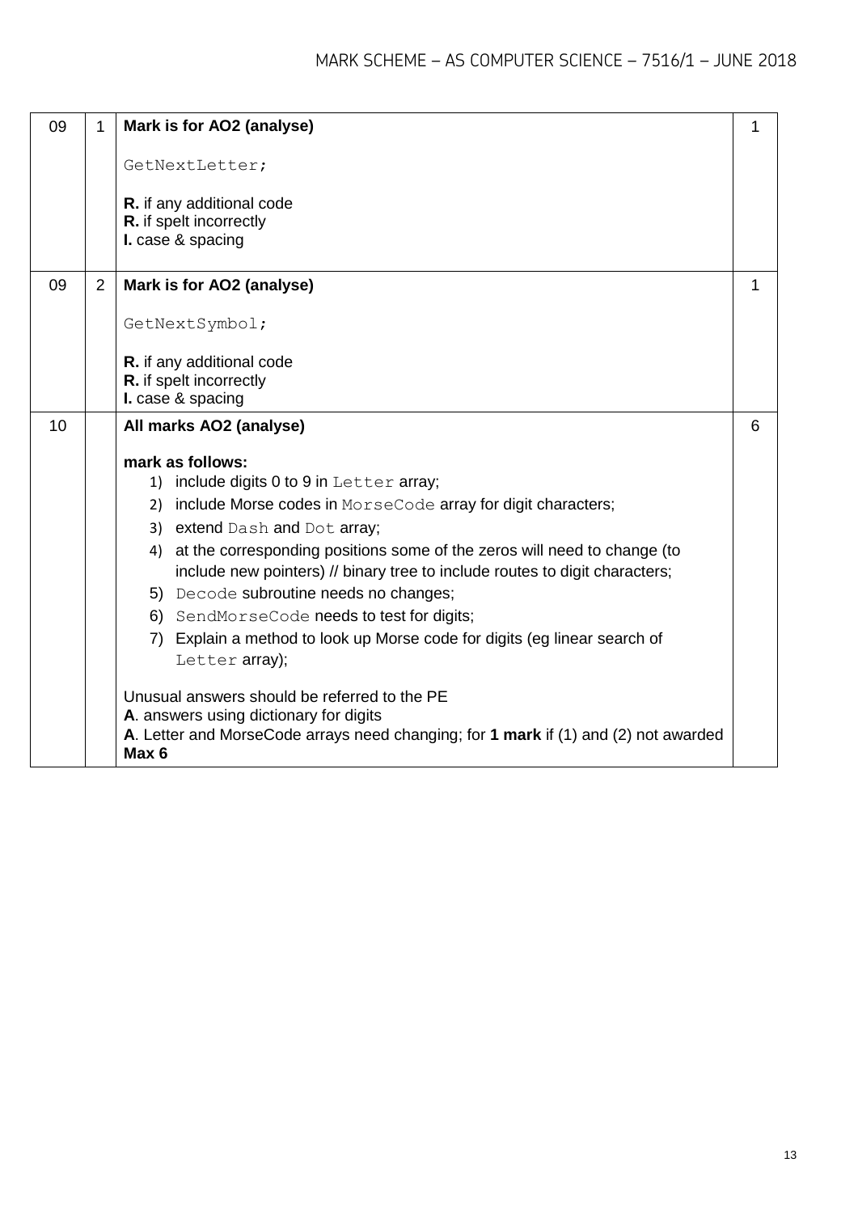| | | | |
|---|---|---|---|
| 09 | 1 | **Mark is for AO2 (analyse)**<br><br>`GetNextLetter;`<br><br>**R.** if any additional code<br>**R.** if spelt incorrectly<br>**I.** case & spacing | 1 |
| 09 | 2 | **Mark is for AO2 (analyse)**<br><br>`GetNextSymbol;`<br><br>**R.** if any additional code<br>**R.** if spelt incorrectly<br>**I.** case & spacing | 1 |
| 10 | | **All marks AO2 (analyse)**<br><br>**mark as follows:**<br>1) include digits 0 to 9 in `Letter` array;<br>2) include Morse codes in `MorseCode` array for digit characters;<br>3) extend `Dash` and `Dot` array;<br>4) at the corresponding positions some of the zeros will need to change (to include new pointers) // binary tree to include routes to digit characters;<br>5) `Decode` subroutine needs no changes;<br>6) `SendMorseCode` needs to test for digits;<br>7) Explain a method to look up Morse code for digits (eg linear search of `Letter` array);<br><br>Unusual answers should be referred to the PE<br>**A**. answers using dictionary for digits<br>**A**. Letter and MorseCode arrays need changing; for **1 mark** if (1) and (2) not awarded<br>**Max 6** | 6 |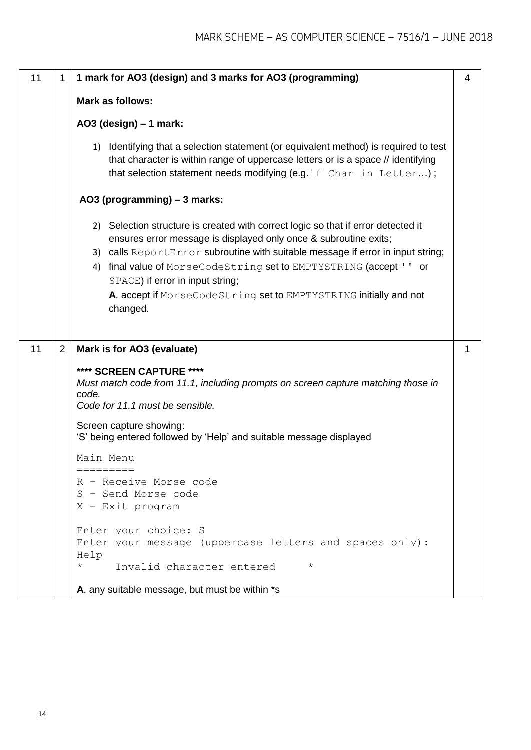| | | | |
|---|---|---|---|
| 11 | 1 | **1 mark for AO3 (design) and 3 marks for AO3 (programming)**<br><br>**Mark as follows:**<br><br>**AO3 (design) – 1 mark:**<br><br>1) Identifying that a selection statement (or equivalent method) is required to test that character is within range of uppercase letters or is a space // identifying that selection statement needs modifying (e.g.`if Char in Letter…`);<br><br>**AO3 (programming) – 3 marks:**<br><br>2) Selection structure is created with correct logic so that if error detected it ensures error message is displayed only once & subroutine exits;<br>3) calls `ReportError` subroutine with suitable message if error in input string;<br>4) final value of `MorseCodeString` set to `EMPTYSTRING` (accept `''` or `SPACE`) if error in input string;<br>**A**. accept if `MorseCodeString` set to `EMPTYSTRING` initially and not changed. | 4 |
| 11 | 2 | **Mark is for AO3 (evaluate)**<br><br>**\*\*\*\* SCREEN CAPTURE \*\*\*\***<br>*Must match code from 11.1, including prompts on screen capture matching those in code.*<br>*Code for 11.1 must be sensible.*<br><br>Screen capture showing:<br>'S' being entered followed by 'Help' and suitable message displayed<br><br>`Main Menu`<br>`=========`<br>`R – Receive Morse code`<br>`S – Send Morse code`<br>`X – Exit program`<br><br>`Enter your choice: S`<br>`Enter your message (uppercase letters and spaces only): Help`<br>`*      Invalid character entered      *`<br><br>**A**. any suitable message, but must be within \*s | 1 |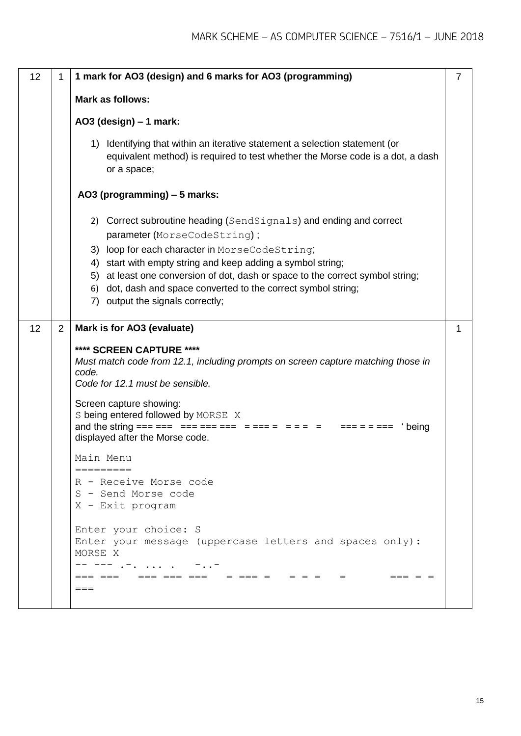| | | | |
|---|---|---|---|
| 12 | 1 | **1 mark for AO3 (design) and 6 marks for AO3 (programming)**<br><br>**Mark as follows:**<br><br>**AO3 (design) – 1 mark:**<br><br>1) Identifying that within an iterative statement a selection statement (or equivalent method) is required to test whether the Morse code is a dot, a dash or a space;<br><br>**AO3 (programming) – 5 marks:**<br><br>2) Correct subroutine heading (`SendSignals`) and ending and correct parameter (`MorseCodeString`) ;<br>3) loop for each character in `MorseCodeString`;<br>4) start with empty string and keep adding a symbol string;<br>5) at least one conversion of dot, dash or space to the correct symbol string;<br>6) dot, dash and space converted to the correct symbol string;<br>7) output the signals correctly; | 7 |
| 12 | 2 | **Mark is for AO3 (evaluate)**<br><br>**\*\*\*\* SCREEN CAPTURE \*\*\*\***<br>*Must match code from 12.1, including prompts on screen capture matching those in code.*<br>*Code for 12.1 must be sensible.*<br><br>Screen capture showing:<br>`S` being entered followed by `MORSE X`<br>and the string === ===   === === ===   = === =   = = =   =       === = = ===   ' being displayed after the Morse code.<br><br>`Main Menu`<br>`=========`<br>`R - Receive Morse code`<br>`S - Send Morse code`<br>`X - Exit program`<br><br>`Enter your choice: S`<br>`Enter your message (uppercase letters and spaces only):`<br>`MORSE X`<br>`-- --- .-. ... .   -..-`<br>`=== ===   === === ===   = === =   = = =   =       === = =`<br>`===` | 1 |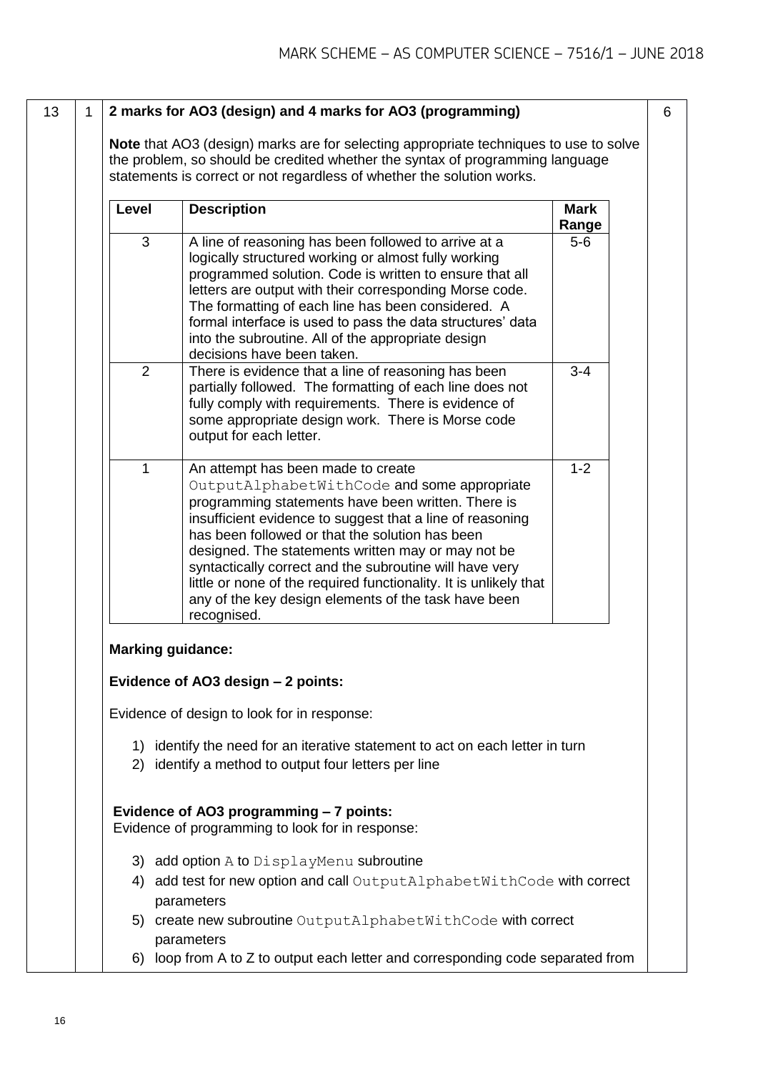| 13 | 1 | **2 marks for AO3 (design) and 4 marks for AO3 (programming)** | 6 |
|---|---|---|---|

**Note** that AO3 (design) marks are for selecting appropriate techniques to use to solve the problem, so should be credited whether the syntax of programming language statements is correct or not regardless of whether the solution works.

| Level | Description | Mark Range |
|---|---|---|
| 3 | A line of reasoning has been followed to arrive at a logically structured working or almost fully working programmed solution. Code is written to ensure that all letters are output with their corresponding Morse code. The formatting of each line has been considered. A formal interface is used to pass the data structures' data into the subroutine. All of the appropriate design decisions have been taken. | 5-6 |
| 2 | There is evidence that a line of reasoning has been partially followed. The formatting of each line does not fully comply with requirements. There is evidence of some appropriate design work. There is Morse code output for each letter. | 3-4 |
| 1 | An attempt has been made to create `OutputAlphabetWithCode` and some appropriate programming statements have been written. There is insufficient evidence to suggest that a line of reasoning has been followed or that the solution has been designed. The statements written may or may not be syntactically correct and the subroutine will have very little or none of the required functionality. It is unlikely that any of the key design elements of the task have been recognised. | 1-2 |

**Marking guidance:**

**Evidence of AO3 design – 2 points:**

Evidence of design to look for in response:

1) identify the need for an iterative statement to act on each letter in turn
2) identify a method to output four letters per line

**Evidence of AO3 programming – 7 points:**

Evidence of programming to look for in response:

3) add option `A` to `DisplayMenu` subroutine
4) add test for new option and call `OutputAlphabetWithCode` with correct parameters
5) create new subroutine `OutputAlphabetWithCode` with correct parameters
6) loop from A to Z to output each letter and corresponding code separated from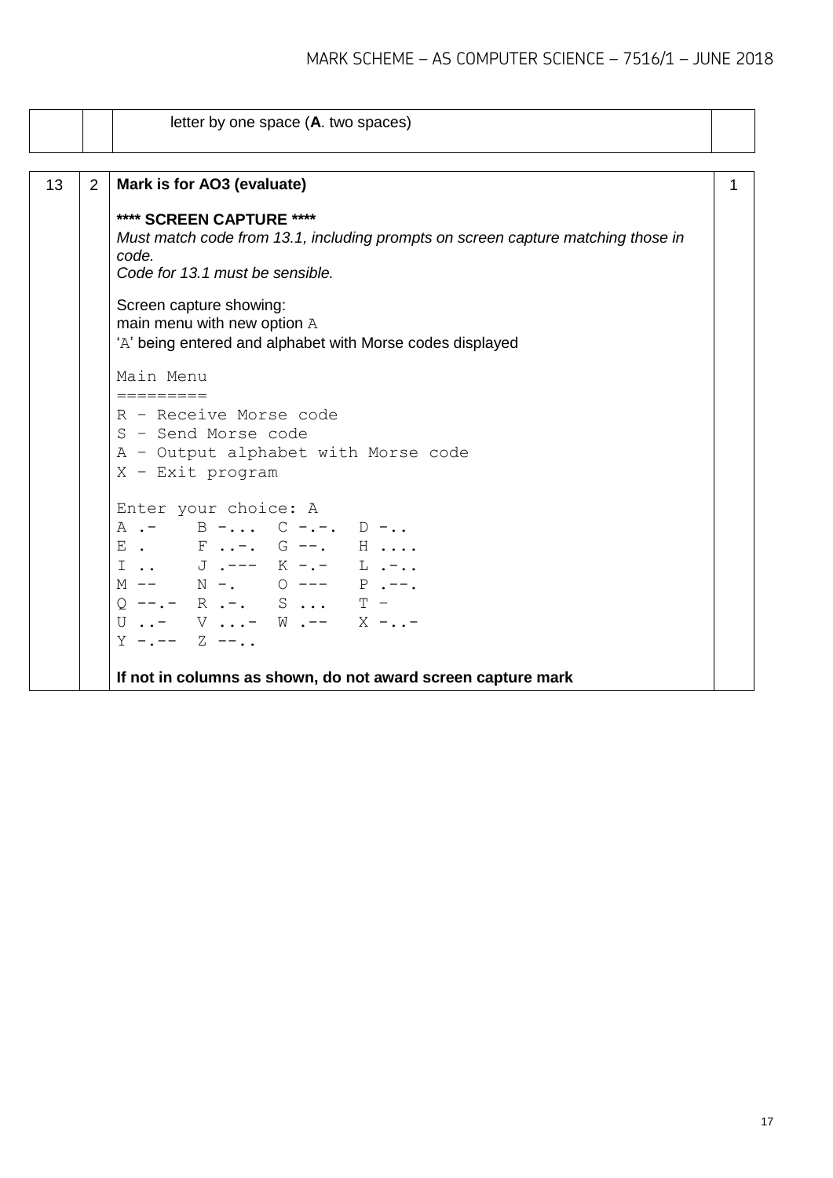| | | | |
|---|---|---|---|
| | | letter by one space (**A**. two spaces) | |

| | | | |
|---|---|---|---|
| 13 | 2 | **Mark is for AO3 (evaluate)**<br><br>**\*\*\*\* SCREEN CAPTURE \*\*\*\***<br>*Must match code from 13.1, including prompts on screen capture matching those in code.*<br>*Code for 13.1 must be sensible.*<br><br>Screen capture showing:<br>main menu with new option `A`<br>'`A`' being entered and alphabet with Morse codes displayed | 1 |

```
Main Menu
=========
R – Receive Morse code
S – Send Morse code
A – Output alphabet with Morse code
X – Exit program

Enter your choice: A
A .-    B -...  C -.-.  D -..
E .     F ..-.  G --.   H ....
I ..    J .---  K -.-   L .-..
M --    N -.    O ---   P .--.
Q --.-  R .-.   S ...   T -
U ..-   V ...-  W .--   X -..-
Y -.--  Z --..
```

**If not in columns as shown, do not award screen capture mark**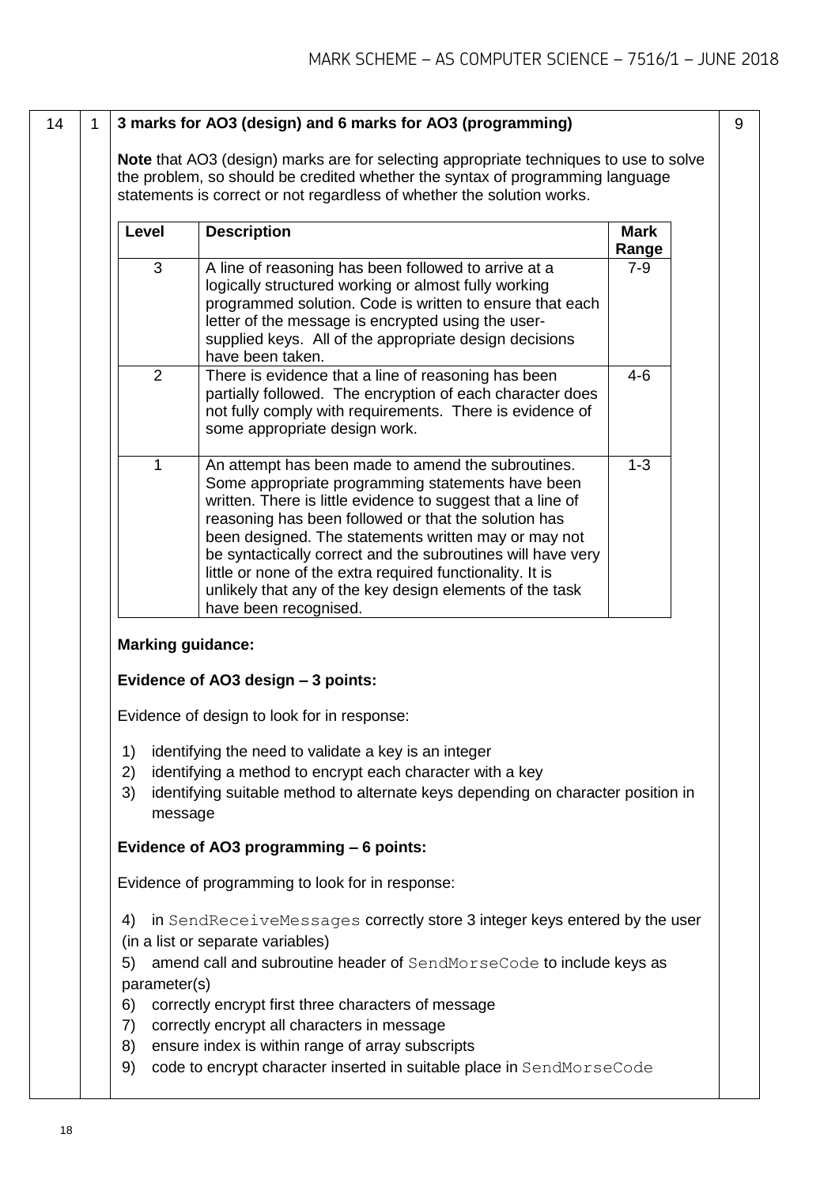| | | | |
|---|---|---|---|
| 14 | 1 | **3 marks for AO3 (design) and 6 marks for AO3 (programming)** | 9 |

**Note** that AO3 (design) marks are for selecting appropriate techniques to use to solve the problem, so should be credited whether the syntax of programming language statements is correct or not regardless of whether the solution works.

| Level | Description | Mark Range |
|---|---|---|
| 3 | A line of reasoning has been followed to arrive at a logically structured working or almost fully working programmed solution. Code is written to ensure that each letter of the message is encrypted using the user-supplied keys. All of the appropriate design decisions have been taken. | 7-9 |
| 2 | There is evidence that a line of reasoning has been partially followed. The encryption of each character does not fully comply with requirements. There is evidence of some appropriate design work. | 4-6 |
| 1 | An attempt has been made to amend the subroutines. Some appropriate programming statements have been written. There is little evidence to suggest that a line of reasoning has been followed or that the solution has been designed. The statements written may or may not be syntactically correct and the subroutines will have very little or none of the extra required functionality. It is unlikely that any of the key design elements of the task have been recognised. | 1-3 |

**Marking guidance:**

**Evidence of AO3 design – 3 points:**

Evidence of design to look for in response:

1) identifying the need to validate a key is an integer
2) identifying a method to encrypt each character with a key
3) identifying suitable method to alternate keys depending on character position in message

**Evidence of AO3 programming – 6 points:**

Evidence of programming to look for in response:

4) in `SendReceiveMessages` correctly store 3 integer keys entered by the user (in a list or separate variables)
5) amend call and subroutine header of `SendMorseCode` to include keys as parameter(s)
6) correctly encrypt first three characters of message
7) correctly encrypt all characters in message
8) ensure index is within range of array subscripts
9) code to encrypt character inserted in suitable place in `SendMorseCode`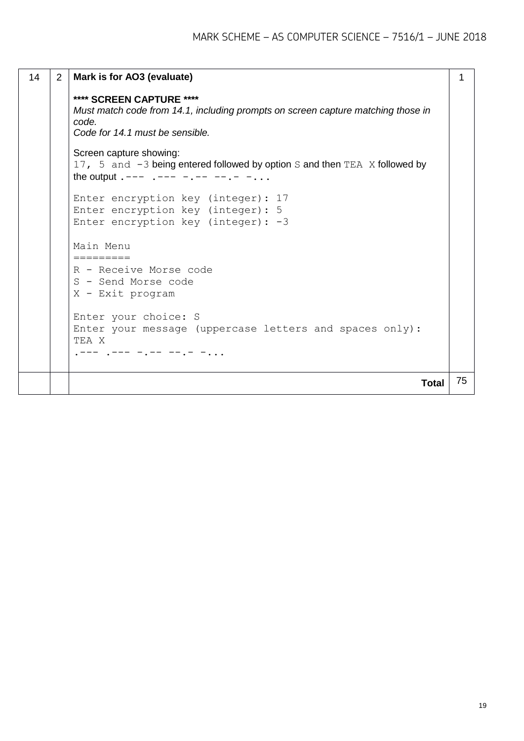| | | | |
|---|---|---|---|
| 14 | 2 | **Mark is for AO3 (evaluate)**<br><br>**\*\*\*\* SCREEN CAPTURE \*\*\*\***<br>*Must match code from 14.1, including prompts on screen capture matching those in code.*<br>*Code for 14.1 must be sensible.*<br><br>Screen capture showing:<br>`17, 5 and -3` being entered followed by option `S` and then `TEA X` followed by the output `.--- .--- -.-- --.- -...`<br><br>`Enter encryption key (integer): 17`<br>`Enter encryption key (integer): 5`<br>`Enter encryption key (integer): -3`<br><br>`Main Menu`<br>`=========`<br>`R - Receive Morse code`<br>`S - Send Morse code`<br>`X - Exit program`<br><br>`Enter your choice: S`<br>`Enter your message (uppercase letters and spaces only):`<br>`TEA X`<br>`.--- .--- -.-- --.- -...` | 1 |
| | | **Total** | 75 |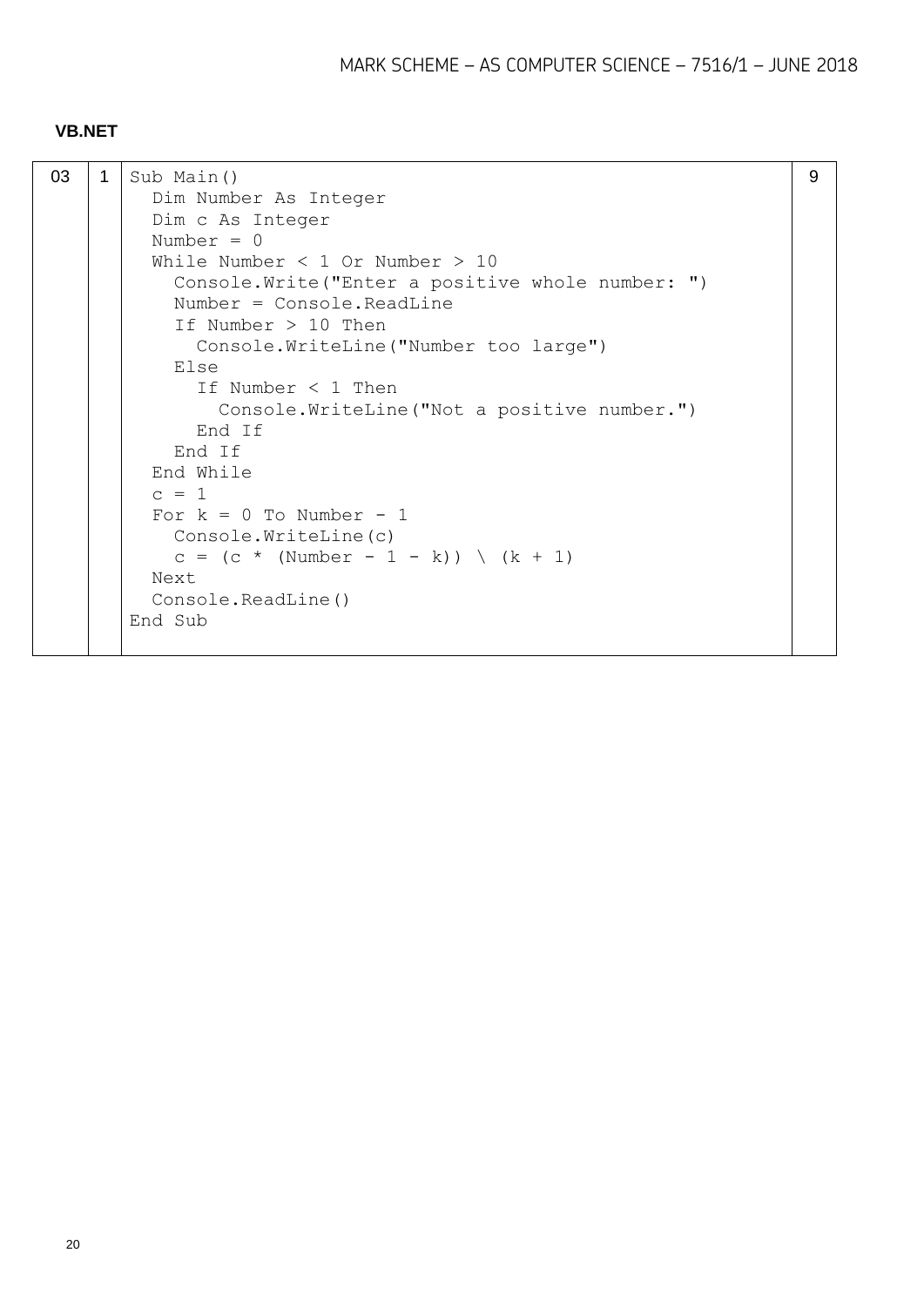**VB.NET**

| | | | |
|---|---|---|---|
| 03 | 1 | ```Sub Main()```<br>```  Dim Number As Integer```<br>```  Dim c As Integer```<br>```  Number = 0```<br>```  While Number < 1 Or Number > 10```<br>```    Console.Write("Enter a positive whole number: ")```<br>```    Number = Console.ReadLine```<br>```    If Number > 10 Then```<br>```      Console.WriteLine("Number too large")```<br>```    Else```<br>```      If Number < 1 Then```<br>```        Console.WriteLine("Not a positive number.")```<br>```      End If```<br>```    End If```<br>```  End While```<br>```  c = 1```<br>```  For k = 0 To Number - 1```<br>```    Console.WriteLine(c)```<br>```    c = (c * (Number - 1 - k)) \ (k + 1)```<br>```  Next```<br>```  Console.ReadLine()```<br>```End Sub``` | 9 |

```
Sub Main()
  Dim Number As Integer
  Dim c As Integer
  Number = 0
  While Number < 1 Or Number > 10
    Console.Write("Enter a positive whole number: ")
    Number = Console.ReadLine
    If Number > 10 Then
      Console.WriteLine("Number too large")
    Else
      If Number < 1 Then
        Console.WriteLine("Not a positive number.")
      End If
    End If
  End While
  c = 1
  For k = 0 To Number - 1
    Console.WriteLine(c)
    c = (c * (Number - 1 - k)) \ (k + 1)
  Next
  Console.ReadLine()
End Sub
```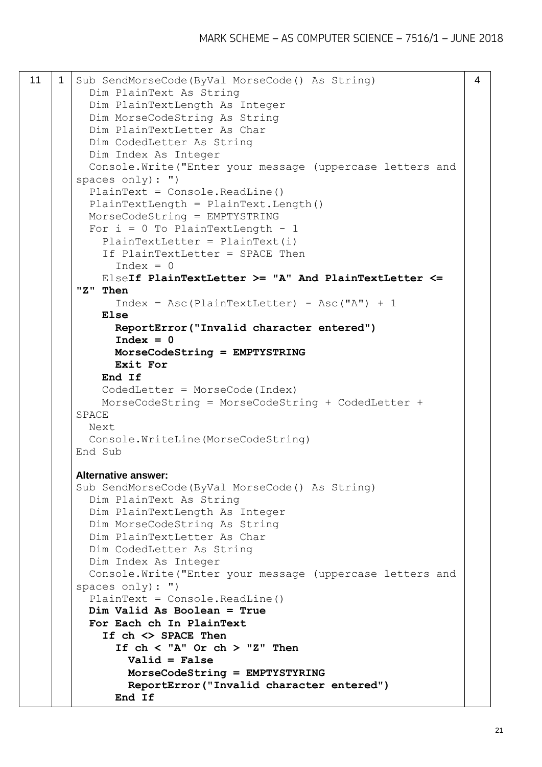| | | | |
|---|---|---|---|
| 11 | 1 | (code below) | 4 |

```
Sub SendMorseCode(ByVal MorseCode() As String)
  Dim PlainText As String
  Dim PlainTextLength As Integer
  Dim MorseCodeString As String
  Dim PlainTextLetter As Char
  Dim CodedLetter As String
  Dim Index As Integer
  Console.Write("Enter your message (uppercase letters and spaces only): ")
  PlainText = Console.ReadLine()
  PlainTextLength = PlainText.Length()
  MorseCodeString = EMPTYSTRING
  For i = 0 To PlainTextLength - 1
    PlainTextLetter = PlainText(i)
    If PlainTextLetter = SPACE Then
      Index = 0
    ElseIf PlainTextLetter >= "A" And PlainTextLetter <= "Z" Then
      Index = Asc(PlainTextLetter) - Asc("A") + 1
    Else
      ReportError("Invalid character entered")
      Index = 0
      MorseCodeString = EMPTYSTRING
      Exit For
    End If
    CodedLetter = MorseCode(Index)
    MorseCodeString = MorseCodeString + CodedLetter + SPACE
  Next
  Console.WriteLine(MorseCodeString)
End Sub
```

**Alternative answer:**

```
Sub SendMorseCode(ByVal MorseCode() As String)
  Dim PlainText As String
  Dim PlainTextLength As Integer
  Dim MorseCodeString As String
  Dim PlainTextLetter As Char
  Dim CodedLetter As String
  Dim Index As Integer
  Console.Write("Enter your message (uppercase letters and spaces only): ")
  PlainText = Console.ReadLine()
  Dim Valid As Boolean = True
  For Each ch In PlainText
    If ch <> SPACE Then
      If ch < "A" Or ch > "Z" Then
        Valid = False
        MorseCodeString = EMPTYSTYRING
        ReportError("Invalid character entered")
      End If
```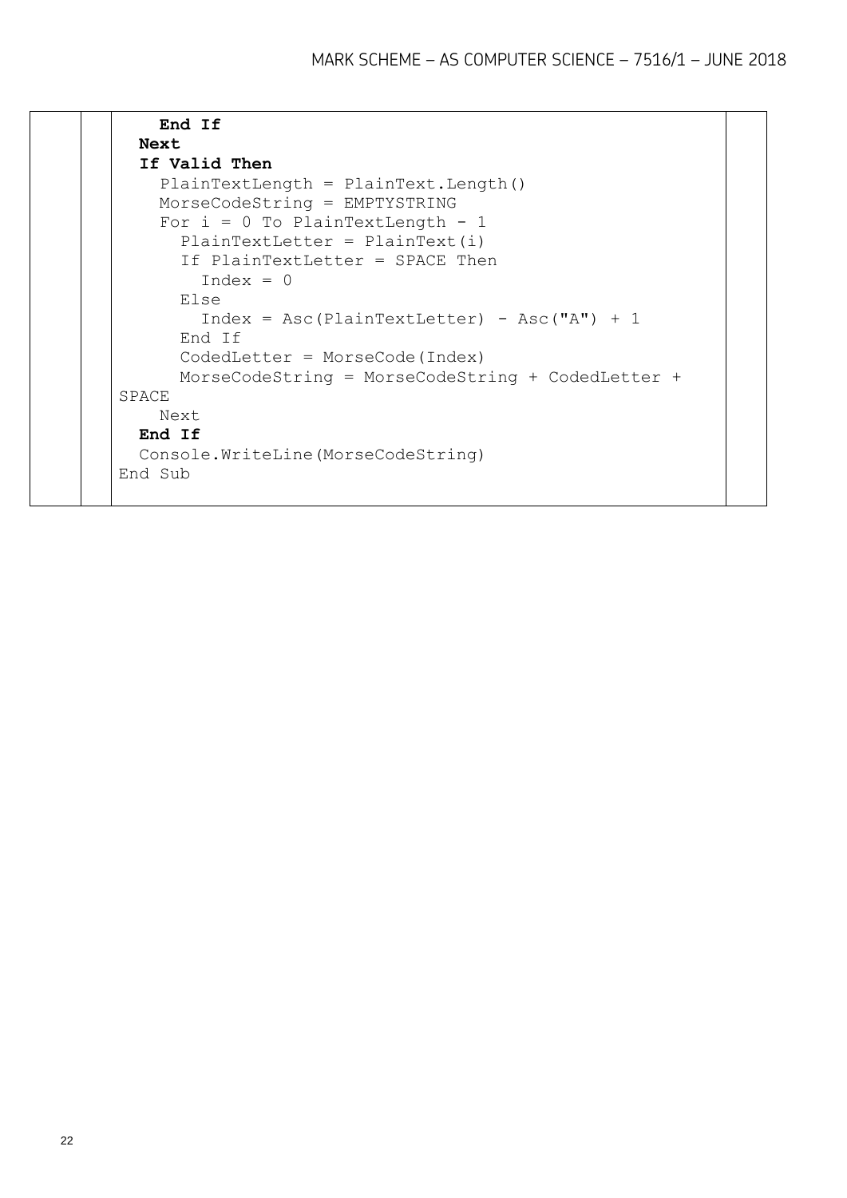```
      End If
    Next
    If Valid Then
      PlainTextLength = PlainText.Length()
      MorseCodeString = EMPTYSTRING
      For i = 0 To PlainTextLength - 1
        PlainTextLetter = PlainText(i)
        If PlainTextLetter = SPACE Then
          Index = 0
        Else
          Index = Asc(PlainTextLetter) - Asc("A") + 1
        End If
        CodedLetter = MorseCode(Index)
        MorseCodeString = MorseCodeString + CodedLetter +
SPACE
      Next
    End If
    Console.WriteLine(MorseCodeString)
End Sub
```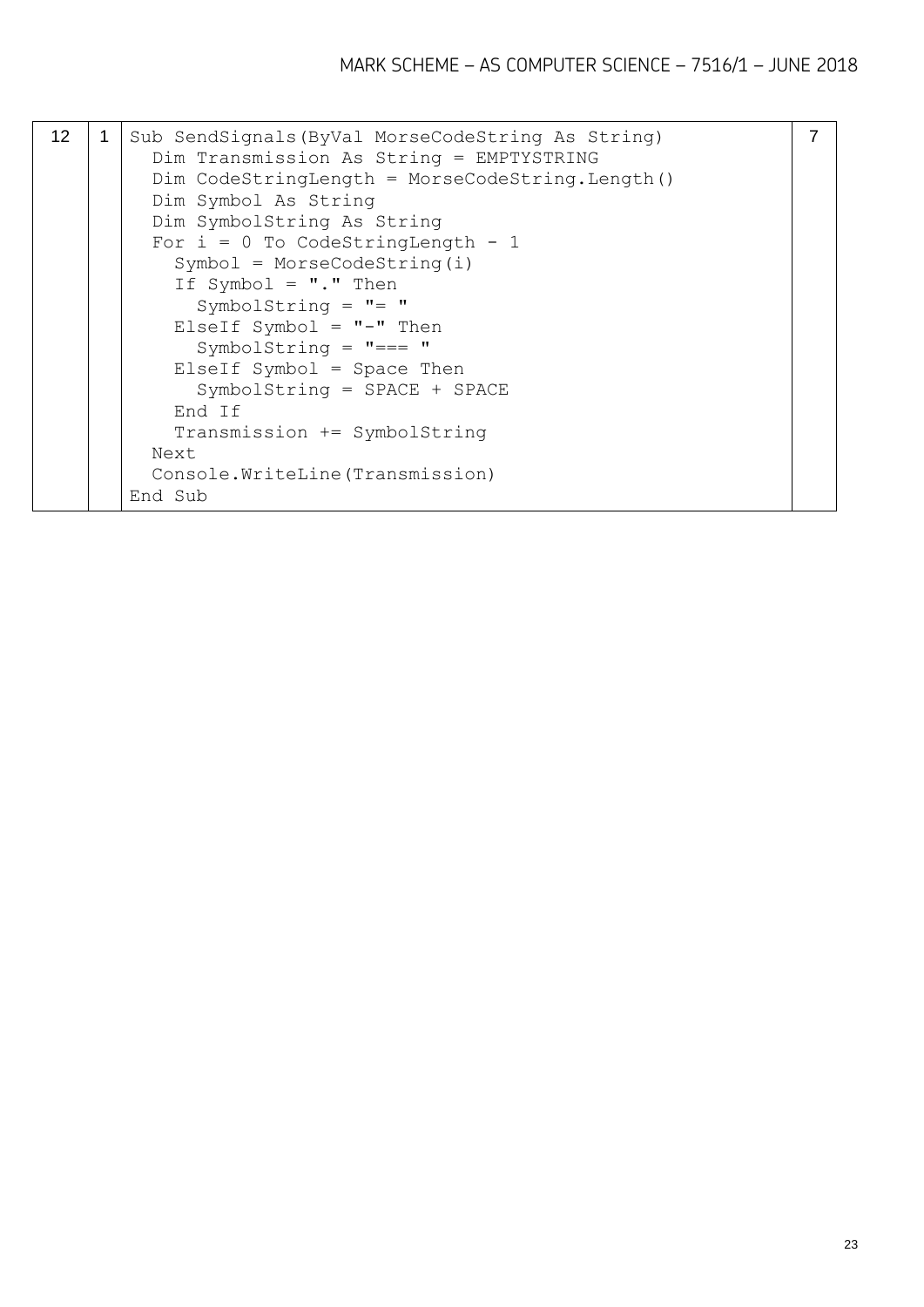| | | | |
|---|---|---|---|
| 12 | 1 | <pre>Sub SendSignals(ByVal MorseCodeString As String)<br>  Dim Transmission As String = EMPTYSTRING<br>  Dim CodeStringLength = MorseCodeString.Length()<br>  Dim Symbol As String<br>  Dim SymbolString As String<br>  For i = 0 To CodeStringLength - 1<br>    Symbol = MorseCodeString(i)<br>    If Symbol = "." Then<br>      SymbolString = "= "<br>    ElseIf Symbol = "-" Then<br>      SymbolString = "=== "<br>    ElseIf Symbol = Space Then<br>      SymbolString = SPACE + SPACE<br>    End If<br>    Transmission += SymbolString<br>  Next<br>  Console.WriteLine(Transmission)<br>End Sub</pre> | 7 |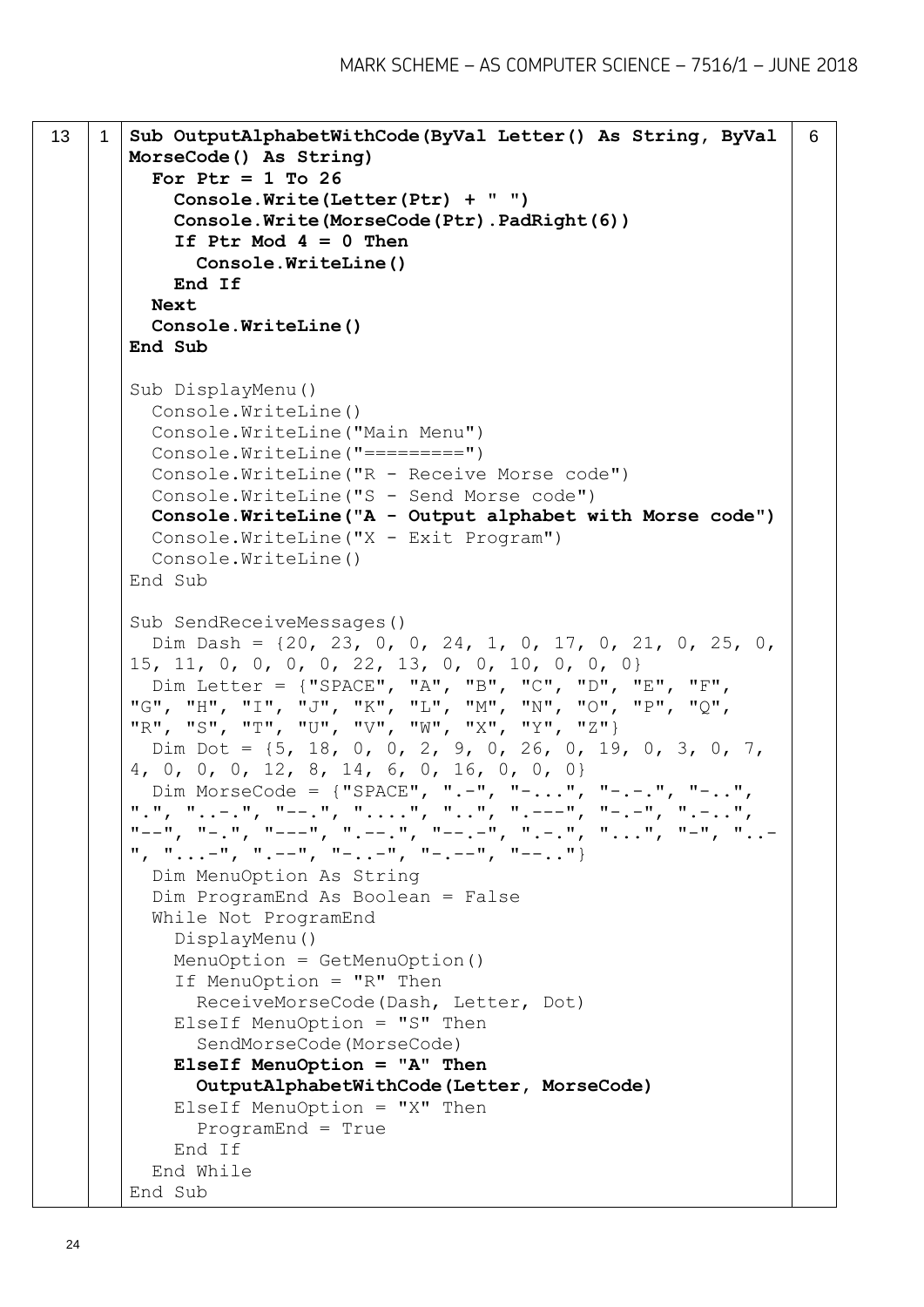| | | | |
|---|---|---|---|
| 13 | 1 | (code below) | 6 |

```
Sub OutputAlphabetWithCode(ByVal Letter() As String, ByVal MorseCode() As String)
  For Ptr = 1 To 26
    Console.Write(Letter(Ptr) + " ")
    Console.Write(MorseCode(Ptr).PadRight(6))
    If Ptr Mod 4 = 0 Then
      Console.WriteLine()
    End If
  Next
  Console.WriteLine()
End Sub

Sub DisplayMenu()
  Console.WriteLine()
  Console.WriteLine("Main Menu")
  Console.WriteLine("=========")
  Console.WriteLine("R - Receive Morse code")
  Console.WriteLine("S - Send Morse code")
  Console.WriteLine("A - Output alphabet with Morse code")
  Console.WriteLine("X - Exit Program")
  Console.WriteLine()
End Sub

Sub SendReceiveMessages()
  Dim Dash = {20, 23, 0, 0, 24, 1, 0, 17, 0, 21, 0, 25, 0, 15, 11, 0, 0, 0, 0, 22, 13, 0, 0, 10, 0, 0, 0}
  Dim Letter = {"SPACE", "A", "B", "C", "D", "E", "F", "G", "H", "I", "J", "K", "L", "M", "N", "O", "P", "Q", "R", "S", "T", "U", "V", "W", "X", "Y", "Z"}
  Dim Dot = {5, 18, 0, 0, 2, 9, 0, 26, 0, 19, 0, 3, 0, 7, 4, 0, 0, 0, 12, 8, 14, 6, 0, 16, 0, 0, 0}
  Dim MorseCode = {"SPACE", ".-", "-...", "-.-.", "-..", ".", "..-.", "--.", "....", "..", ".---", "-.-", ".-..", "--", "-.", "---", ".--.", "--.-", ".-.", "...", "-", "..-", "...-", ".--", "-..-", "-.--", "--.."}
  Dim MenuOption As String
  Dim ProgramEnd As Boolean = False
  While Not ProgramEnd
    DisplayMenu()
    MenuOption = GetMenuOption()
    If MenuOption = "R" Then
      ReceiveMorseCode(Dash, Letter, Dot)
    ElseIf MenuOption = "S" Then
      SendMorseCode(MorseCode)
    ElseIf MenuOption = "A" Then
      OutputAlphabetWithCode(Letter, MorseCode)
    ElseIf MenuOption = "X" Then
      ProgramEnd = True
    End If
  End While
End Sub
```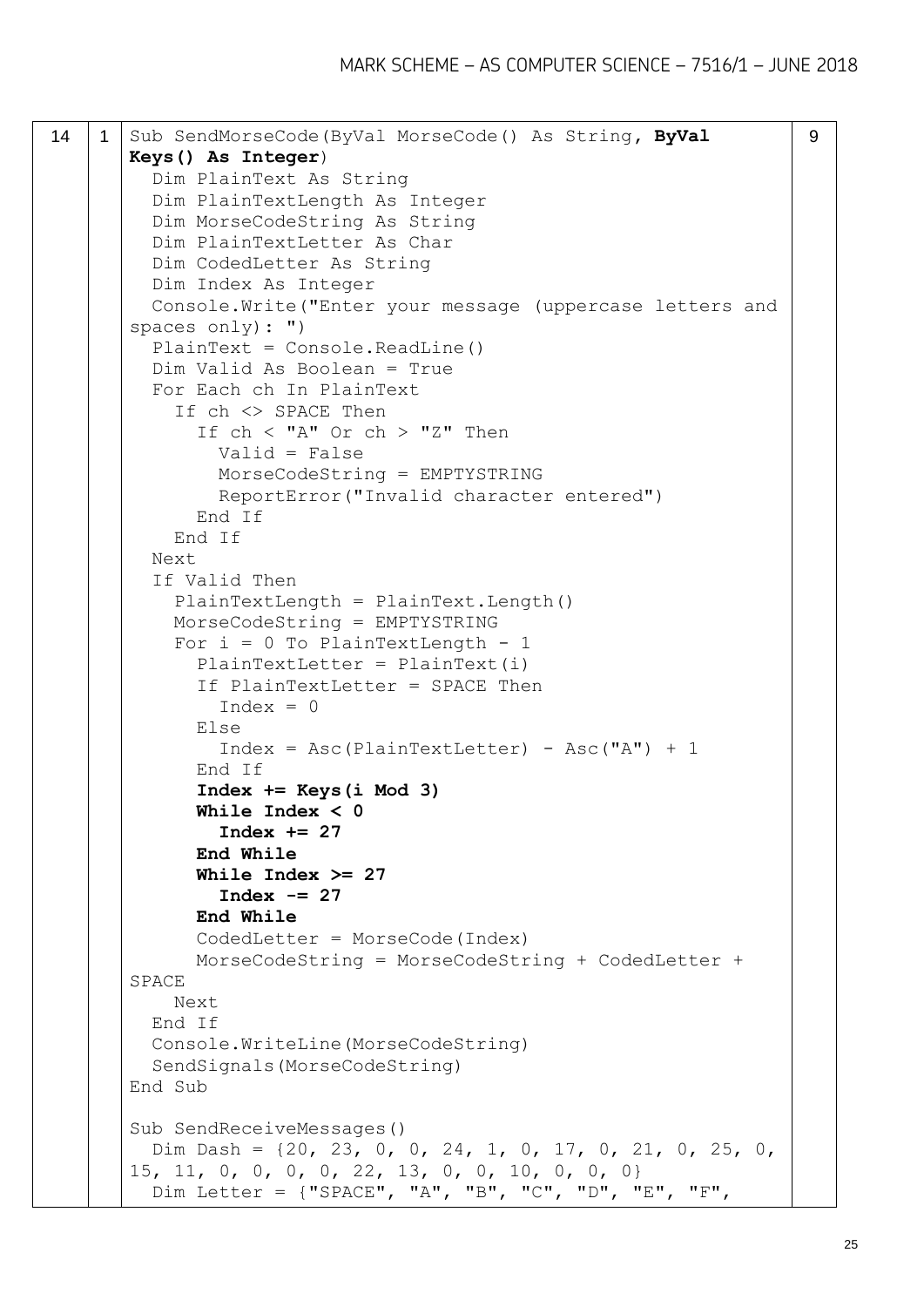| | | | |
|---|---|---|---|
| 14 | 1 | (code below) | 9 |

```
Sub SendMorseCode(ByVal MorseCode() As String, ByVal Keys() As Integer)
  Dim PlainText As String
  Dim PlainTextLength As Integer
  Dim MorseCodeString As String
  Dim PlainTextLetter As Char
  Dim CodedLetter As String
  Dim Index As Integer
  Console.Write("Enter your message (uppercase letters and spaces only): ")
  PlainText = Console.ReadLine()
  Dim Valid As Boolean = True
  For Each ch In PlainText
    If ch <> SPACE Then
      If ch < "A" Or ch > "Z" Then
        Valid = False
        MorseCodeString = EMPTYSTRING
        ReportError("Invalid character entered")
      End If
    End If
  Next
  If Valid Then
    PlainTextLength = PlainText.Length()
    MorseCodeString = EMPTYSTRING
    For i = 0 To PlainTextLength - 1
      PlainTextLetter = PlainText(i)
      If PlainTextLetter = SPACE Then
        Index = 0
      Else
        Index = Asc(PlainTextLetter) - Asc("A") + 1
      End If
      Index += Keys(i Mod 3)
      While Index < 0
        Index += 27
      End While
      While Index >= 27
        Index -= 27
      End While
      CodedLetter = MorseCode(Index)
      MorseCodeString = MorseCodeString + CodedLetter + SPACE
    Next
  End If
  Console.WriteLine(MorseCodeString)
  SendSignals(MorseCodeString)
End Sub

Sub SendReceiveMessages()
  Dim Dash = {20, 23, 0, 0, 24, 1, 0, 17, 0, 21, 0, 25, 0, 15, 11, 0, 0, 0, 0, 22, 13, 0, 0, 10, 0, 0, 0}
  Dim Letter = {"SPACE", "A", "B", "C", "D", "E", "F",
```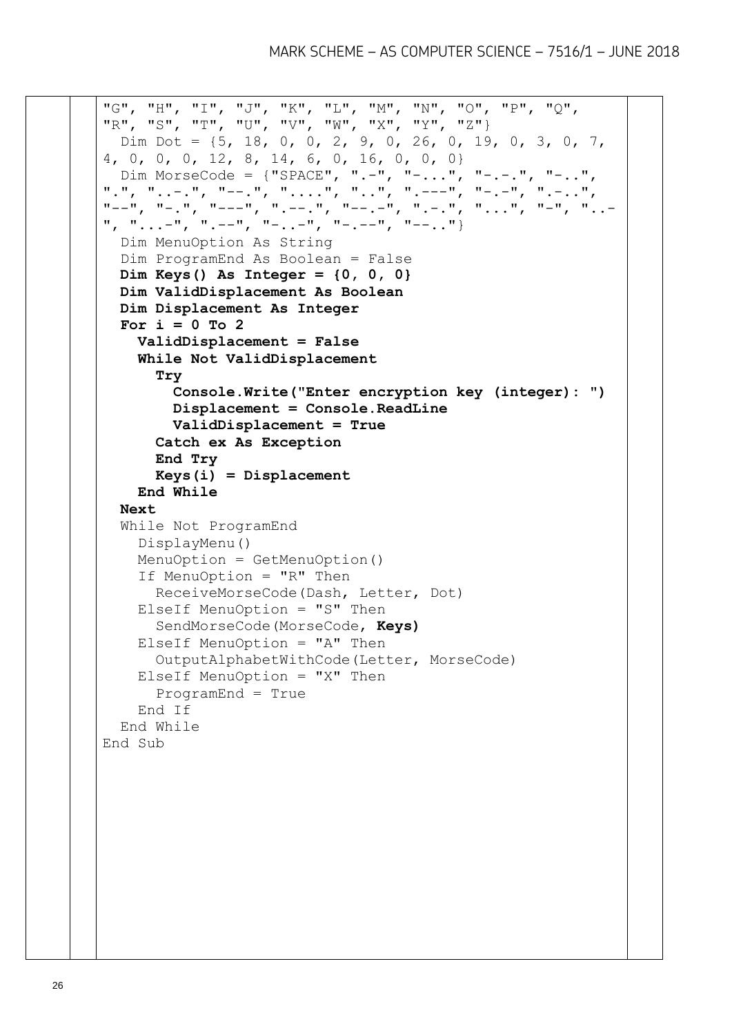```
"G", "H", "I", "J", "K", "L", "M", "N", "O", "P", "Q",
"R", "S", "T", "U", "V", "W", "X", "Y", "Z"}
  Dim Dot = {5, 18, 0, 0, 2, 9, 0, 26, 0, 19, 0, 3, 0, 7,
4, 0, 0, 0, 12, 8, 14, 6, 0, 16, 0, 0, 0}
  Dim MorseCode = {"SPACE", ".-", "-...", "-.-.", "-..",
".", "..-.", "--.", "....", "..", ".---", "-.-", ".-..",
"--", "-.", "---", ".--.", "--.-", ".-.", "...", "-", "..-
", "...-", ".--", "-..-", "-.--", "--.."}
  Dim MenuOption As String
  Dim ProgramEnd As Boolean = False
  Dim Keys() As Integer = {0, 0, 0}
  Dim ValidDisplacement As Boolean
  Dim Displacement As Integer
  For i = 0 To 2
    ValidDisplacement = False
    While Not ValidDisplacement
      Try
        Console.Write("Enter encryption key (integer): ")
        Displacement = Console.ReadLine
        ValidDisplacement = True
      Catch ex As Exception
      End Try
      Keys(i) = Displacement
    End While
  Next
  While Not ProgramEnd
    DisplayMenu()
    MenuOption = GetMenuOption()
    If MenuOption = "R" Then
      ReceiveMorseCode(Dash, Letter, Dot)
    ElseIf MenuOption = "S" Then
      SendMorseCode(MorseCode, Keys)
    ElseIf MenuOption = "A" Then
      OutputAlphabetWithCode(Letter, MorseCode)
    ElseIf MenuOption = "X" Then
      ProgramEnd = True
    End If
  End While
End Sub
```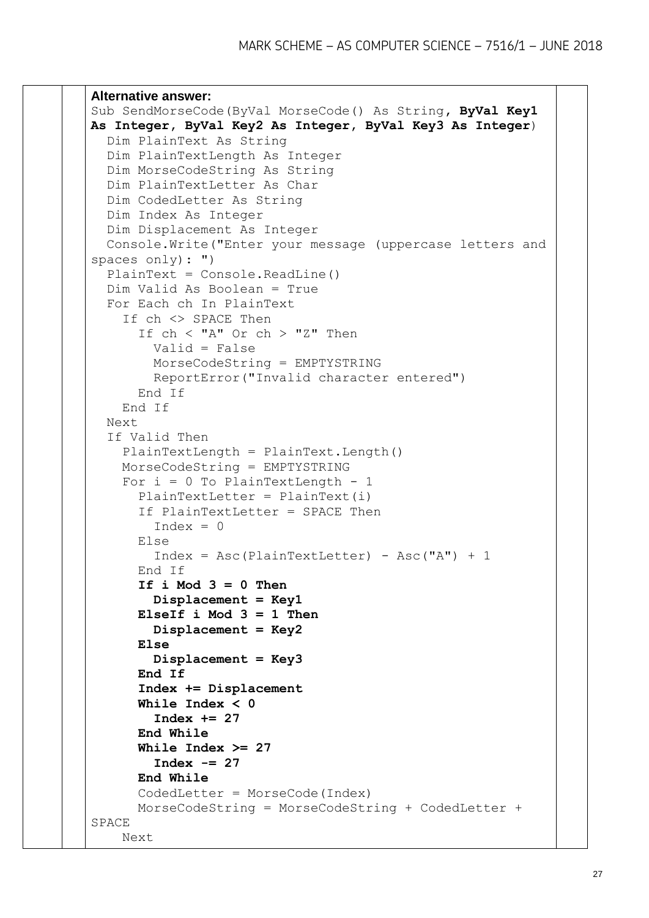**Alternative answer:**

```
Sub SendMorseCode(ByVal MorseCode() As String, ByVal Key1 As Integer, ByVal Key2 As Integer, ByVal Key3 As Integer)
  Dim PlainText As String
  Dim PlainTextLength As Integer
  Dim MorseCodeString As String
  Dim PlainTextLetter As Char
  Dim CodedLetter As String
  Dim Index As Integer
  Dim Displacement As Integer
  Console.Write("Enter your message (uppercase letters and spaces only): ")
  PlainText = Console.ReadLine()
  Dim Valid As Boolean = True
  For Each ch In PlainText
    If ch <> SPACE Then
      If ch < "A" Or ch > "Z" Then
        Valid = False
        MorseCodeString = EMPTYSTRING
        ReportError("Invalid character entered")
      End If
    End If
  Next
  If Valid Then
    PlainTextLength = PlainText.Length()
    MorseCodeString = EMPTYSTRING
    For i = 0 To PlainTextLength - 1
      PlainTextLetter = PlainText(i)
      If PlainTextLetter = SPACE Then
        Index = 0
      Else
        Index = Asc(PlainTextLetter) - Asc("A") + 1
      End If
      If i Mod 3 = 0 Then
        Displacement = Key1
      ElseIf i Mod 3 = 1 Then
        Displacement = Key2
      Else
        Displacement = Key3
      End If
      Index += Displacement
      While Index < 0
        Index += 27
      End While
      While Index >= 27
        Index -= 27
      End While
      CodedLetter = MorseCode(Index)
      MorseCodeString = MorseCodeString + CodedLetter + SPACE
    Next
```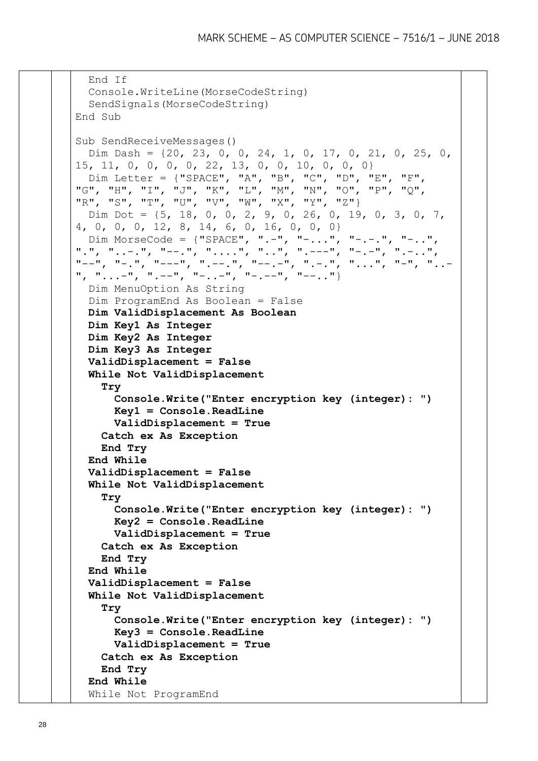```
    End If
    Console.WriteLine(MorseCodeString)
    SendSignals(MorseCodeString)
  End Sub

  Sub SendReceiveMessages()
    Dim Dash = {20, 23, 0, 0, 24, 1, 0, 17, 0, 21, 0, 25, 0,
15, 11, 0, 0, 0, 0, 22, 13, 0, 0, 10, 0, 0, 0}
    Dim Letter = {"SPACE", "A", "B", "C", "D", "E", "F",
"G", "H", "I", "J", "K", "L", "M", "N", "O", "P", "Q",
"R", "S", "T", "U", "V", "W", "X", "Y", "Z"}
    Dim Dot = {5, 18, 0, 0, 2, 9, 0, 26, 0, 19, 0, 3, 0, 7,
4, 0, 0, 0, 12, 8, 14, 6, 0, 16, 0, 0, 0}
    Dim MorseCode = {"SPACE", ".-", "-...", "-.-.", "-..",
".", "..-.", "--.", "....", "..", ".---", "-.-", ".-..",
"--", "-.", "---", ".--.", "--.-", ".-.", "...", "-", "..-
", "...-", ".--", "-..-", "-.--", "--.."}
    Dim MenuOption As String
    Dim ProgramEnd As Boolean = False
    Dim ValidDisplacement As Boolean
    Dim Key1 As Integer
    Dim Key2 As Integer
    Dim Key3 As Integer
    ValidDisplacement = False
    While Not ValidDisplacement
      Try
        Console.Write("Enter encryption key (integer): ")
        Key1 = Console.ReadLine
        ValidDisplacement = True
      Catch ex As Exception
      End Try
    End While
    ValidDisplacement = False
    While Not ValidDisplacement
      Try
        Console.Write("Enter encryption key (integer): ")
        Key2 = Console.ReadLine
        ValidDisplacement = True
      Catch ex As Exception
      End Try
    End While
    ValidDisplacement = False
    While Not ValidDisplacement
      Try
        Console.Write("Enter encryption key (integer): ")
        Key3 = Console.ReadLine
        ValidDisplacement = True
      Catch ex As Exception
      End Try
    End While
    While Not ProgramEnd
```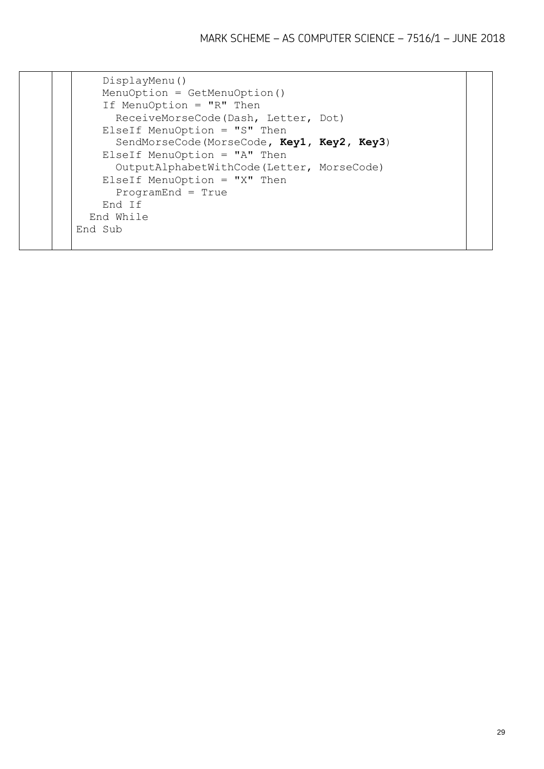```
    DisplayMenu()
    MenuOption = GetMenuOption()
    If MenuOption = "R" Then
      ReceiveMorseCode(Dash, Letter, Dot)
    ElseIf MenuOption = "S" Then
      SendMorseCode(MorseCode, Key1, Key2, Key3)
    ElseIf MenuOption = "A" Then
      OutputAlphabetWithCode(Letter, MorseCode)
    ElseIf MenuOption = "X" Then
      ProgramEnd = True
    End If
  End While
End Sub
```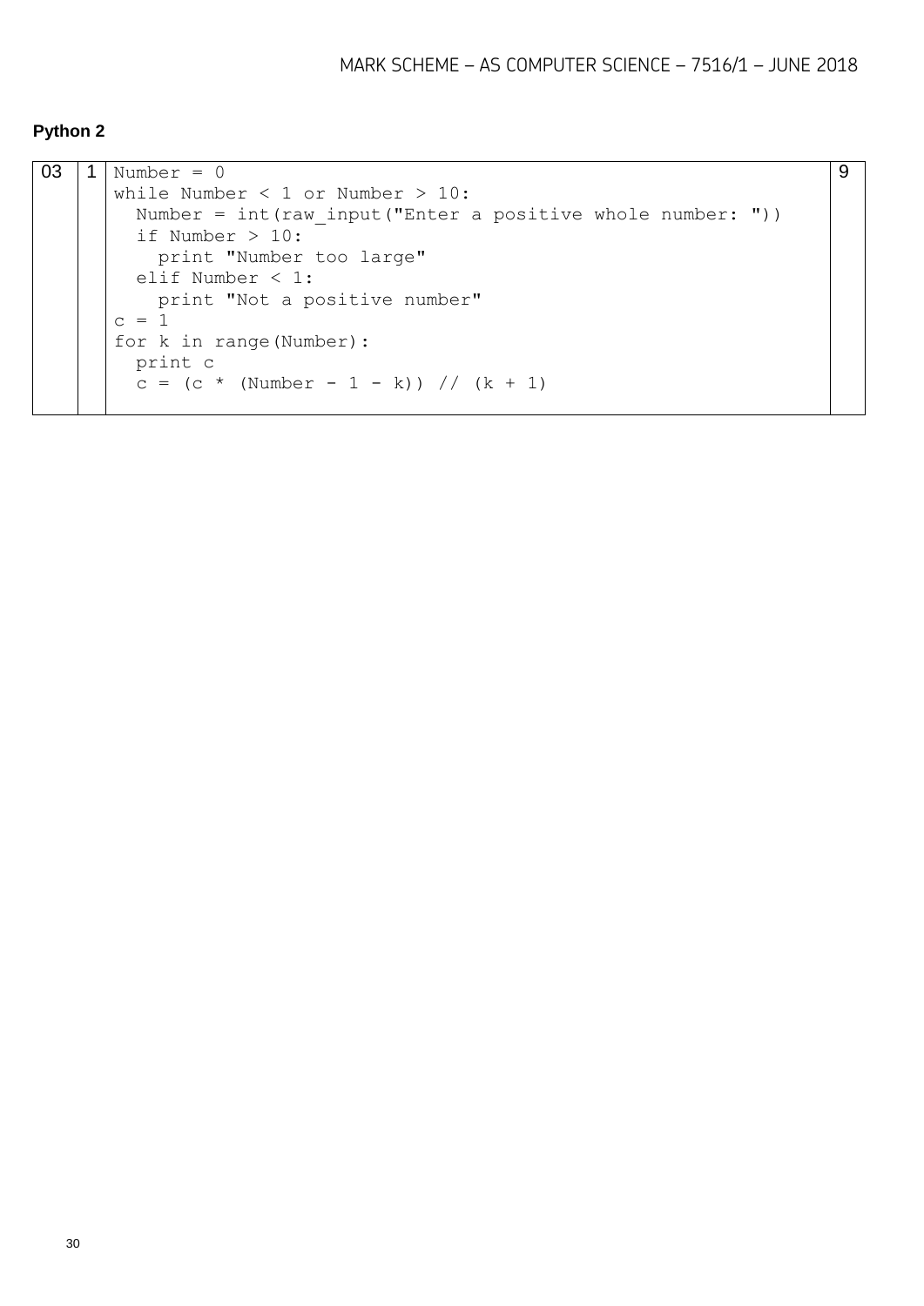**Python 2**

| | | | |
|---|---|---|---|
| 03 | 1 | <pre>Number = 0<br>while Number < 1 or Number > 10:<br>  Number = int(raw_input("Enter a positive whole number: "))<br>  if Number > 10:<br>    print "Number too large"<br>  elif Number < 1:<br>    print "Not a positive number"<br>c = 1<br>for k in range(Number):<br>  print c<br>  c = (c * (Number - 1 - k)) // (k + 1)</pre> | 9 |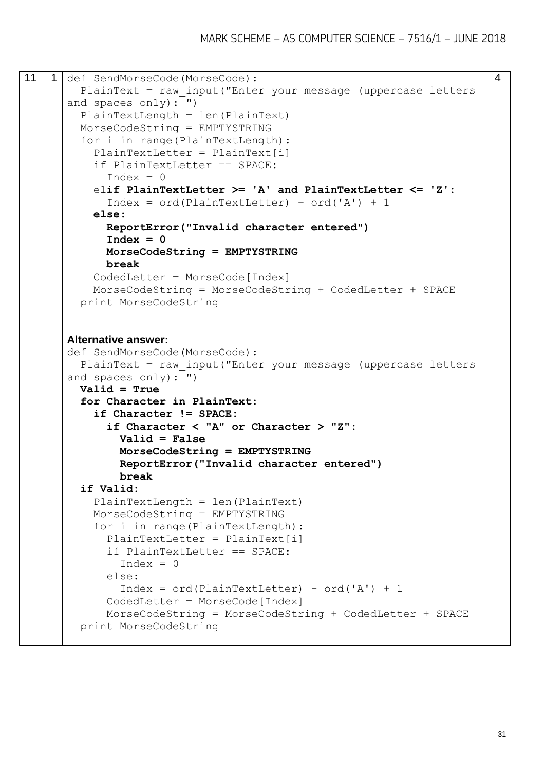| | | | |
|---|---|---|---|
| 11 | 1 | (see code below) | 4 |

```
def SendMorseCode(MorseCode):
  PlainText = raw_input("Enter your message (uppercase letters
and spaces only): ")
  PlainTextLength = len(PlainText)
  MorseCodeString = EMPTYSTRING
  for i in range(PlainTextLength):
    PlainTextLetter = PlainText[i]
    if PlainTextLetter == SPACE:
      Index = 0
    elif PlainTextLetter >= 'A' and PlainTextLetter <= 'Z':
      Index = ord(PlainTextLetter) - ord('A') + 1
    else:
      ReportError("Invalid character entered")
      Index = 0
      MorseCodeString = EMPTYSTRING
      break
    CodedLetter = MorseCode[Index]
    MorseCodeString = MorseCodeString + CodedLetter + SPACE
  print MorseCodeString
```

**Alternative answer:**

```
def SendMorseCode(MorseCode):
  PlainText = raw_input("Enter your message (uppercase letters
and spaces only): ")
  Valid = True
  for Character in PlainText:
    if Character != SPACE:
      if Character < "A" or Character > "Z":
        Valid = False
        MorseCodeString = EMPTYSTRING
        ReportError("Invalid character entered")
        break
  if Valid:
    PlainTextLength = len(PlainText)
    MorseCodeString = EMPTYSTRING
    for i in range(PlainTextLength):
      PlainTextLetter = PlainText[i]
      if PlainTextLetter == SPACE:
        Index = 0
      else:
        Index = ord(PlainTextLetter) - ord('A') + 1
      CodedLetter = MorseCode[Index]
      MorseCodeString = MorseCodeString + CodedLetter + SPACE
  print MorseCodeString
```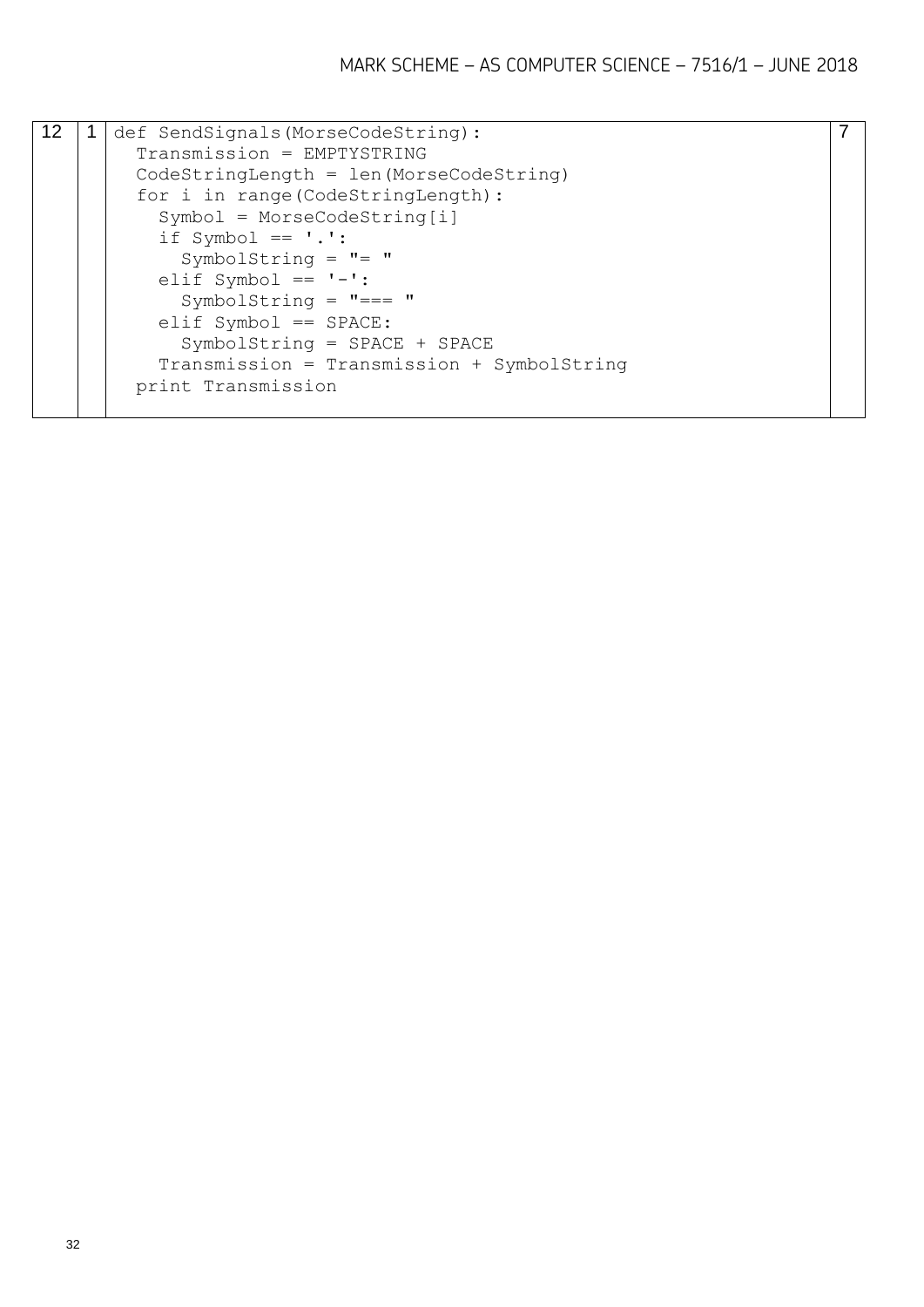| | | | |
|---|---|---|---|
| 12 | 1 | ```def SendSignals(MorseCodeString):```<br>```  Transmission = EMPTYSTRING```<br>```  CodeStringLength = len(MorseCodeString)```<br>```  for i in range(CodeStringLength):```<br>```    Symbol = MorseCodeString[i]```<br>```    if Symbol == '.':```<br>```      SymbolString = "= "```<br>```    elif Symbol == '-':```<br>```      SymbolString = "=== "```<br>```    elif Symbol == SPACE:```<br>```      SymbolString = SPACE + SPACE```<br>```    Transmission = Transmission + SymbolString```<br>```  print Transmission``` | 7 |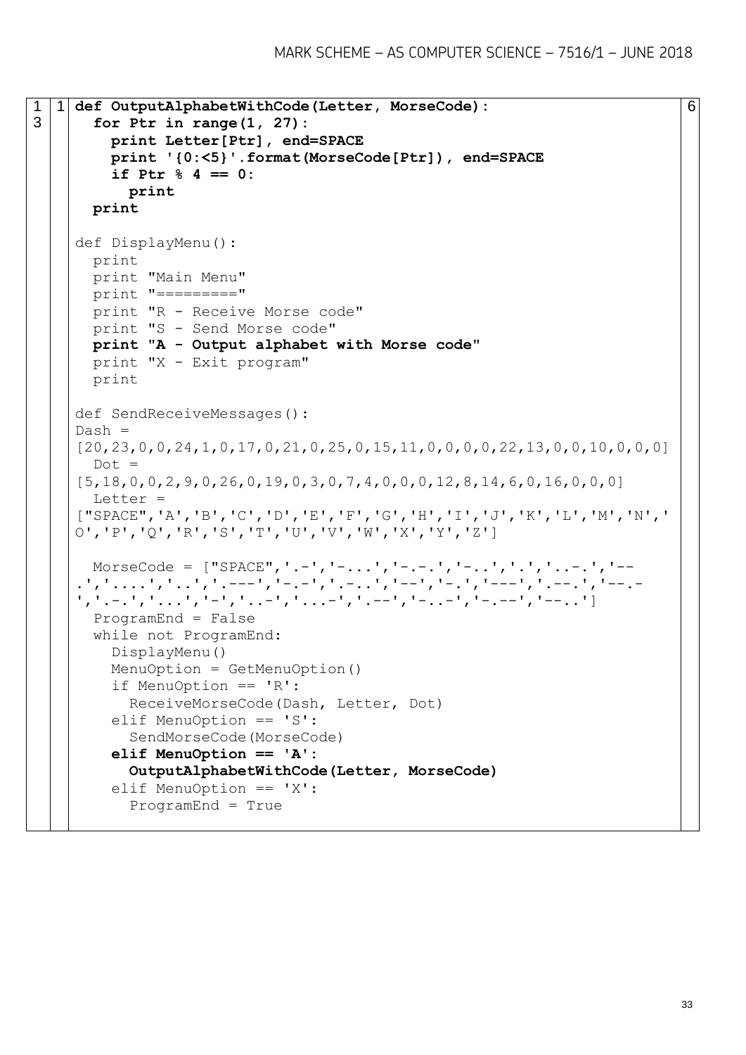| | | | |
|---|---|---|---|
| 13 | 1 | **def OutputAlphabetWithCode(Letter, MorseCode):** | 6 |

```
def OutputAlphabetWithCode(Letter, MorseCode):
  for Ptr in range(1, 27):
    print Letter[Ptr], end=SPACE
    print '{0:<5}'.format(MorseCode[Ptr]), end=SPACE
    if Ptr % 4 == 0:
      print
  print

def DisplayMenu():
  print
  print "Main Menu"
  print "========="
  print "R - Receive Morse code"
  print "S - Send Morse code"
  print "A - Output alphabet with Morse code"
  print "X - Exit program"
  print

def SendReceiveMessages():
Dash =
[20,23,0,0,24,1,0,17,0,21,0,25,0,15,11,0,0,0,0,22,13,0,0,10,0,0,0]
  Dot =
[5,18,0,0,2,9,0,26,0,19,0,3,0,7,4,0,0,0,12,8,14,6,0,16,0,0,0]
  Letter =
["SPACE",'A','B','C','D','E','F','G','H','I','J','K','L','M','N','
O','P','Q','R','S','T','U','V','W','X','Y','Z']

  MorseCode = ["SPACE",'.-','-...','-.-.','-..','.','..-.','--
.','....','..','.---','-.-','.-..','--','-.','---','.--.','--.-
','.-.','...','-','..-','...-','.--','-..-','-.--','--..']
  ProgramEnd = False
  while not ProgramEnd:
    DisplayMenu()
    MenuOption = GetMenuOption()
    if MenuOption == 'R':
      ReceiveMorseCode(Dash, Letter, Dot)
    elif MenuOption == 'S':
      SendMorseCode(MorseCode)
    elif MenuOption == 'A':
      OutputAlphabetWithCode(Letter, MorseCode)
    elif MenuOption == 'X':
      ProgramEnd = True
```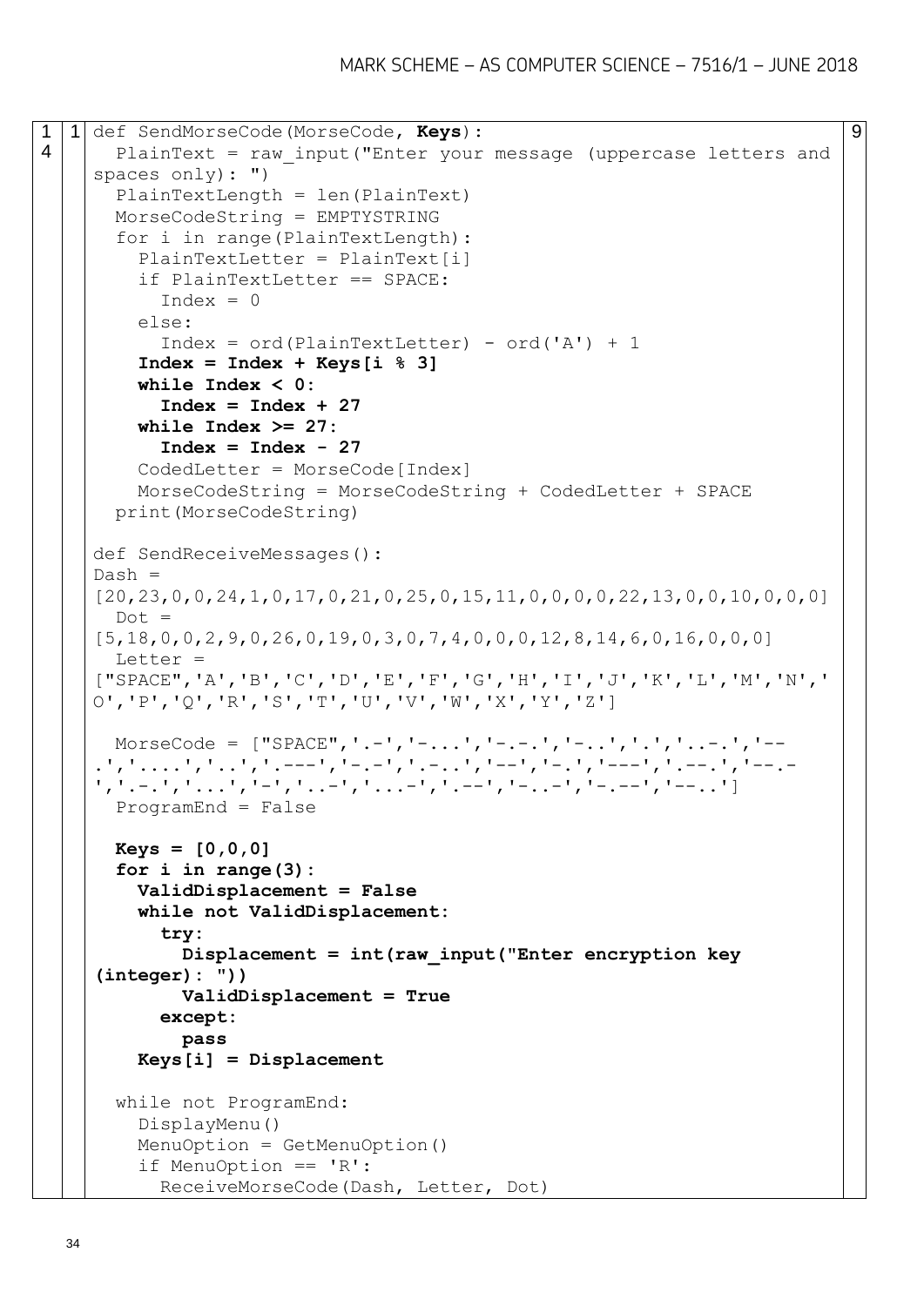| | | | |
|---|---|---|---|
| 14 | 1 | (code below) | 9 |

```
def SendMorseCode(MorseCode, Keys):
  PlainText = raw_input("Enter your message (uppercase letters and spaces only): ")
  PlainTextLength = len(PlainText)
  MorseCodeString = EMPTYSTRING
  for i in range(PlainTextLength):
    PlainTextLetter = PlainText[i]
    if PlainTextLetter == SPACE:
      Index = 0
    else:
      Index = ord(PlainTextLetter) - ord('A') + 1
    Index = Index + Keys[i % 3]
    while Index < 0:
      Index = Index + 27
    while Index >= 27:
      Index = Index - 27
    CodedLetter = MorseCode[Index]
    MorseCodeString = MorseCodeString + CodedLetter + SPACE
  print(MorseCodeString)

def SendReceiveMessages():
  Dash = [20,23,0,0,24,1,0,17,0,21,0,25,0,15,11,0,0,0,0,22,13,0,0,10,0,0,0]
  Dot = [5,18,0,0,2,9,0,26,0,19,0,3,0,7,4,0,0,0,12,8,14,6,0,16,0,0,0]
  Letter = ["SPACE",'A','B','C','D','E','F','G','H','I','J','K','L','M','N','O','P','Q','R','S','T','U','V','W','X','Y','Z']

  MorseCode = ["SPACE",'.-','-...','-.-.','-..','.','..-.','--.','....','..','.---','-.-','.-..','--','-.','---','.--.','--.-','.-.','...','-','..-','...-','.--','-..-','-.--','--..']
  ProgramEnd = False

  Keys = [0,0,0]
  for i in range(3):
    ValidDisplacement = False
    while not ValidDisplacement:
      try:
        Displacement = int(raw_input("Enter encryption key (integer): "))
        ValidDisplacement = True
      except:
        pass
    Keys[i] = Displacement

  while not ProgramEnd:
    DisplayMenu()
    MenuOption = GetMenuOption()
    if MenuOption == 'R':
      ReceiveMorseCode(Dash, Letter, Dot)
```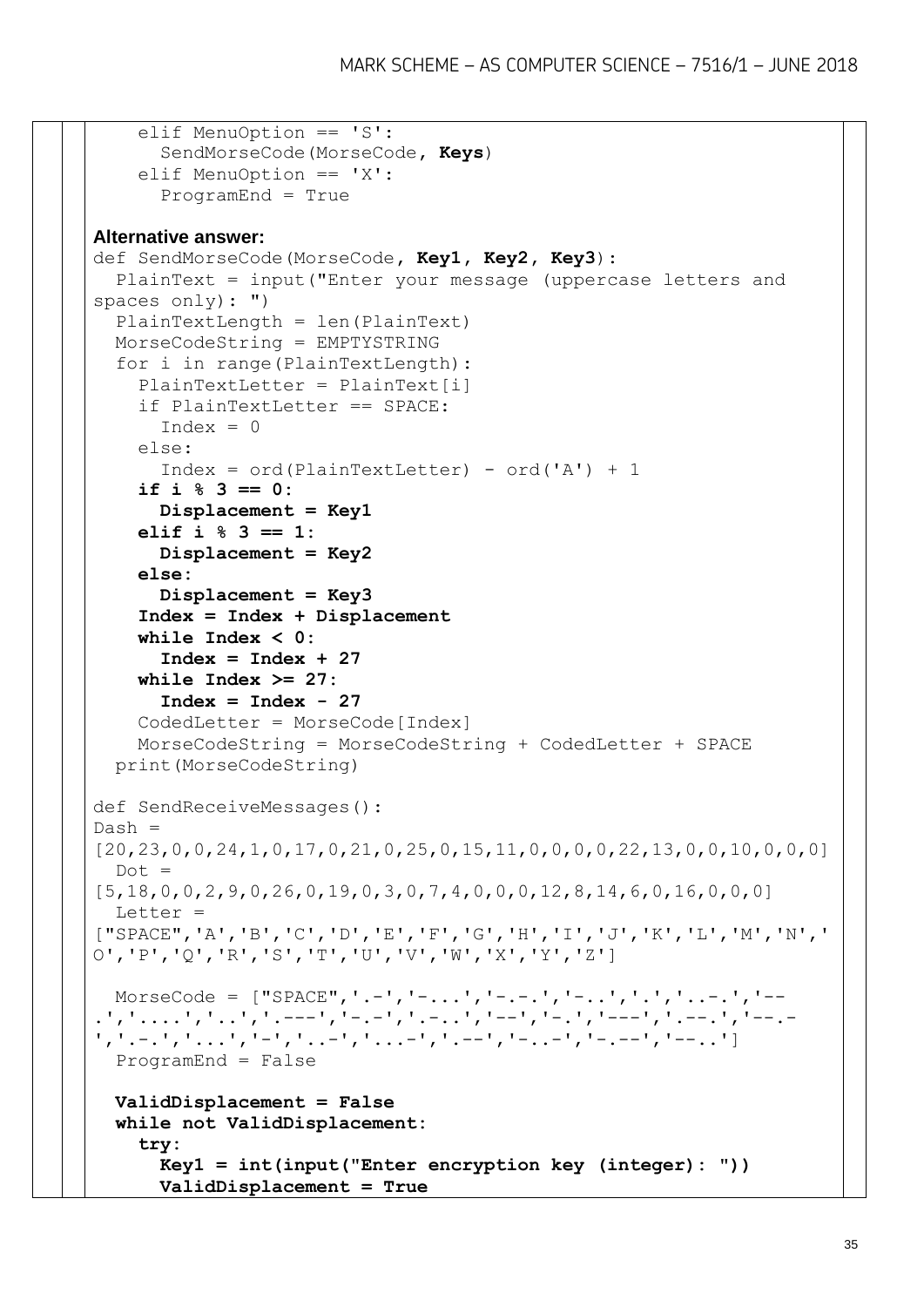```
    elif MenuOption == 'S':
      SendMorseCode(MorseCode, Keys)
    elif MenuOption == 'X':
      ProgramEnd = True
```

**Alternative answer:**

```
def SendMorseCode(MorseCode, Key1, Key2, Key3):
  PlainText = input("Enter your message (uppercase letters and spaces only): ")
  PlainTextLength = len(PlainText)
  MorseCodeString = EMPTYSTRING
  for i in range(PlainTextLength):
    PlainTextLetter = PlainText[i]
    if PlainTextLetter == SPACE:
      Index = 0
    else:
      Index = ord(PlainTextLetter) - ord('A') + 1
    if i % 3 == 0:
      Displacement = Key1
    elif i % 3 == 1:
      Displacement = Key2
    else:
      Displacement = Key3
    Index = Index + Displacement
    while Index < 0:
      Index = Index + 27
    while Index >= 27:
      Index = Index - 27
    CodedLetter = MorseCode[Index]
    MorseCodeString = MorseCodeString + CodedLetter + SPACE
  print(MorseCodeString)

def SendReceiveMessages():
Dash = 
[20,23,0,0,24,1,0,17,0,21,0,25,0,15,11,0,0,0,0,22,13,0,0,10,0,0,0]
  Dot = 
[5,18,0,0,2,9,0,26,0,19,0,3,0,7,4,0,0,0,12,8,14,6,0,16,0,0,0]
  Letter = 
["SPACE",'A','B','C','D','E','F','G','H','I','J','K','L','M','N','O','P','Q','R','S','T','U','V','W','X','Y','Z']

  MorseCode = ["SPACE",'.-','-...','-.-.','-..','.','..-.','--.','....','..','.---','-.-','.-..','--','-.','---','.--.','--.-','.-.','...','-','..-','...-','.--','-..-','-.--','--..']
  ProgramEnd = False

  ValidDisplacement = False
  while not ValidDisplacement:
    try:
      Key1 = int(input("Enter encryption key (integer): "))
      ValidDisplacement = True
```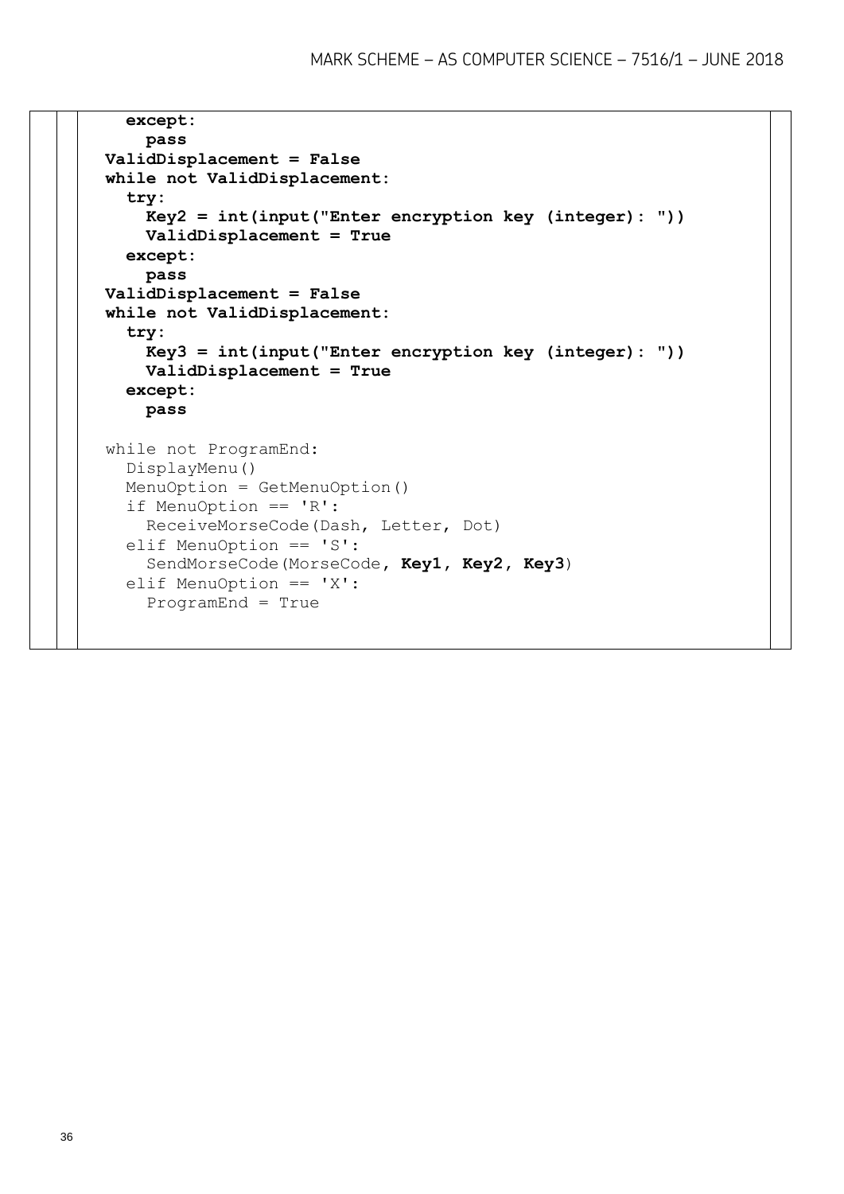```
    except:
      pass
  ValidDisplacement = False
  while not ValidDisplacement:
    try:
      Key2 = int(input("Enter encryption key (integer): "))
      ValidDisplacement = True
    except:
      pass
  ValidDisplacement = False
  while not ValidDisplacement:
    try:
      Key3 = int(input("Enter encryption key (integer): "))
      ValidDisplacement = True
    except:
      pass

  while not ProgramEnd:
    DisplayMenu()
    MenuOption = GetMenuOption()
    if MenuOption == 'R':
      ReceiveMorseCode(Dash, Letter, Dot)
    elif MenuOption == 'S':
      SendMorseCode(MorseCode, Key1, Key2, Key3)
    elif MenuOption == 'X':
      ProgramEnd = True
```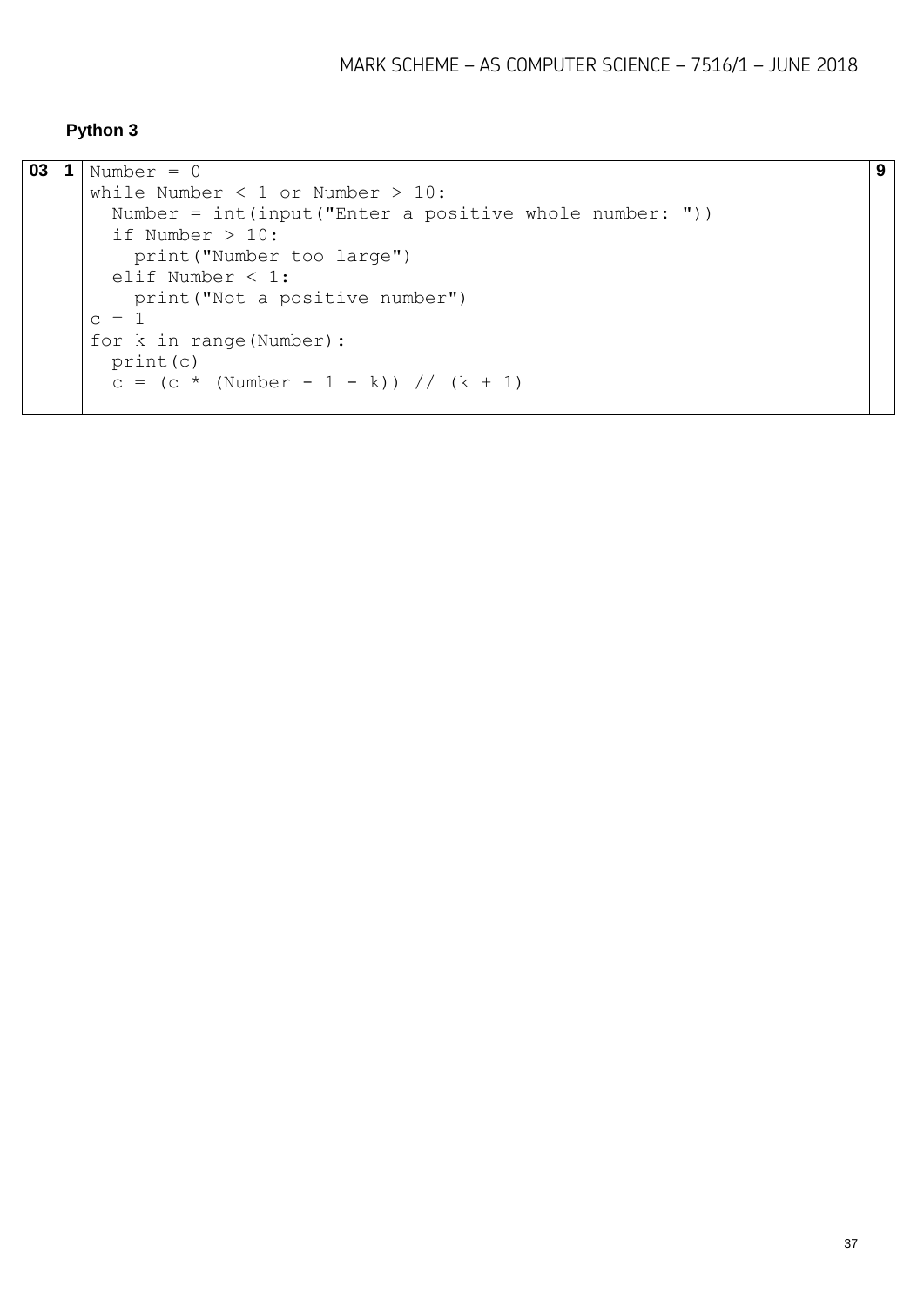**Python 3**

| | | | |
|---|---|---|---|
| **03** | **1** | `Number = 0`<br>`while Number < 1 or Number > 10:`<br>`  Number = int(input("Enter a positive whole number: "))`<br>`  if Number > 10:`<br>`    print("Number too large")`<br>`  elif Number < 1:`<br>`    print("Not a positive number")`<br>`c = 1`<br>`for k in range(Number):`<br>`  print(c)`<br>`  c = (c * (Number - 1 - k)) // (k + 1)` | **9** |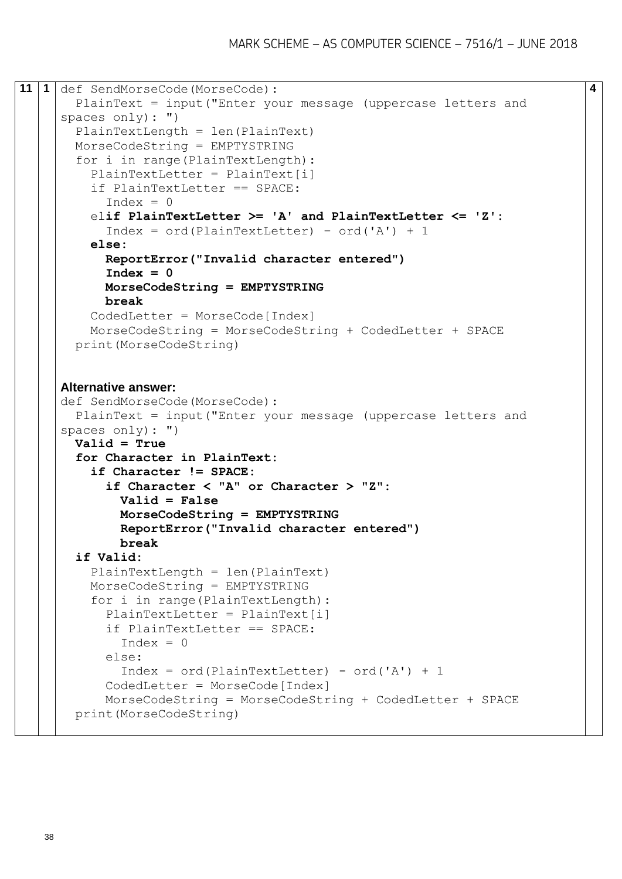| | | | |
|---|---|---|---|
| 11 | 1 | (see code below) | 4 |

```
def SendMorseCode(MorseCode):
  PlainText = input("Enter your message (uppercase letters and spaces only): ")
  PlainTextLength = len(PlainText)
  MorseCodeString = EMPTYSTRING
  for i in range(PlainTextLength):
    PlainTextLetter = PlainText[i]
    if PlainTextLetter == SPACE:
      Index = 0
    elif PlainTextLetter >= 'A' and PlainTextLetter <= 'Z':
      Index = ord(PlainTextLetter) - ord('A') + 1
    else:
      ReportError("Invalid character entered")
      Index = 0
      MorseCodeString = EMPTYSTRING
      break
    CodedLetter = MorseCode[Index]
    MorseCodeString = MorseCodeString + CodedLetter + SPACE
  print(MorseCodeString)
```

**Alternative answer:**

```
def SendMorseCode(MorseCode):
  PlainText = input("Enter your message (uppercase letters and spaces only): ")
  Valid = True
  for Character in PlainText:
    if Character != SPACE:
      if Character < "A" or Character > "Z":
        Valid = False
        MorseCodeString = EMPTYSTRING
        ReportError("Invalid character entered")
        break
  if Valid:
    PlainTextLength = len(PlainText)
    MorseCodeString = EMPTYSTRING
    for i in range(PlainTextLength):
      PlainTextLetter = PlainText[i]
      if PlainTextLetter == SPACE:
        Index = 0
      else:
        Index = ord(PlainTextLetter) - ord('A') + 1
      CodedLetter = MorseCode[Index]
      MorseCodeString = MorseCodeString + CodedLetter + SPACE
  print(MorseCodeString)
```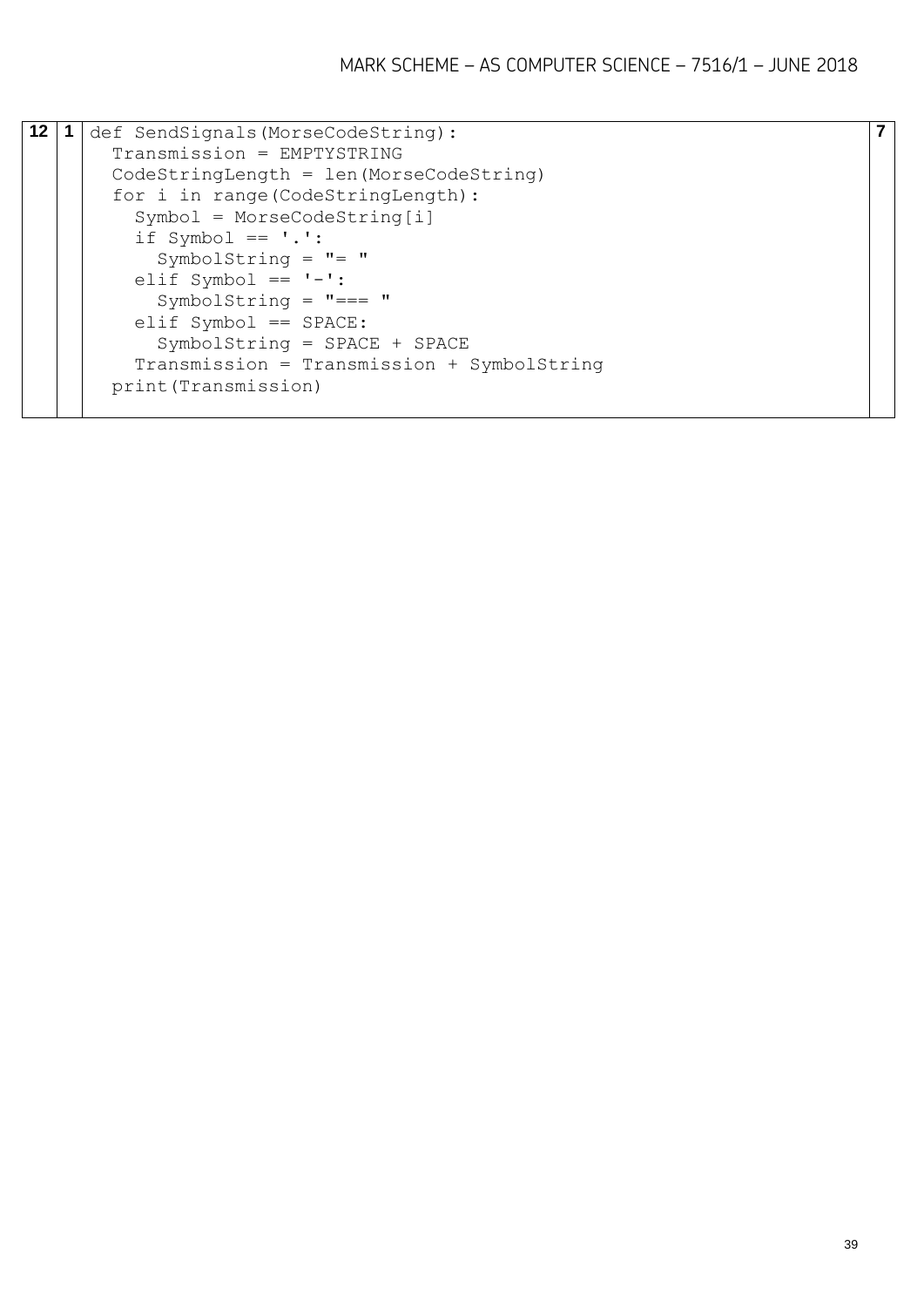| | | | |
|---|---|---|---|
| **12** | **1** | def SendSignals(MorseCodeString):<br>&nbsp;&nbsp;Transmission = EMPTYSTRING<br>&nbsp;&nbsp;CodeStringLength = len(MorseCodeString)<br>&nbsp;&nbsp;for i in range(CodeStringLength):<br>&nbsp;&nbsp;&nbsp;&nbsp;Symbol = MorseCodeString[i]<br>&nbsp;&nbsp;&nbsp;&nbsp;if Symbol == '.':<br>&nbsp;&nbsp;&nbsp;&nbsp;&nbsp;&nbsp;SymbolString = "= "<br>&nbsp;&nbsp;&nbsp;&nbsp;elif Symbol == '-':<br>&nbsp;&nbsp;&nbsp;&nbsp;&nbsp;&nbsp;SymbolString = "=== "<br>&nbsp;&nbsp;&nbsp;&nbsp;elif Symbol == SPACE:<br>&nbsp;&nbsp;&nbsp;&nbsp;&nbsp;&nbsp;SymbolString = SPACE + SPACE<br>&nbsp;&nbsp;&nbsp;&nbsp;Transmission = Transmission + SymbolString<br>&nbsp;&nbsp;print(Transmission) | **7** |

```
def SendSignals(MorseCodeString):
  Transmission = EMPTYSTRING
  CodeStringLength = len(MorseCodeString)
  for i in range(CodeStringLength):
    Symbol = MorseCodeString[i]
    if Symbol == '.':
      SymbolString = "= "
    elif Symbol == '-':
      SymbolString = "=== "
    elif Symbol == SPACE:
      SymbolString = SPACE + SPACE
    Transmission = Transmission + SymbolString
  print(Transmission)
```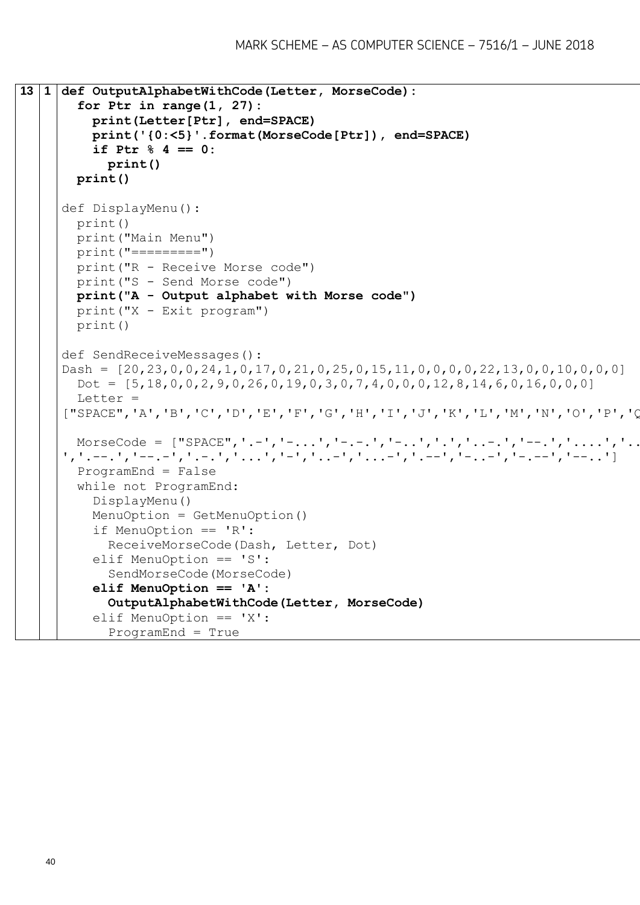| | | |
|---|---|---|
| 13 | 1 | **def OutputAlphabetWithCode(Letter, MorseCode):** |

```
def OutputAlphabetWithCode(Letter, MorseCode):
  for Ptr in range(1, 27):
    print(Letter[Ptr], end=SPACE)
    print('{0:<5}'.format(MorseCode[Ptr]), end=SPACE)
    if Ptr % 4 == 0:
      print()
  print()

def DisplayMenu():
  print()
  print("Main Menu")
  print("=========")
  print("R - Receive Morse code")
  print("S - Send Morse code")
  print("A - Output alphabet with Morse code")
  print("X - Exit program")
  print()

def SendReceiveMessages():
Dash = [20,23,0,0,24,1,0,17,0,21,0,25,0,15,11,0,0,0,0,22,13,0,0,10,0,0,0]
  Dot = [5,18,0,0,2,9,0,26,0,19,0,3,0,7,4,0,0,0,12,8,14,6,0,16,0,0,0]
  Letter = 
["SPACE",'A','B','C','D','E','F','G','H','I','J','K','L','M','N','O','P','Q

  MorseCode = ["SPACE",'.-','-...','-.-.','-..','.','..-.','--.','....','..
','.--.','--.-','.-.','...','-','..-','...-','.--','-..-','-.--','--..']
  ProgramEnd = False
  while not ProgramEnd:
    DisplayMenu()
    MenuOption = GetMenuOption()
    if MenuOption == 'R':
      ReceiveMorseCode(Dash, Letter, Dot)
    elif MenuOption == 'S':
      SendMorseCode(MorseCode)
    elif MenuOption == 'A':
      OutputAlphabetWithCode(Letter, MorseCode)
    elif MenuOption == 'X':
      ProgramEnd = True
```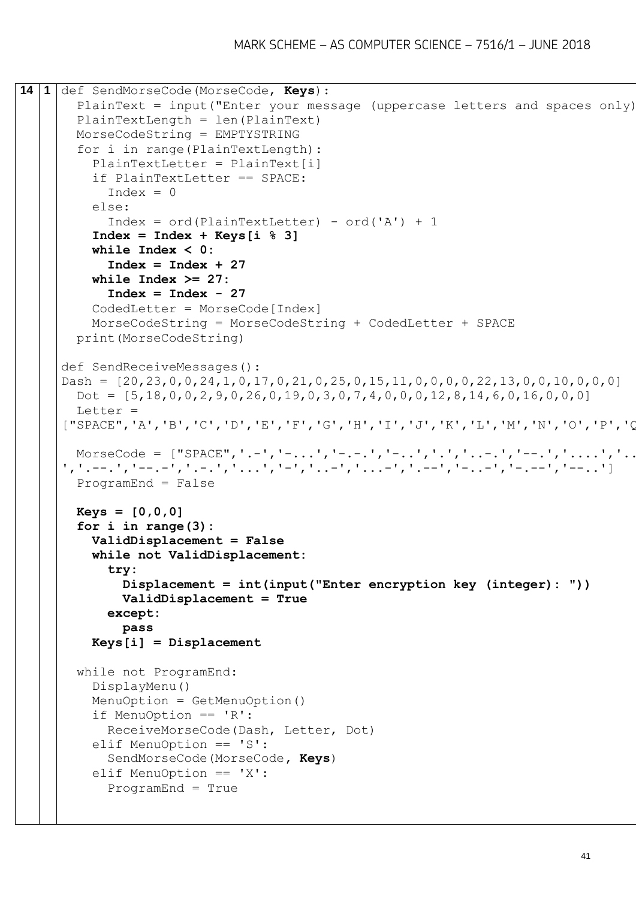| | | |
|---|---|---|
| 14 | 1 | (code below) |

```
def SendMorseCode(MorseCode, Keys):
  PlainText = input("Enter your message (uppercase letters and spaces only)
  PlainTextLength = len(PlainText)
  MorseCodeString = EMPTYSTRING
  for i in range(PlainTextLength):
    PlainTextLetter = PlainText[i]
    if PlainTextLetter == SPACE:
      Index = 0
    else:
      Index = ord(PlainTextLetter) - ord('A') + 1
    Index = Index + Keys[i % 3]
    while Index < 0:
      Index = Index + 27
    while Index >= 27:
      Index = Index - 27
    CodedLetter = MorseCode[Index]
    MorseCodeString = MorseCodeString + CodedLetter + SPACE
  print(MorseCodeString)

def SendReceiveMessages():
Dash = [20,23,0,0,24,1,0,17,0,21,0,25,0,15,11,0,0,0,0,22,13,0,0,10,0,0,0]
  Dot = [5,18,0,0,2,9,0,26,0,19,0,3,0,7,4,0,0,0,12,8,14,6,0,16,0,0,0]
  Letter =
["SPACE",'A','B','C','D','E','F','G','H','I','J','K','L','M','N','O','P','Q

  MorseCode = ["SPACE",'.-','-...','-.-.','-..','.','..-.','--.','....','..
','.--.','--.-','.-.','...','-','..-','...-','.--','-..-','-.--','--..']
  ProgramEnd = False

  Keys = [0,0,0]
  for i in range(3):
    ValidDisplacement = False
    while not ValidDisplacement:
      try:
        Displacement = int(input("Enter encryption key (integer): "))
        ValidDisplacement = True
      except:
        pass
    Keys[i] = Displacement

  while not ProgramEnd:
    DisplayMenu()
    MenuOption = GetMenuOption()
    if MenuOption == 'R':
      ReceiveMorseCode(Dash, Letter, Dot)
    elif MenuOption == 'S':
      SendMorseCode(MorseCode, Keys)
    elif MenuOption == 'X':
      ProgramEnd = True
```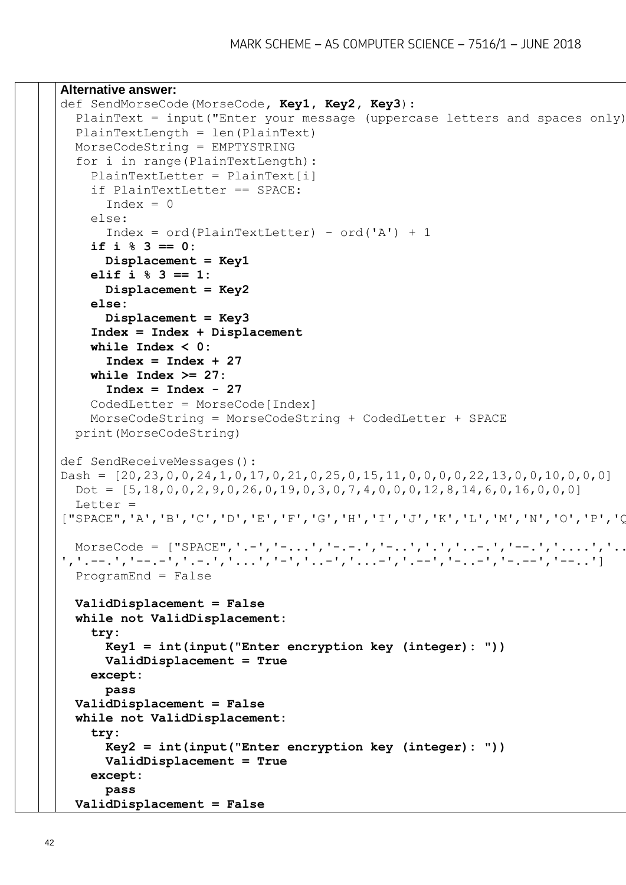**Alternative answer:**

```
def SendMorseCode(MorseCode, Key1, Key2, Key3):
  PlainText = input("Enter your message (uppercase letters and spaces only)
  PlainTextLength = len(PlainText)
  MorseCodeString = EMPTYSTRING
  for i in range(PlainTextLength):
    PlainTextLetter = PlainText[i]
    if PlainTextLetter == SPACE:
      Index = 0
    else:
      Index = ord(PlainTextLetter) - ord('A') + 1
    if i % 3 == 0:
      Displacement = Key1
    elif i % 3 == 1:
      Displacement = Key2
    else:
      Displacement = Key3
    Index = Index + Displacement
    while Index < 0:
      Index = Index + 27
    while Index >= 27:
      Index = Index - 27
    CodedLetter = MorseCode[Index]
    MorseCodeString = MorseCodeString + CodedLetter + SPACE
  print(MorseCodeString)

def SendReceiveMessages():
Dash = [20,23,0,0,24,1,0,17,0,21,0,25,0,15,11,0,0,0,0,22,13,0,0,10,0,0,0]
  Dot = [5,18,0,0,2,9,0,26,0,19,0,3,0,7,4,0,0,0,12,8,14,6,0,16,0,0,0]
  Letter =
["SPACE",'A','B','C','D','E','F','G','H','I','J','K','L','M','N','O','P','Q

  MorseCode = ["SPACE",'.-','-...','-.-.','-..','.','..-.','--.','....','..
','.--.','--.-','.-.','...','-','..-','...-','.--','-..-','-.--','--..']
  ProgramEnd = False

  ValidDisplacement = False
  while not ValidDisplacement:
    try:
      Key1 = int(input("Enter encryption key (integer): "))
      ValidDisplacement = True
    except:
      pass
  ValidDisplacement = False
  while not ValidDisplacement:
    try:
      Key2 = int(input("Enter encryption key (integer): "))
      ValidDisplacement = True
    except:
      pass
  ValidDisplacement = False
```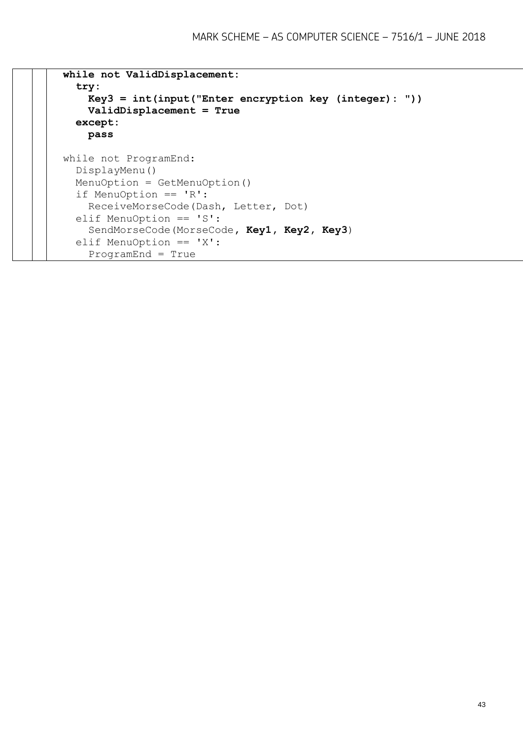```
while not ValidDisplacement:
  try:
    Key3 = int(input("Enter encryption key (integer): "))
    ValidDisplacement = True
  except:
    pass

while not ProgramEnd:
  DisplayMenu()
  MenuOption = GetMenuOption()
  if MenuOption == 'R':
    ReceiveMorseCode(Dash, Letter, Dot)
  elif MenuOption == 'S':
    SendMorseCode(MorseCode, Key1, Key2, Key3)
  elif MenuOption == 'X':
    ProgramEnd = True
```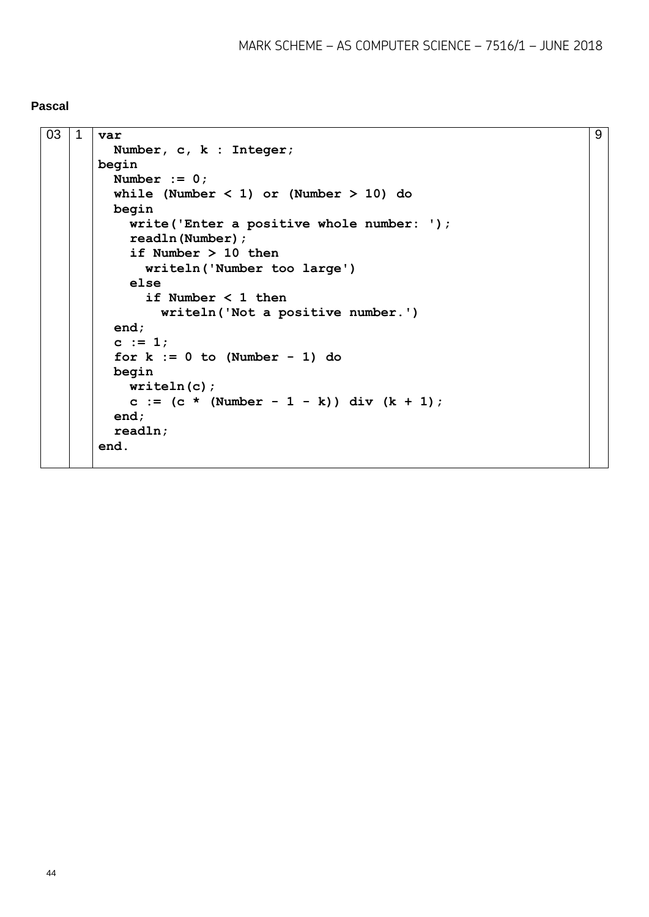**Pascal**

| | | | |
|---|---|---|---|
| 03 | 1 | (see code below) | 9 |

```
var
  Number, c, k : Integer;
begin
  Number := 0;
  while (Number < 1) or (Number > 10) do
  begin
    write('Enter a positive whole number: ');
    readln(Number);
    if Number > 10 then
      writeln('Number too large')
    else
      if Number < 1 then
        writeln('Not a positive number.')
  end;
  c := 1;
  for k := 0 to (Number - 1) do
  begin
    writeln(c);
    c := (c * (Number - 1 - k)) div (k + 1);
  end;
  readln;
end.
```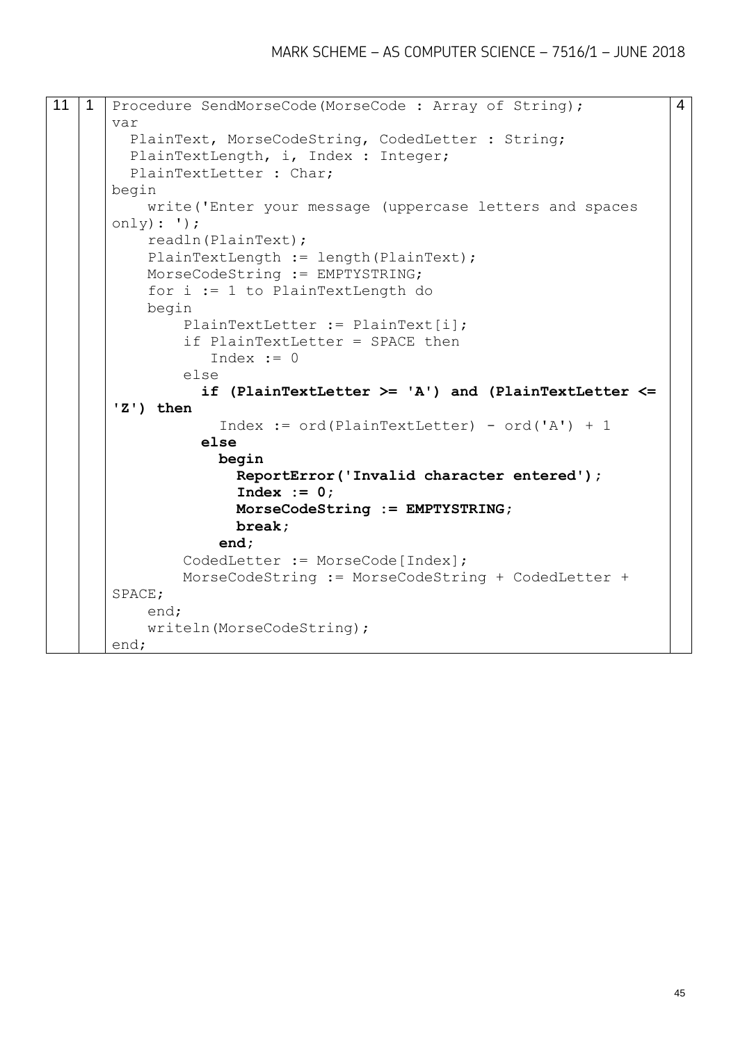| | | | |
|---|---|---|---|
| 11 | 1 | ```Procedure SendMorseCode(MorseCode : Array of String);``` | 4 |

```
Procedure SendMorseCode(MorseCode : Array of String);
var
  PlainText, MorseCodeString, CodedLetter : String;
  PlainTextLength, i, Index : Integer;
  PlainTextLetter : Char;
begin
    write('Enter your message (uppercase letters and spaces
only): ');
    readln(PlainText);
    PlainTextLength := length(PlainText);
    MorseCodeString := EMPTYSTRING;
    for i := 1 to PlainTextLength do
    begin
        PlainTextLetter := PlainText[i];
        if PlainTextLetter = SPACE then
           Index := 0
        else
          if (PlainTextLetter >= 'A') and (PlainTextLetter <=
'Z') then
            Index := ord(PlainTextLetter) - ord('A') + 1
          else
            begin
              ReportError('Invalid character entered');
              Index := 0;
              MorseCodeString := EMPTYSTRING;
              break;
            end;
        CodedLetter := MorseCode[Index];
        MorseCodeString := MorseCodeString + CodedLetter +
SPACE;
    end;
    writeln(MorseCodeString);
end;
```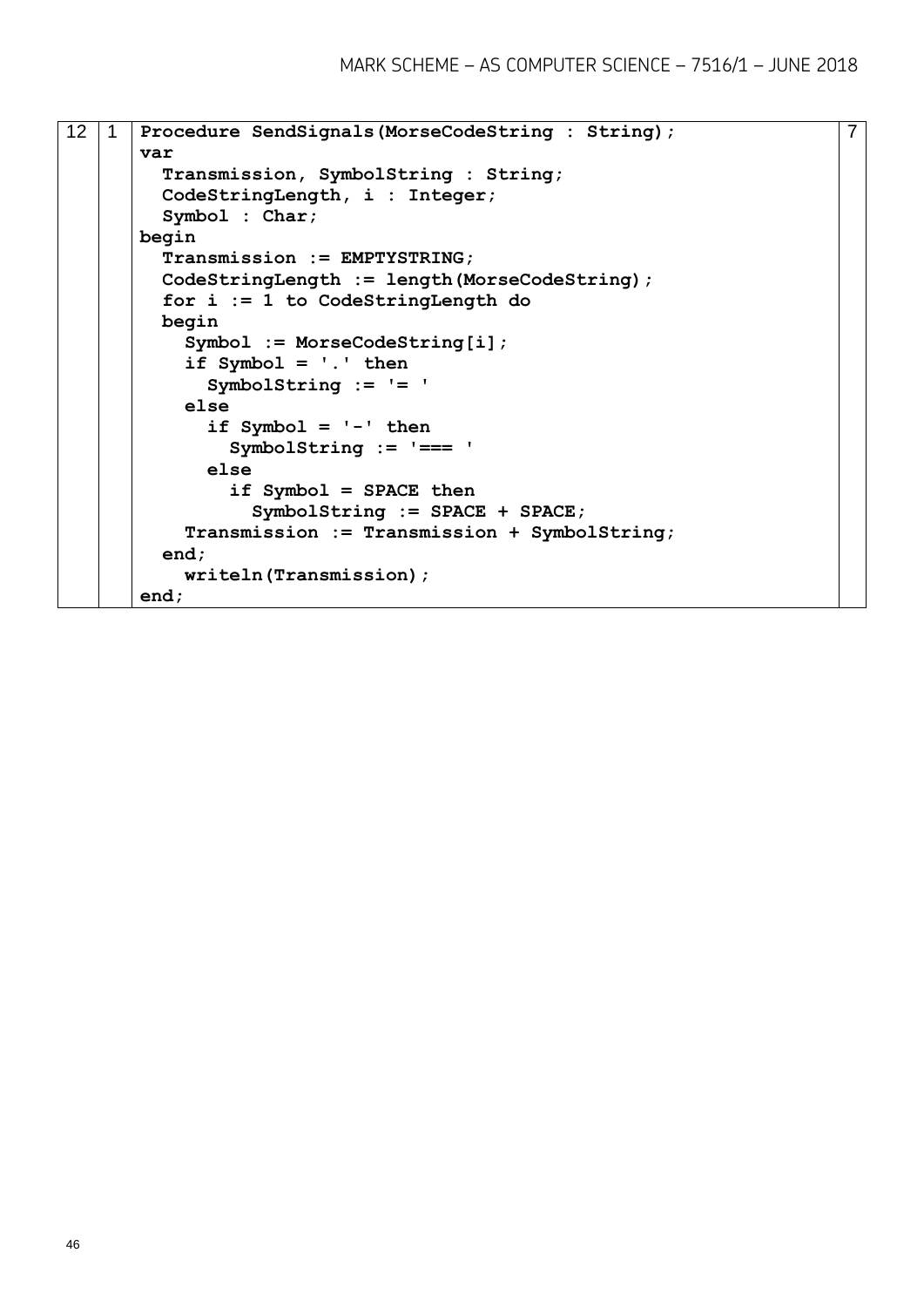| | | | |
|---|---|---|---|
| 12 | 1 | <pre>Procedure SendSignals(MorseCodeString : String);<br>var<br>  Transmission, SymbolString : String;<br>  CodeStringLength, i : Integer;<br>  Symbol : Char;<br>begin<br>  Transmission := EMPTYSTRING;<br>  CodeStringLength := length(MorseCodeString);<br>  for i := 1 to CodeStringLength do<br>  begin<br>    Symbol := MorseCodeString[i];<br>    if Symbol = '.' then<br>      SymbolString := '= '<br>    else<br>      if Symbol = '-' then<br>        SymbolString := '=== '<br>      else<br>        if Symbol = SPACE then<br>          SymbolString := SPACE + SPACE;<br>    Transmission := Transmission + SymbolString;<br>  end;<br>    writeln(Transmission);<br>end;</pre> | 7 |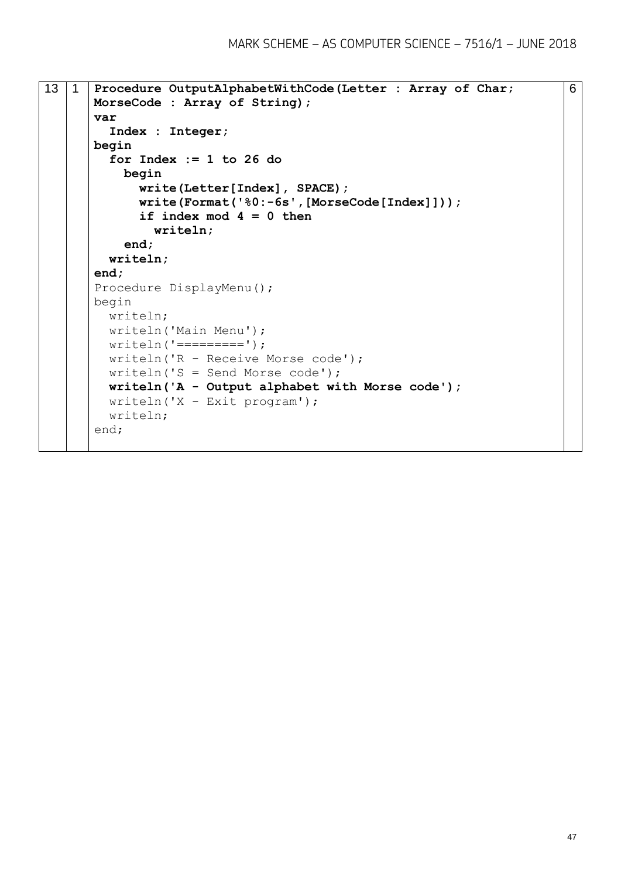| | | | |
|---|---|---|---|
| 13 | 1 | (see code below) | 6 |

```
Procedure OutputAlphabetWithCode(Letter : Array of Char;
MorseCode : Array of String);
var
  Index : Integer;
begin
  for Index := 1 to 26 do
    begin
      write(Letter[Index], SPACE);
      write(Format('%0:-6s',[MorseCode[Index]]));
      if index mod 4 = 0 then
        writeln;
    end;
  writeln;
end;
Procedure DisplayMenu();
begin
  writeln;
  writeln('Main Menu');
  writeln('=========');
  writeln('R - Receive Morse code');
  writeln('S = Send Morse code');
  writeln('A - Output alphabet with Morse code');
  writeln('X - Exit program');
  writeln;
end;
```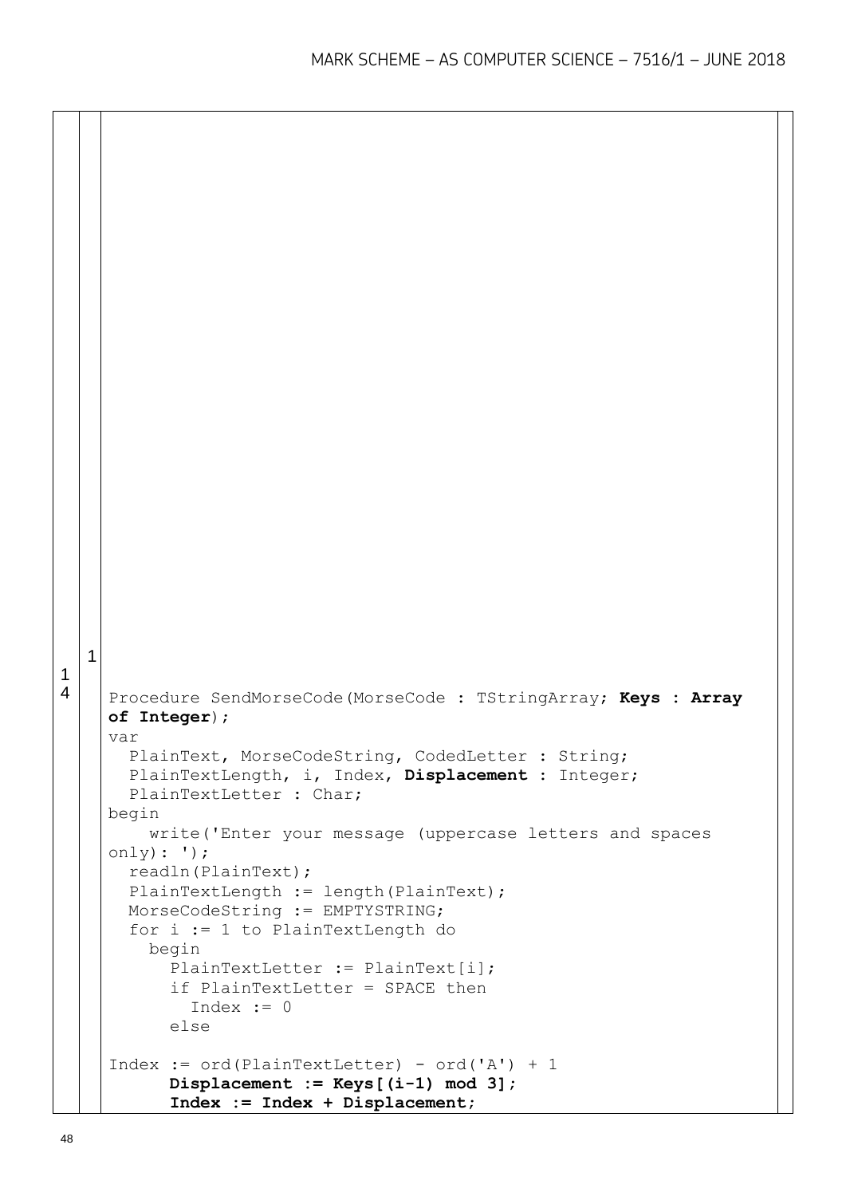14 | 1

```
Procedure SendMorseCode(MorseCode : TStringArray; Keys : Array
of Integer);
var
  PlainText, MorseCodeString, CodedLetter : String;
  PlainTextLength, i, Index, Displacement : Integer;
  PlainTextLetter : Char;
begin
    write('Enter your message (uppercase letters and spaces
only): ');
  readln(PlainText);
  PlainTextLength := length(PlainText);
  MorseCodeString := EMPTYSTRING;
  for i := 1 to PlainTextLength do
    begin
      PlainTextLetter := PlainText[i];
      if PlainTextLetter = SPACE then
        Index := 0
      else

Index := ord(PlainTextLetter) - ord('A') + 1
      Displacement := Keys[(i-1) mod 3];
      Index := Index + Displacement;
```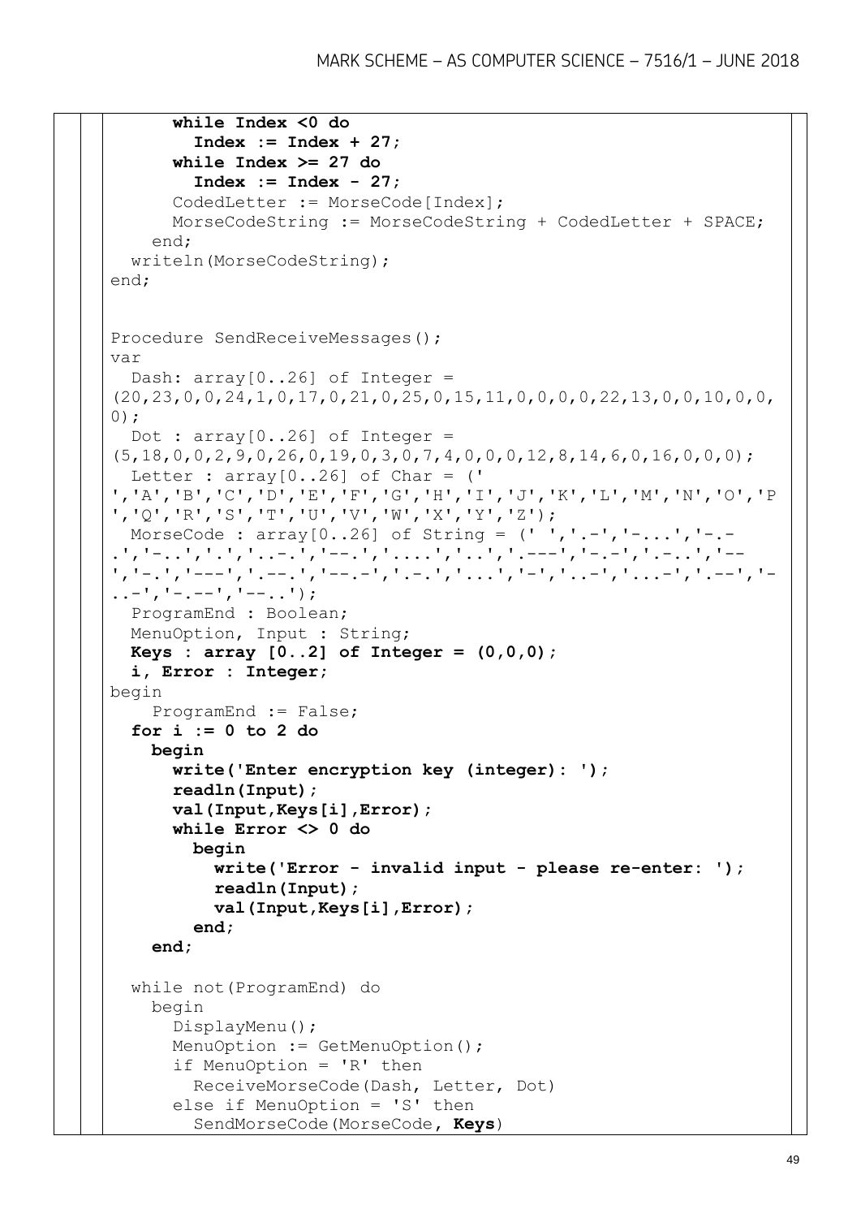```
      while Index <0 do
        Index := Index + 27;
      while Index >= 27 do
        Index := Index - 27;
      CodedLetter := MorseCode[Index];
      MorseCodeString := MorseCodeString + CodedLetter + SPACE;
    end;
  writeln(MorseCodeString);
end;


Procedure SendReceiveMessages();
var
  Dash: array[0..26] of Integer =
(20,23,0,0,24,1,0,17,0,21,0,25,0,15,11,0,0,0,0,22,13,0,0,10,0,0,
0);
  Dot : array[0..26] of Integer =
(5,18,0,0,2,9,0,26,0,19,0,3,0,7,4,0,0,0,12,8,14,6,0,16,0,0,0);
  Letter : array[0..26] of Char = ('
','A','B','C','D','E','F','G','H','I','J','K','L','M','N','O','P
','Q','R','S','T','U','V','W','X','Y','Z');
  MorseCode : array[0..26] of String = (' ','.-','-...','-.-
.','-..','.','..-.','--.','....','..','.---','-.-','.-..','--
','-.','---','.--.','--.-','.-.','...','-','..-','...-','.--','-
..-','-.--','--..');
  ProgramEnd : Boolean;
  MenuOption, Input : String;
  Keys : array [0..2] of Integer = (0,0,0);
  i, Error : Integer;
begin
    ProgramEnd := False;
  for i := 0 to 2 do
    begin
      write('Enter encryption key (integer): ');
      readln(Input);
      val(Input,Keys[i],Error);
      while Error <> 0 do
        begin
          write('Error - invalid input - please re-enter: ');
          readln(Input);
          val(Input,Keys[i],Error);
        end;
    end;

  while not(ProgramEnd) do
    begin
      DisplayMenu();
      MenuOption := GetMenuOption();
      if MenuOption = 'R' then
        ReceiveMorseCode(Dash, Letter, Dot)
      else if MenuOption = 'S' then
        SendMorseCode(MorseCode, Keys)
```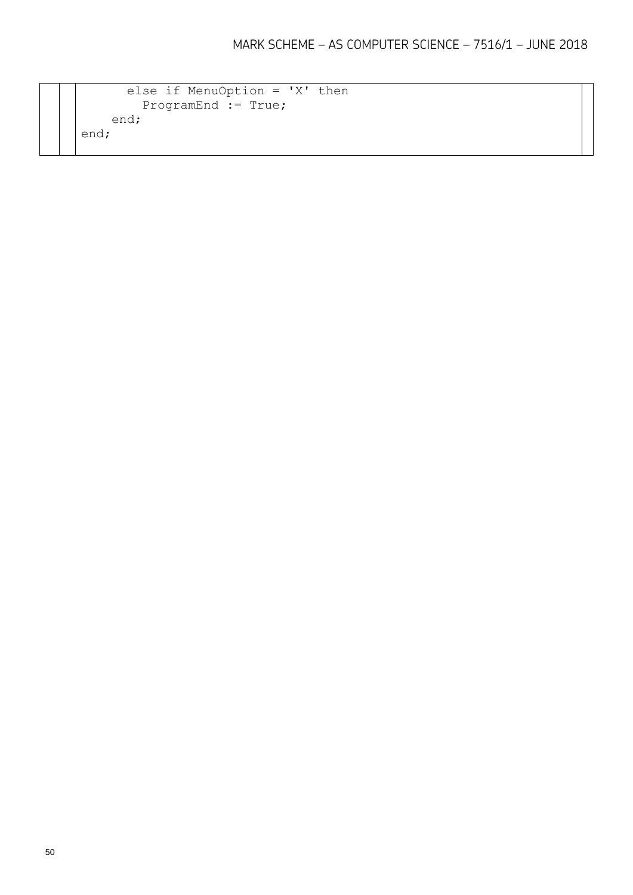```
      else if MenuOption = 'X' then
        ProgramEnd := True;
    end;
end;
```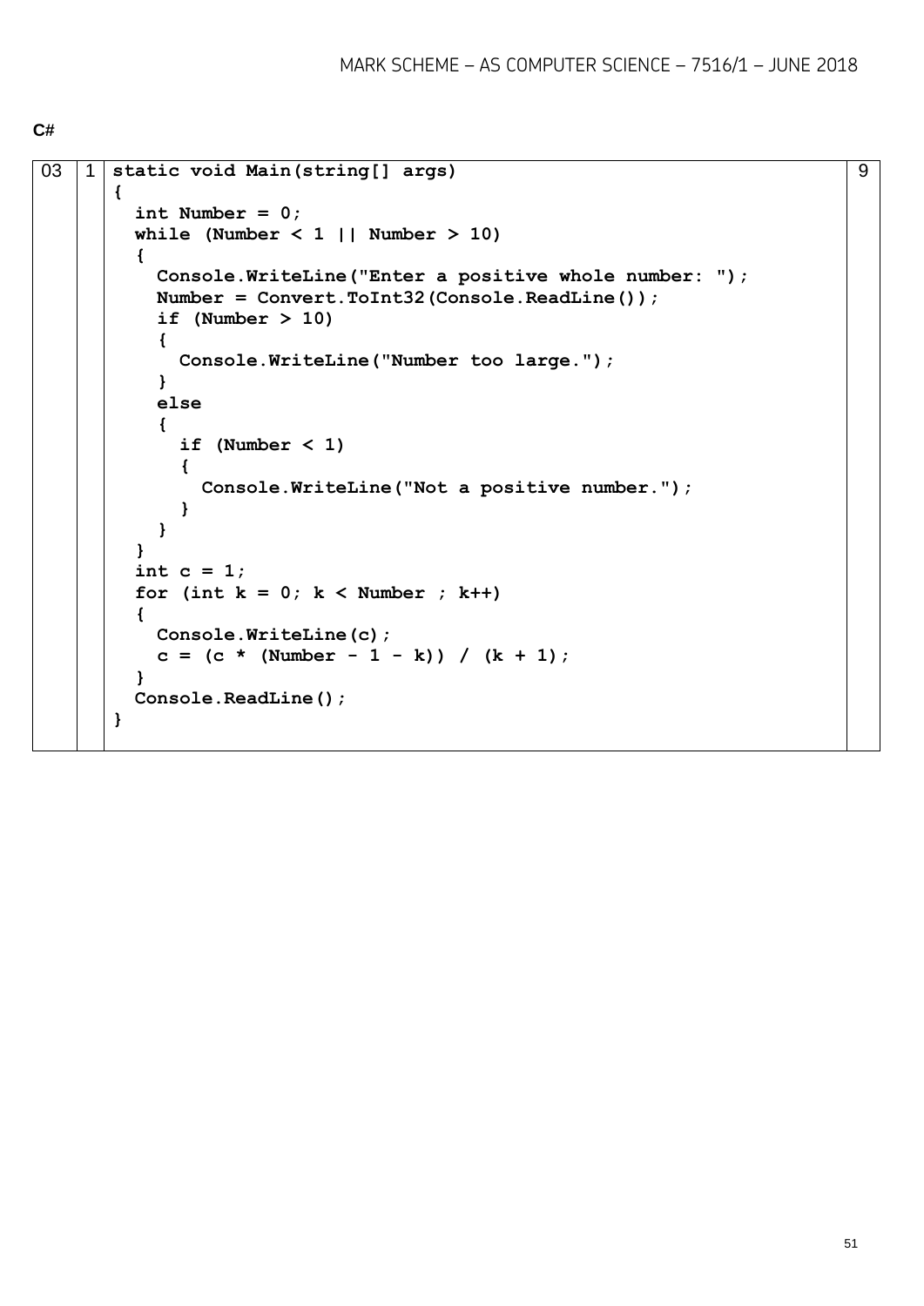**C#**

| | | | |
|---|---|---|---|
| 03 | 1 | <pre>static void Main(string[] args)<br>{<br>  int Number = 0;<br>  while (Number < 1 \|\| Number > 10)<br>  {<br>    Console.WriteLine("Enter a positive whole number: ");<br>    Number = Convert.ToInt32(Console.ReadLine());<br>    if (Number > 10)<br>    {<br>      Console.WriteLine("Number too large.");<br>    }<br>    else<br>    {<br>      if (Number < 1)<br>      {<br>        Console.WriteLine("Not a positive number.");<br>      }<br>    }<br>  }<br>  int c = 1;<br>  for (int k = 0; k < Number ; k++)<br>  {<br>    Console.WriteLine(c);<br>    c = (c * (Number - 1 - k)) / (k + 1);<br>  }<br>  Console.ReadLine();<br>}</pre> | 9 |

```
static void Main(string[] args)
{
  int Number = 0;
  while (Number < 1 || Number > 10)
  {
    Console.WriteLine("Enter a positive whole number: ");
    Number = Convert.ToInt32(Console.ReadLine());
    if (Number > 10)
    {
      Console.WriteLine("Number too large.");
    }
    else
    {
      if (Number < 1)
      {
        Console.WriteLine("Not a positive number.");
      }
    }
  }
  int c = 1;
  for (int k = 0; k < Number ; k++)
  {
    Console.WriteLine(c);
    c = (c * (Number - 1 - k)) / (k + 1);
  }
  Console.ReadLine();
}
```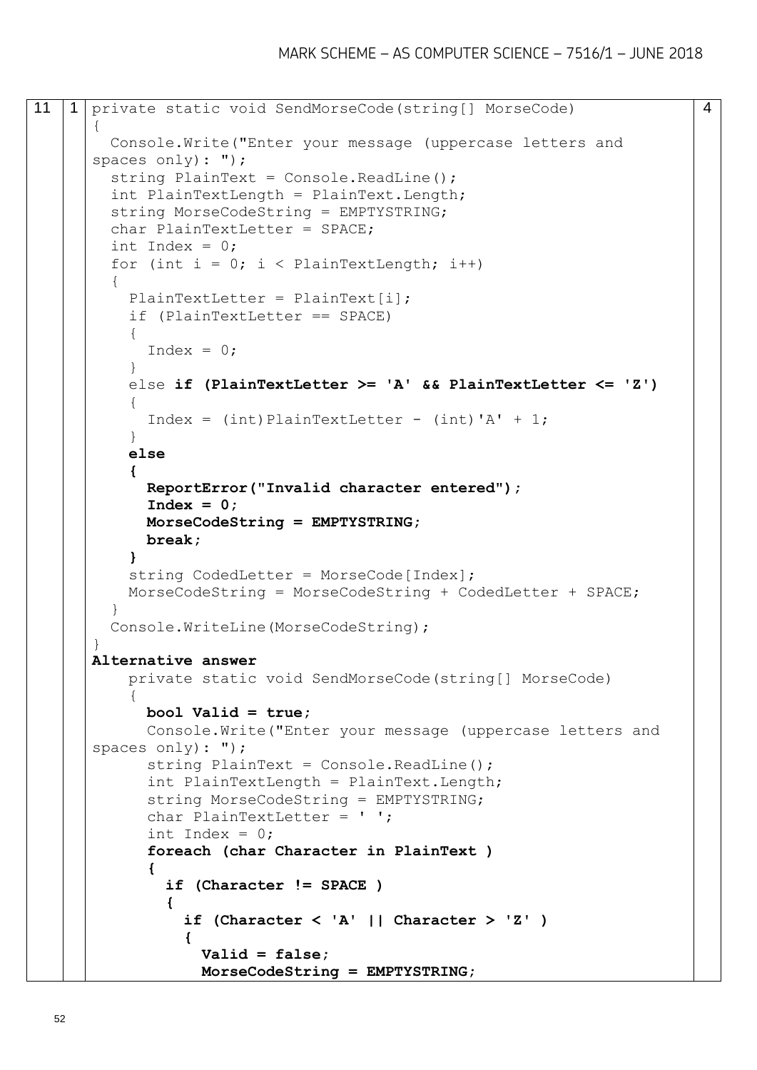| | | | |
|---|---|---|---|
| 11 | 1 | (see code below) | 4 |

```
private static void SendMorseCode(string[] MorseCode)
{
  Console.Write("Enter your message (uppercase letters and
spaces only): ");
  string PlainText = Console.ReadLine();
  int PlainTextLength = PlainText.Length;
  string MorseCodeString = EMPTYSTRING;
  char PlainTextLetter = SPACE;
  int Index = 0;
  for (int i = 0; i < PlainTextLength; i++)
  {
    PlainTextLetter = PlainText[i];
    if (PlainTextLetter == SPACE)
    {
      Index = 0;
    }
    else if (PlainTextLetter >= 'A' && PlainTextLetter <= 'Z')
    {
      Index = (int)PlainTextLetter - (int)'A' + 1;
    }
    else
    {
      ReportError("Invalid character entered");
      Index = 0;
      MorseCodeString = EMPTYSTRING;
      break;
    }
    string CodedLetter = MorseCode[Index];
    MorseCodeString = MorseCodeString + CodedLetter + SPACE;
  }
  Console.WriteLine(MorseCodeString);
}
```

**Alternative answer**

```
    private static void SendMorseCode(string[] MorseCode)
    {
      bool Valid = true;
      Console.Write("Enter your message (uppercase letters and
spaces only): ");
      string PlainText = Console.ReadLine();
      int PlainTextLength = PlainText.Length;
      string MorseCodeString = EMPTYSTRING;
      char PlainTextLetter = ' ';
      int Index = 0;
      foreach (char Character in PlainText )
      {
        if (Character != SPACE )
        {
          if (Character < 'A' || Character > 'Z' )
          {
            Valid = false;
            MorseCodeString = EMPTYSTRING;
```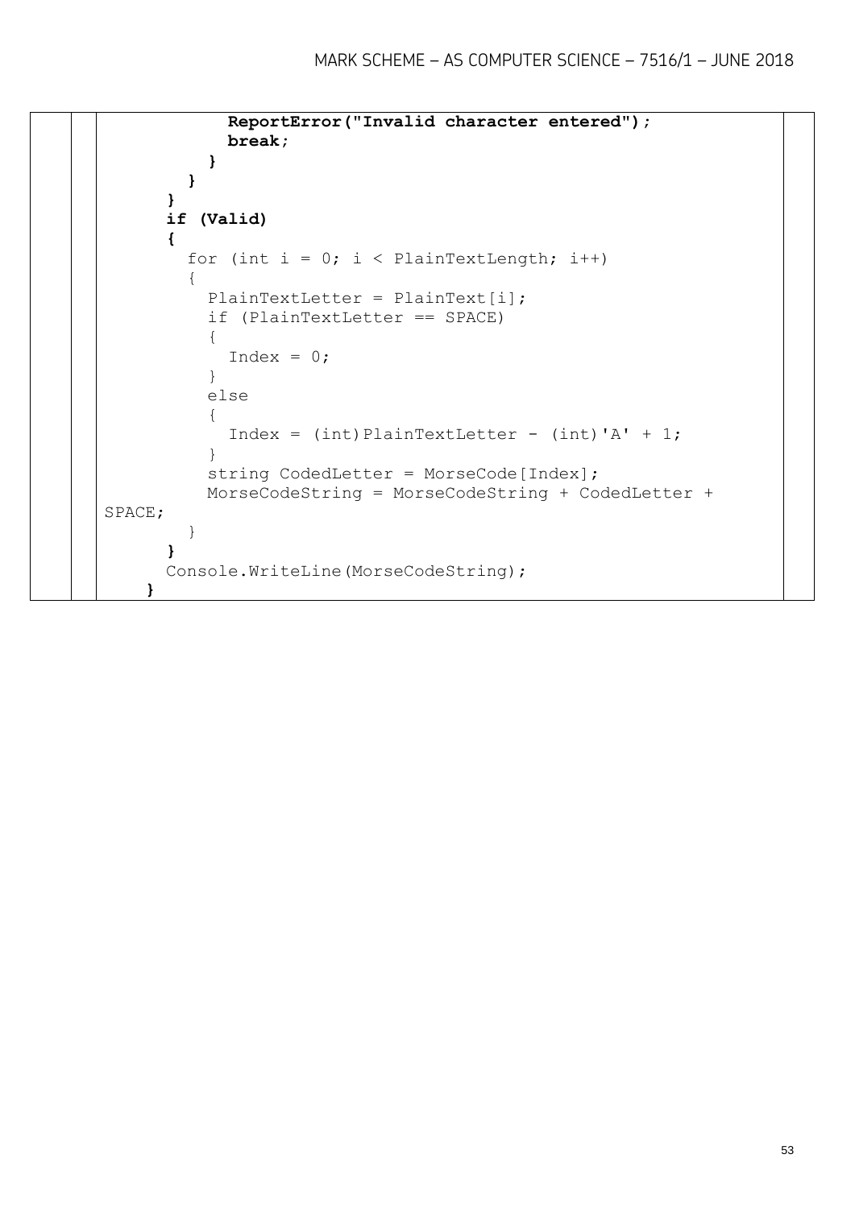```
            ReportError("Invalid character entered");
            break;
          }
        }
      }
      if (Valid)
      {
        for (int i = 0; i < PlainTextLength; i++)
        {
          PlainTextLetter = PlainText[i];
          if (PlainTextLetter == SPACE)
          {
            Index = 0;
          }
          else
          {
            Index = (int)PlainTextLetter - (int)'A' + 1;
          }
          string CodedLetter = MorseCode[Index];
          MorseCodeString = MorseCodeString + CodedLetter +
SPACE;
        }
      }
      Console.WriteLine(MorseCodeString);
    }
```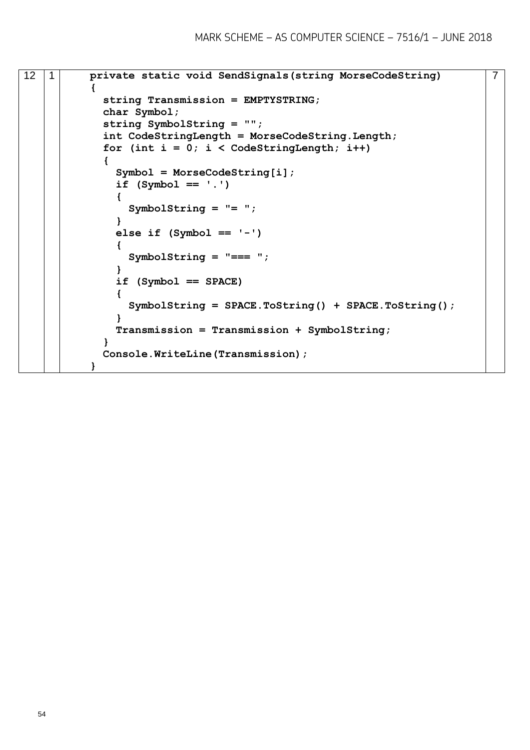| | | | |
|---|---|---|---|
| 12 | 1 | <pre>private static void SendSignals(string MorseCodeString)<br>{<br>  string Transmission = EMPTYSTRING;<br>  char Symbol;<br>  string SymbolString = "";<br>  int CodeStringLength = MorseCodeString.Length;<br>  for (int i = 0; i < CodeStringLength; i++)<br>  {<br>    Symbol = MorseCodeString[i];<br>    if (Symbol == '.')<br>    {<br>      SymbolString = "= ";<br>    }<br>    else if (Symbol == '-')<br>    {<br>      SymbolString = "=== ";<br>    }<br>    if (Symbol == SPACE)<br>    {<br>      SymbolString = SPACE.ToString() + SPACE.ToString();<br>    }<br>    Transmission = Transmission + SymbolString;<br>  }<br>  Console.WriteLine(Transmission);<br>}</pre> | 7 |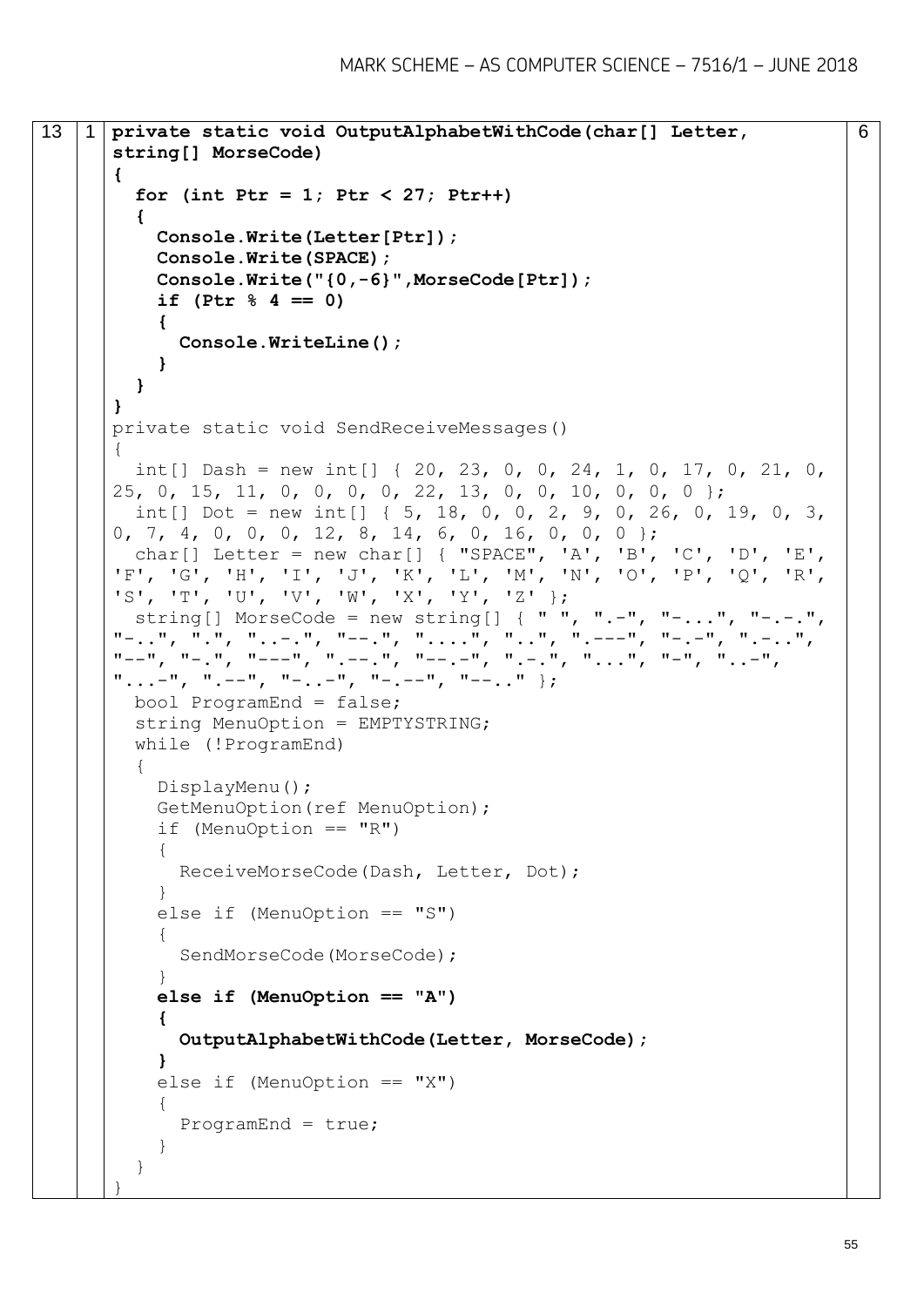| | | | |
|---|---|---|---|
| 13 | 1 | (see code below) | 6 |

```
private static void OutputAlphabetWithCode(char[] Letter,
string[] MorseCode)
{
  for (int Ptr = 1; Ptr < 27; Ptr++)
  {
    Console.Write(Letter[Ptr]);
    Console.Write(SPACE);
    Console.Write("{0,-6}",MorseCode[Ptr]);
    if (Ptr % 4 == 0)
    {
      Console.WriteLine();
    }
  }
}
private static void SendReceiveMessages()
{
  int[] Dash = new int[] { 20, 23, 0, 0, 24, 1, 0, 17, 0, 21, 0,
25, 0, 15, 11, 0, 0, 0, 0, 22, 13, 0, 0, 10, 0, 0, 0 };
  int[] Dot = new int[] { 5, 18, 0, 0, 2, 9, 0, 26, 0, 19, 0, 3,
0, 7, 4, 0, 0, 0, 12, 8, 14, 6, 0, 16, 0, 0, 0 };
  char[] Letter = new char[] { "SPACE", 'A', 'B', 'C', 'D', 'E',
'F', 'G', 'H', 'I', 'J', 'K', 'L', 'M', 'N', 'O', 'P', 'Q', 'R',
'S', 'T', 'U', 'V', 'W', 'X', 'Y', 'Z' };
  string[] MorseCode = new string[] { " ", ".-", "-...", "-.-.",
"-..", ".", "..-.", "--.", "....", "..", ".---", "-.-", ".-..",
"--", "-.", "---", ".--.", "--.-", ".-.", "...", "-", "..-",
"...-", ".--", "-..-", "-.--", "--.." };
  bool ProgramEnd = false;
  string MenuOption = EMPTYSTRING;
  while (!ProgramEnd)
  {
    DisplayMenu();
    GetMenuOption(ref MenuOption);
    if (MenuOption == "R")
    {
      ReceiveMorseCode(Dash, Letter, Dot);
    }
    else if (MenuOption == "S")
    {
      SendMorseCode(MorseCode);
    }
    else if (MenuOption == "A")
    {
      OutputAlphabetWithCode(Letter, MorseCode);
    }
    else if (MenuOption == "X")
    {
      ProgramEnd = true;
    }
  }
}
```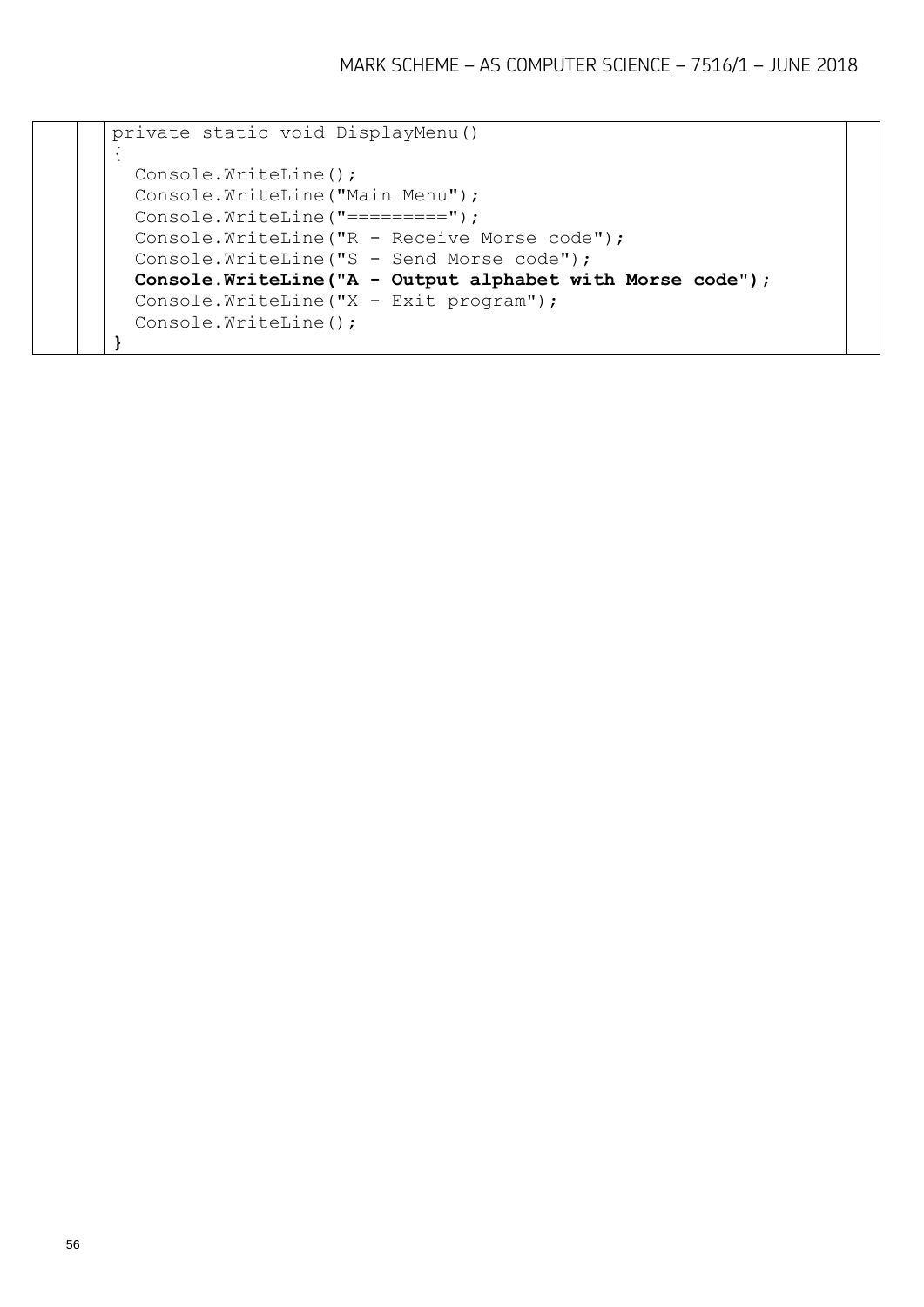```
private static void DisplayMenu()
{
  Console.WriteLine();
  Console.WriteLine("Main Menu");
  Console.WriteLine("=========");
  Console.WriteLine("R - Receive Morse code");
  Console.WriteLine("S - Send Morse code");
  Console.WriteLine("A - Output alphabet with Morse code");
  Console.WriteLine("X - Exit program");
  Console.WriteLine();
}
```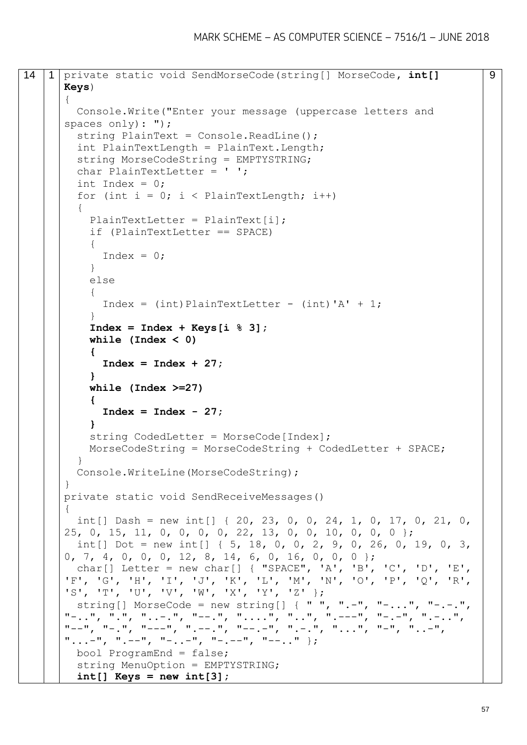| | | | |
|---|---|---|---|
| 14 | 1 | (code below) | 9 |

```
private static void SendMorseCode(string[] MorseCode, int[] Keys)
{
  Console.Write("Enter your message (uppercase letters and spaces only): ");
  string PlainText = Console.ReadLine();
  int PlainTextLength = PlainText.Length;
  string MorseCodeString = EMPTYSTRING;
  char PlainTextLetter = ' ';
  int Index = 0;
  for (int i = 0; i < PlainTextLength; i++)
  {
    PlainTextLetter = PlainText[i];
    if (PlainTextLetter == SPACE)
    {
      Index = 0;
    }
    else
    {
      Index = (int)PlainTextLetter - (int)'A' + 1;
    }
    Index = Index + Keys[i % 3];
    while (Index < 0)
    {
      Index = Index + 27;
    }
    while (Index >=27)
    {
      Index = Index - 27;
    }
    string CodedLetter = MorseCode[Index];
    MorseCodeString = MorseCodeString + CodedLetter + SPACE;
  }
  Console.WriteLine(MorseCodeString);
}
private static void SendReceiveMessages()
{
  int[] Dash = new int[] { 20, 23, 0, 0, 24, 1, 0, 17, 0, 21, 0, 25, 0, 15, 11, 0, 0, 0, 0, 22, 13, 0, 0, 10, 0, 0, 0 };
  int[] Dot = new int[] { 5, 18, 0, 0, 2, 9, 0, 26, 0, 19, 0, 3, 0, 7, 4, 0, 0, 0, 12, 8, 14, 6, 0, 16, 0, 0, 0 };
  char[] Letter = new char[] { "SPACE", 'A', 'B', 'C', 'D', 'E', 'F', 'G', 'H', 'I', 'J', 'K', 'L', 'M', 'N', 'O', 'P', 'Q', 'R', 'S', 'T', 'U', 'V', 'W', 'X', 'Y', 'Z' };
  string[] MorseCode = new string[] { " ", ".-", "-...", "-.-.", "-..", ".", "..-.", "--.", "....", "..", ".---", "-.-", ".-..", "--", "-.", "---", ".--.", "--.-", ".-.", "...", "-", "..-", "...-", ".--", "-..-", "-.--", "--.." };
  bool ProgramEnd = false;
  string MenuOption = EMPTYSTRING;
  int[] Keys = new int[3];
```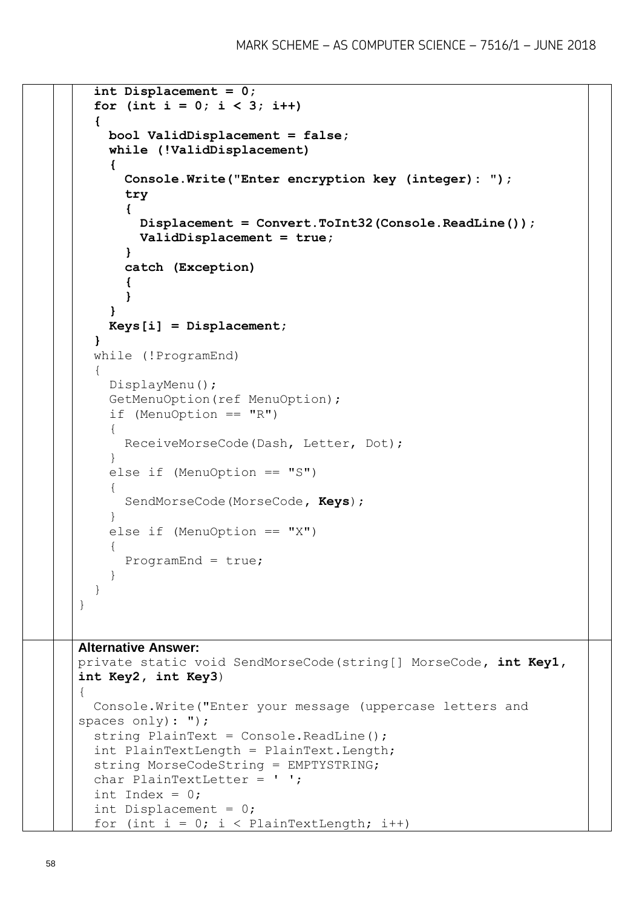```
    int Displacement = 0;
    for (int i = 0; i < 3; i++)
    {
      bool ValidDisplacement = false;
      while (!ValidDisplacement)
      {
        Console.Write("Enter encryption key (integer): ");
        try
        {
          Displacement = Convert.ToInt32(Console.ReadLine());
          ValidDisplacement = true;
        }
        catch (Exception)
        {
        }
      }
      Keys[i] = Displacement;
    }
    while (!ProgramEnd)
    {
      DisplayMenu();
      GetMenuOption(ref MenuOption);
      if (MenuOption == "R")
      {
        ReceiveMorseCode(Dash, Letter, Dot);
      }
      else if (MenuOption == "S")
      {
        SendMorseCode(MorseCode, Keys);
      }
      else if (MenuOption == "X")
      {
        ProgramEnd = true;
      }
    }
  }
```

**Alternative Answer:**

```
private static void SendMorseCode(string[] MorseCode, int Key1,
int Key2, int Key3)
{
  Console.Write("Enter your message (uppercase letters and
spaces only): ");
  string PlainText = Console.ReadLine();
  int PlainTextLength = PlainText.Length;
  string MorseCodeString = EMPTYSTRING;
  char PlainTextLetter = ' ';
  int Index = 0;
  int Displacement = 0;
  for (int i = 0; i < PlainTextLength; i++)
```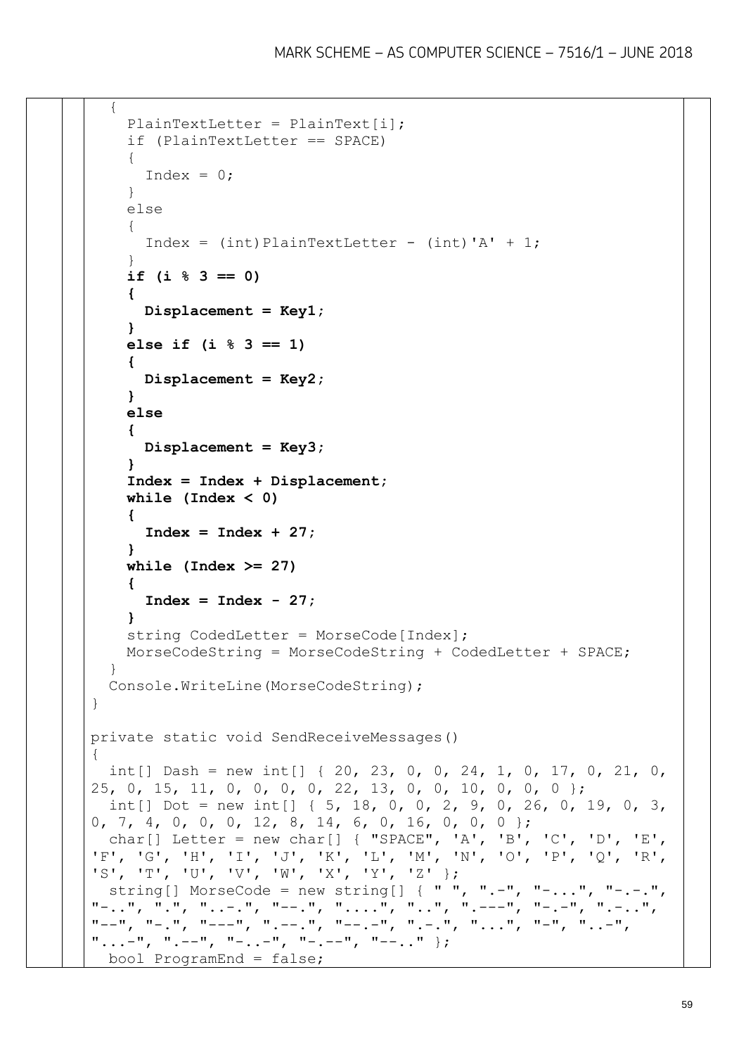```
    {
      PlainTextLetter = PlainText[i];
      if (PlainTextLetter == SPACE)
      {
        Index = 0;
      }
      else
      {
        Index = (int)PlainTextLetter - (int)'A' + 1;
      }
      if (i % 3 == 0)
      {
        Displacement = Key1;
      }
      else if (i % 3 == 1)
      {
        Displacement = Key2;
      }
      else
      {
        Displacement = Key3;
      }
      Index = Index + Displacement;
      while (Index < 0)
      {
        Index = Index + 27;
      }
      while (Index >= 27)
      {
        Index = Index - 27;
      }
      string CodedLetter = MorseCode[Index];
      MorseCodeString = MorseCodeString + CodedLetter + SPACE;
    }
    Console.WriteLine(MorseCodeString);
  }

  private static void SendReceiveMessages()
  {
    int[] Dash = new int[] { 20, 23, 0, 0, 24, 1, 0, 17, 0, 21, 0,
  25, 0, 15, 11, 0, 0, 0, 0, 22, 13, 0, 0, 10, 0, 0, 0 };
    int[] Dot = new int[] { 5, 18, 0, 0, 2, 9, 0, 26, 0, 19, 0, 3,
  0, 7, 4, 0, 0, 0, 12, 8, 14, 6, 0, 16, 0, 0, 0 };
    char[] Letter = new char[] { "SPACE", 'A', 'B', 'C', 'D', 'E',
  'F', 'G', 'H', 'I', 'J', 'K', 'L', 'M', 'N', 'O', 'P', 'Q', 'R',
  'S', 'T', 'U', 'V', 'W', 'X', 'Y', 'Z' };
    string[] MorseCode = new string[] { " ", ".-", "-...", "-.-.",
  "-..", ".", "..-.", "--.", "....", "..", ".---", "-.-", ".-..",
  "--", "-.", "---", ".--.", "--.-", ".-.", "...", "-", "..-",
  "...-", ".--", "-..-", "-.--", "--.." };
    bool ProgramEnd = false;
```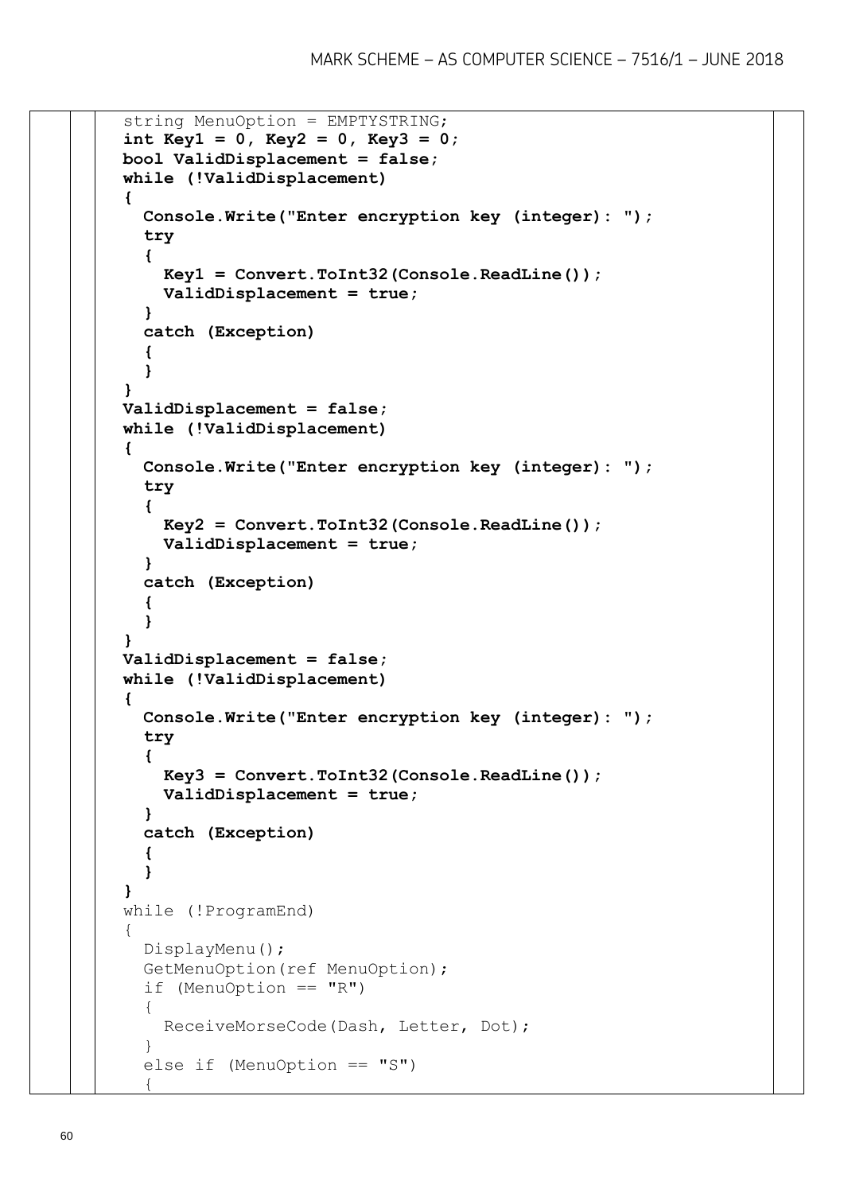```
string MenuOption = EMPTYSTRING;
int Key1 = 0, Key2 = 0, Key3 = 0;
bool ValidDisplacement = false;
while (!ValidDisplacement)
{
  Console.Write("Enter encryption key (integer): ");
  try
  {
    Key1 = Convert.ToInt32(Console.ReadLine());
    ValidDisplacement = true;
  }
  catch (Exception)
  {
  }
}
ValidDisplacement = false;
while (!ValidDisplacement)
{
  Console.Write("Enter encryption key (integer): ");
  try
  {
    Key2 = Convert.ToInt32(Console.ReadLine());
    ValidDisplacement = true;
  }
  catch (Exception)
  {
  }
}
ValidDisplacement = false;
while (!ValidDisplacement)
{
  Console.Write("Enter encryption key (integer): ");
  try
  {
    Key3 = Convert.ToInt32(Console.ReadLine());
    ValidDisplacement = true;
  }
  catch (Exception)
  {
  }
}
while (!ProgramEnd)
{
  DisplayMenu();
  GetMenuOption(ref MenuOption);
  if (MenuOption == "R")
  {
    ReceiveMorseCode(Dash, Letter, Dot);
  }
  else if (MenuOption == "S")
  {
```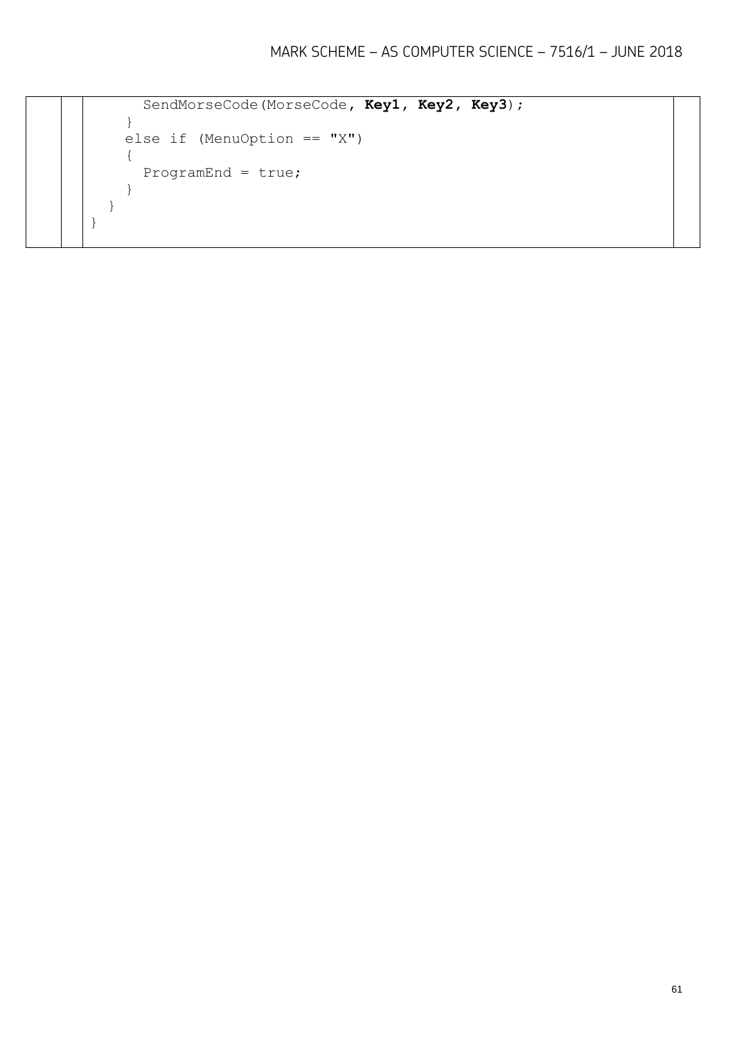```
      SendMorseCode(MorseCode, Key1, Key2, Key3);
    }
    else if (MenuOption == "X")
    {
      ProgramEnd = true;
    }
  }
}
```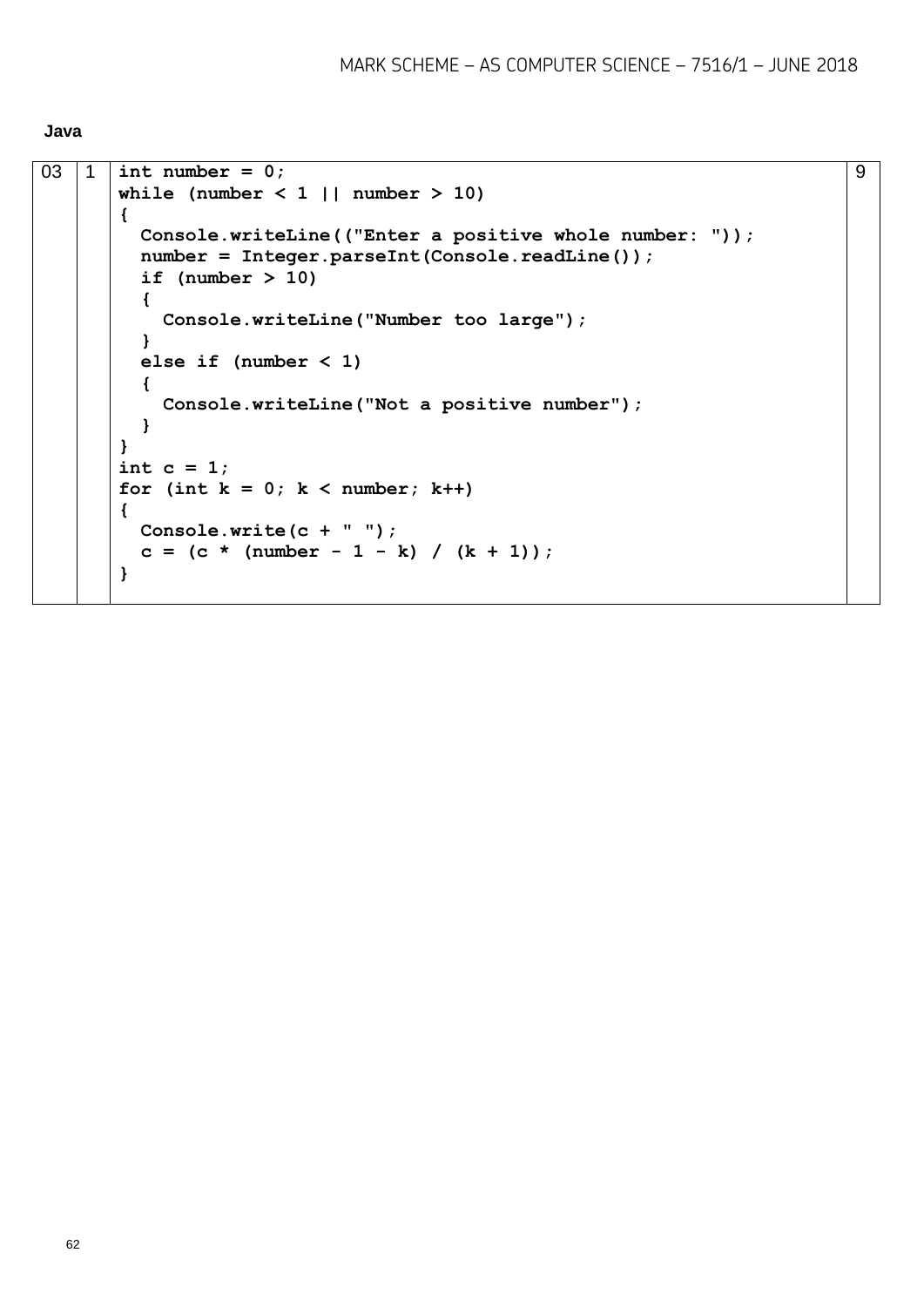**Java**

| | | | |
|---|---|---|---|
| 03 | 1 | `int number = 0;`<br>`while (number < 1 \|\| number > 10)`<br>`{`<br>`  Console.writeLine(("Enter a positive whole number: "));`<br>`  number = Integer.parseInt(Console.readLine());`<br>`  if (number > 10)`<br>`  {`<br>`    Console.writeLine("Number too large");`<br>`  }`<br>`  else if (number < 1)`<br>`  {`<br>`    Console.writeLine("Not a positive number");`<br>`  }`<br>`}`<br>`int c = 1;`<br>`for (int k = 0; k < number; k++)`<br>`{`<br>`  Console.write(c + " ");`<br>`  c = (c * (number - 1 - k) / (k + 1));`<br>`}` | 9 |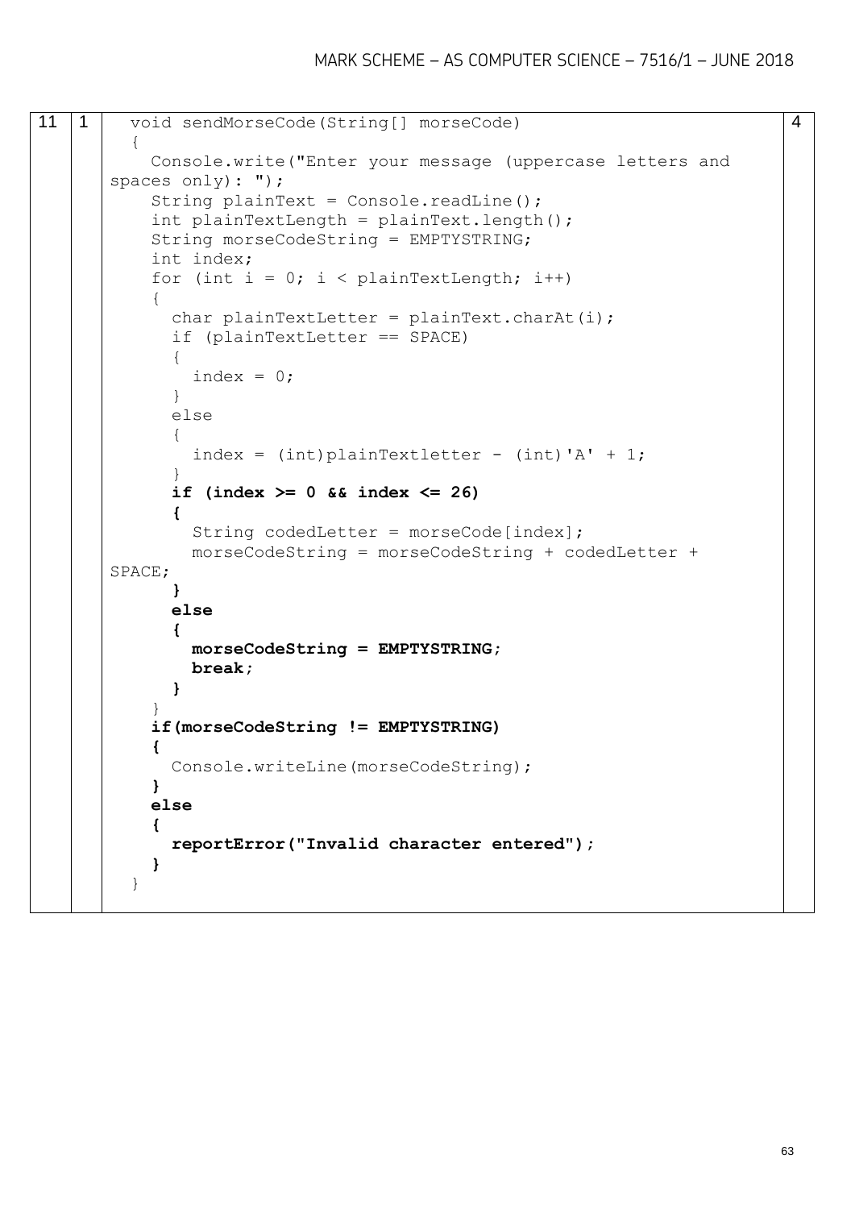| | | | |
|---|---|---|---|
| 11 | 1 | (see code below) | 4 |

```
void sendMorseCode(String[] morseCode)
{
  Console.write("Enter your message (uppercase letters and 
spaces only): ");
  String plainText = Console.readLine();
  int plainTextLength = plainText.length();
  String morseCodeString = EMPTYSTRING;
  int index;
  for (int i = 0; i < plainTextLength; i++)
  {
    char plainTextLetter = plainText.charAt(i);
    if (plainTextLetter == SPACE)
    {
      index = 0;
    }
    else
    {
      index = (int)plainTextletter - (int)'A' + 1;
    }
    if (index >= 0 && index <= 26)
    {
      String codedLetter = morseCode[index];
      morseCodeString = morseCodeString + codedLetter + 
SPACE;
    }
    else
    {
      morseCodeString = EMPTYSTRING;
      break;
    }
  }
  if(morseCodeString != EMPTYSTRING)
  {
    Console.writeLine(morseCodeString);
  }
  else
  {
    reportError("Invalid character entered");
  }
}
```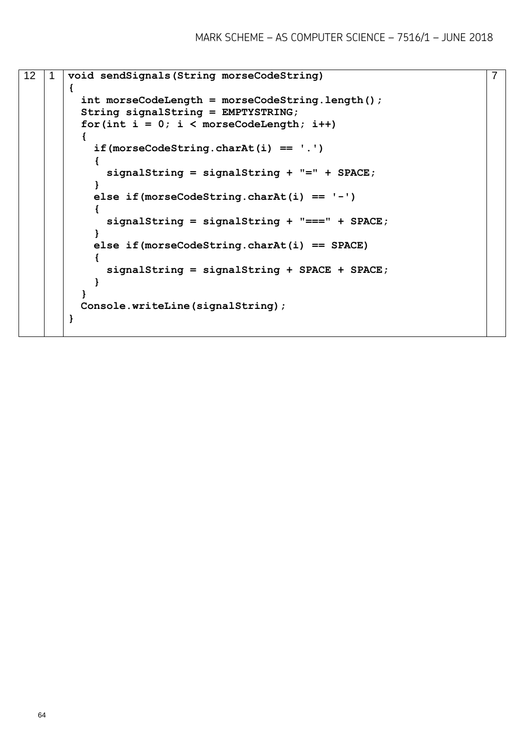| | | | |
|---|---|---|---|
| 12 | 1 | (code below) | 7 |

```
void sendSignals(String morseCodeString)
{
  int morseCodeLength = morseCodeString.length();
  String signalString = EMPTYSTRING;
  for(int i = 0; i < morseCodeLength; i++)
  {
    if(morseCodeString.charAt(i) == '.')
    {
      signalString = signalString + "=" + SPACE;
    }
    else if(morseCodeString.charAt(i) == '-')
    {
      signalString = signalString + "===" + SPACE;
    }
    else if(morseCodeString.charAt(i) == SPACE)
    {
      signalString = signalString + SPACE + SPACE;
    }
  }
  Console.writeLine(signalString);
}
```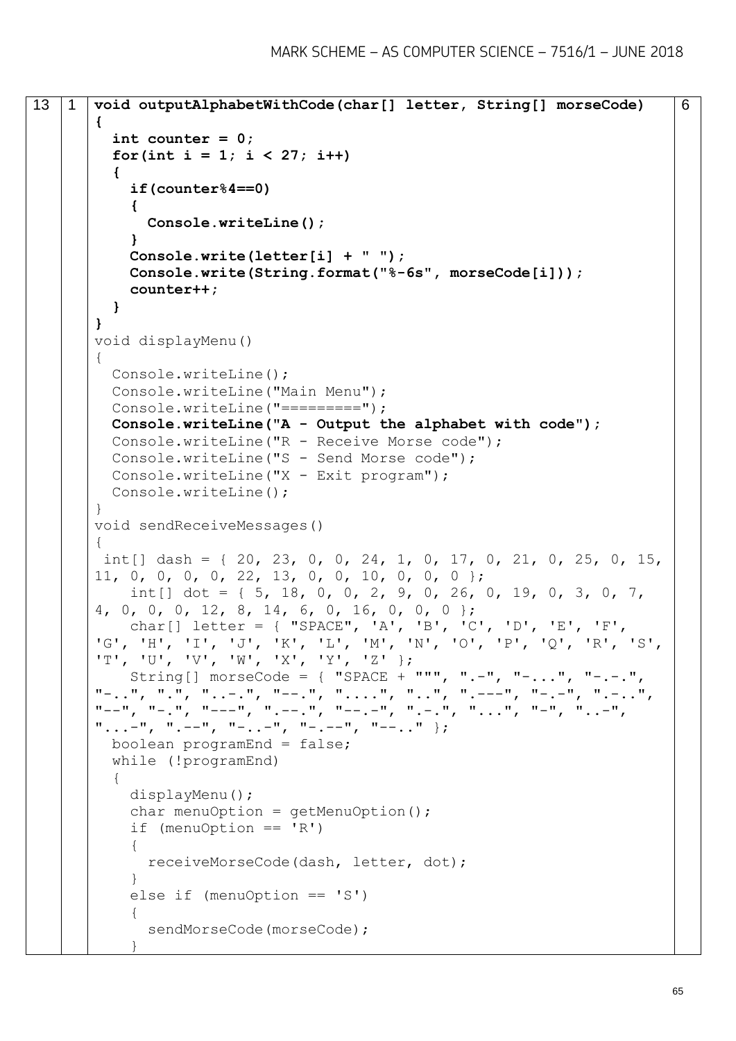| | | | |
|---|---|---|---|
| 13 | 1 | (see code below) | 6 |

```
void outputAlphabetWithCode(char[] letter, String[] morseCode)
{
  int counter = 0;
  for(int i = 1; i < 27; i++)
  {
    if(counter%4==0)
    {
      Console.writeLine();
    }
    Console.write(letter[i] + " ");
    Console.write(String.format("%-6s", morseCode[i]));
    counter++;
  }
}
void displayMenu()
{
  Console.writeLine();
  Console.writeLine("Main Menu");
  Console.writeLine("=========");
  Console.writeLine("A - Output the alphabet with code");
  Console.writeLine("R - Receive Morse code");
  Console.writeLine("S - Send Morse code");
  Console.writeLine("X - Exit program");
  Console.writeLine();
}
void sendReceiveMessages()
{
 int[] dash = { 20, 23, 0, 0, 24, 1, 0, 17, 0, 21, 0, 25, 0, 15,
11, 0, 0, 0, 0, 22, 13, 0, 0, 10, 0, 0, 0 };
    int[] dot = { 5, 18, 0, 0, 2, 9, 0, 26, 0, 19, 0, 3, 0, 7,
4, 0, 0, 0, 12, 8, 14, 6, 0, 16, 0, 0, 0 };
    char[] letter = { "SPACE", 'A', 'B', 'C', 'D', 'E', 'F',
'G', 'H', 'I', 'J', 'K', 'L', 'M', 'N', 'O', 'P', 'Q', 'R', 'S',
'T', 'U', 'V', 'W', 'X', 'Y', 'Z' };
    String[] morseCode = { "SPACE + """, ".-", "-...", "-.-.",
"-..", ".", "..-.", "--.", "....", "..", ".---", "-.-", ".-..",
"--", "-.", "---", ".--.", "--.-", ".-.", "...", "-", "..-",
"...-", ".--", "-..-", "-.--", "--.." };
  boolean programEnd = false;
  while (!programEnd)
  {
    displayMenu();
    char menuOption = getMenuOption();
    if (menuOption == 'R')
    {
      receiveMorseCode(dash, letter, dot);
    }
    else if (menuOption == 'S')
    {
      sendMorseCode(morseCode);
    }
```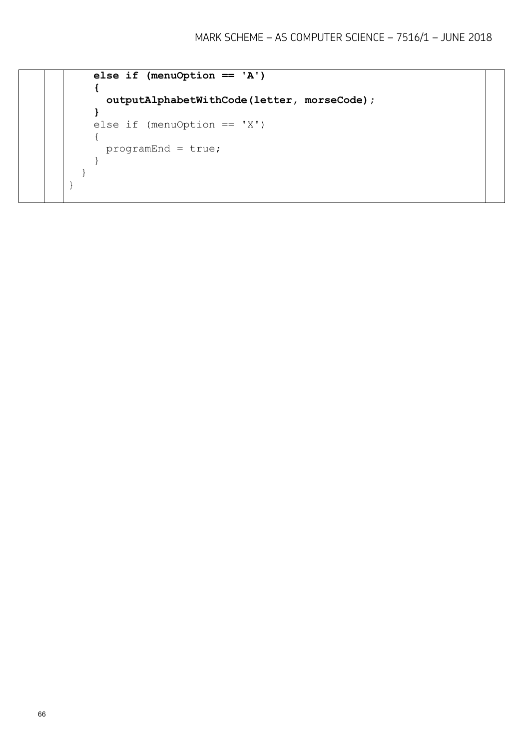```
    else if (menuOption == 'A')
    {
      outputAlphabetWithCode(letter, morseCode);
    }
    else if (menuOption == 'X')
    {
      programEnd = true;
    }
  }
}
```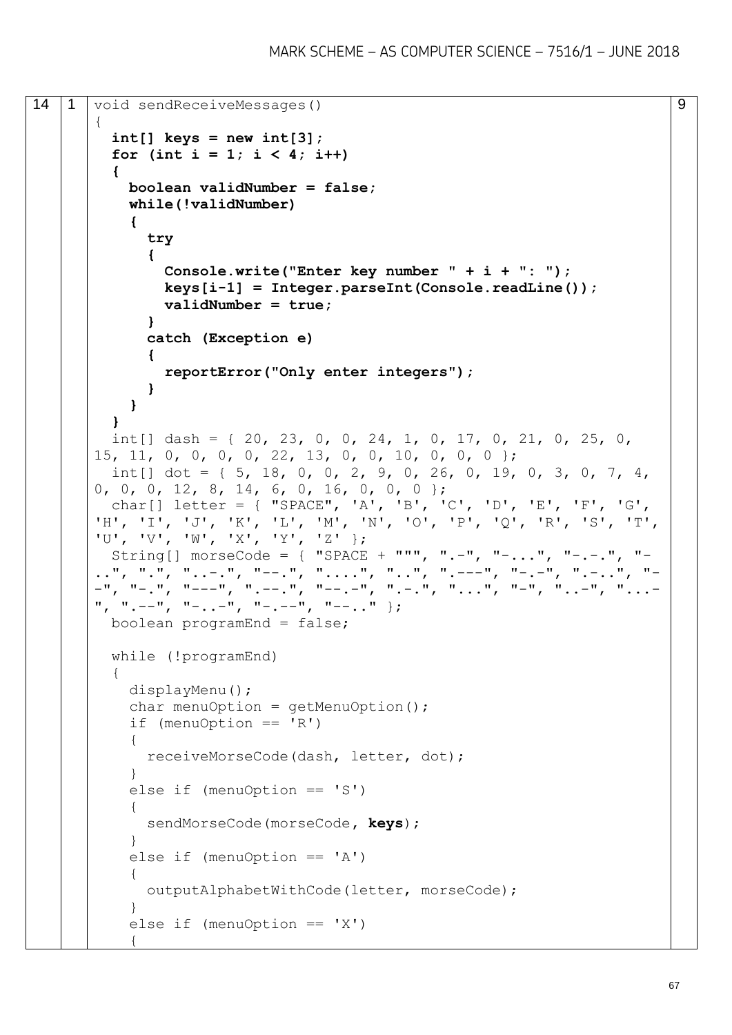| 14 | 1 | | 9 |
|---|---|---|---|

```
void sendReceiveMessages()
{
  int[] keys = new int[3];
  for (int i = 1; i < 4; i++)
  {
    boolean validNumber = false;
    while(!validNumber)
    {
      try
      {
        Console.write("Enter key number " + i + ": ");
        keys[i-1] = Integer.parseInt(Console.readLine());
        validNumber = true;
      }
      catch (Exception e)
      {
        reportError("Only enter integers");
      }
    }
  }
  int[] dash = { 20, 23, 0, 0, 24, 1, 0, 17, 0, 21, 0, 25, 0,
15, 11, 0, 0, 0, 0, 22, 13, 0, 0, 10, 0, 0, 0 };
  int[] dot = { 5, 18, 0, 0, 2, 9, 0, 26, 0, 19, 0, 3, 0, 7, 4,
0, 0, 0, 12, 8, 14, 6, 0, 16, 0, 0, 0 };
  char[] letter = { "SPACE", 'A', 'B', 'C', 'D', 'E', 'F', 'G',
'H', 'I', 'J', 'K', 'L', 'M', 'N', 'O', 'P', 'Q', 'R', 'S', 'T',
'U', 'V', 'W', 'X', 'Y', 'Z' };
  String[] morseCode = { "SPACE + """, ".-", "-...", "-.-.", "-
..", ".", "..-.", "--.", "....", "..", ".---", "-.-", ".-..", "-
-", "-.", "---", ".--.", "--.-", ".-.", "...", "-", "..-", "...-
", ".--", "-..-", "-.--", "--.." };
  boolean programEnd = false;

  while (!programEnd)
  {
    displayMenu();
    char menuOption = getMenuOption();
    if (menuOption == 'R')
    {
      receiveMorseCode(dash, letter, dot);
    }
    else if (menuOption == 'S')
    {
      sendMorseCode(morseCode, keys);
    }
    else if (menuOption == 'A')
    {
      outputAlphabetWithCode(letter, morseCode);
    }
    else if (menuOption == 'X')
    {
```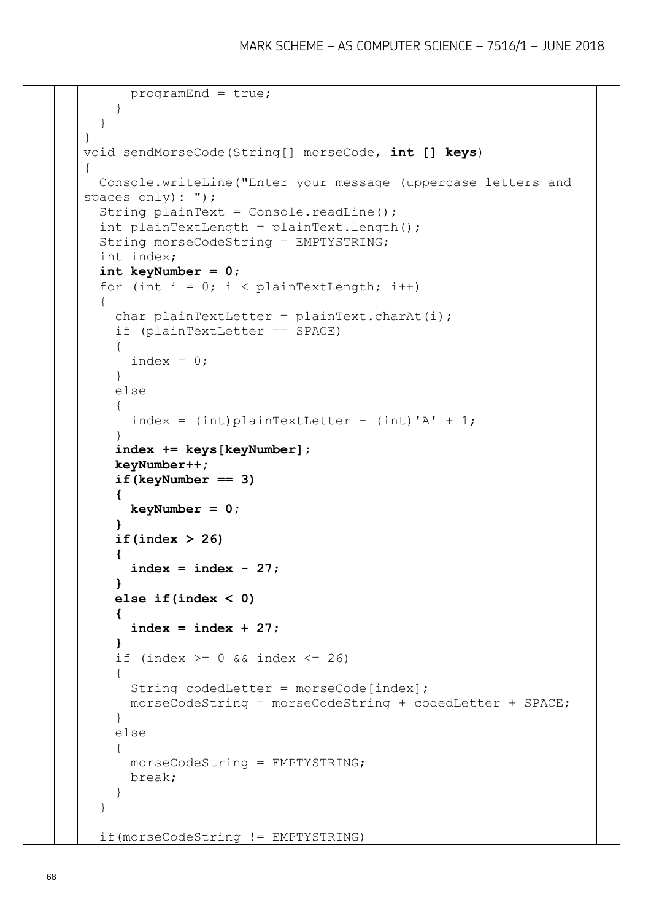```
        programEnd = true;
      }
    }
  }
  void sendMorseCode(String[] morseCode, int [] keys)
  {
    Console.writeLine("Enter your message (uppercase letters and
  spaces only): ");
    String plainText = Console.readLine();
    int plainTextLength = plainText.length();
    String morseCodeString = EMPTYSTRING;
    int index;
    int keyNumber = 0;
    for (int i = 0; i < plainTextLength; i++)
    {
      char plainTextLetter = plainText.charAt(i);
      if (plainTextLetter == SPACE)
      {
        index = 0;
      }
      else
      {
        index = (int)plainTextLetter - (int)'A' + 1;
      }
      index += keys[keyNumber];
      keyNumber++;
      if(keyNumber == 3)
      {
        keyNumber = 0;
      }
      if(index > 26)
      {
        index = index - 27;
      }
      else if(index < 0)
      {
        index = index + 27;
      }
      if (index >= 0 && index <= 26)
      {
        String codedLetter = morseCode[index];
        morseCodeString = morseCodeString + codedLetter + SPACE;
      }
      else
      {
        morseCodeString = EMPTYSTRING;
        break;
      }
    }

    if(morseCodeString != EMPTYSTRING)
```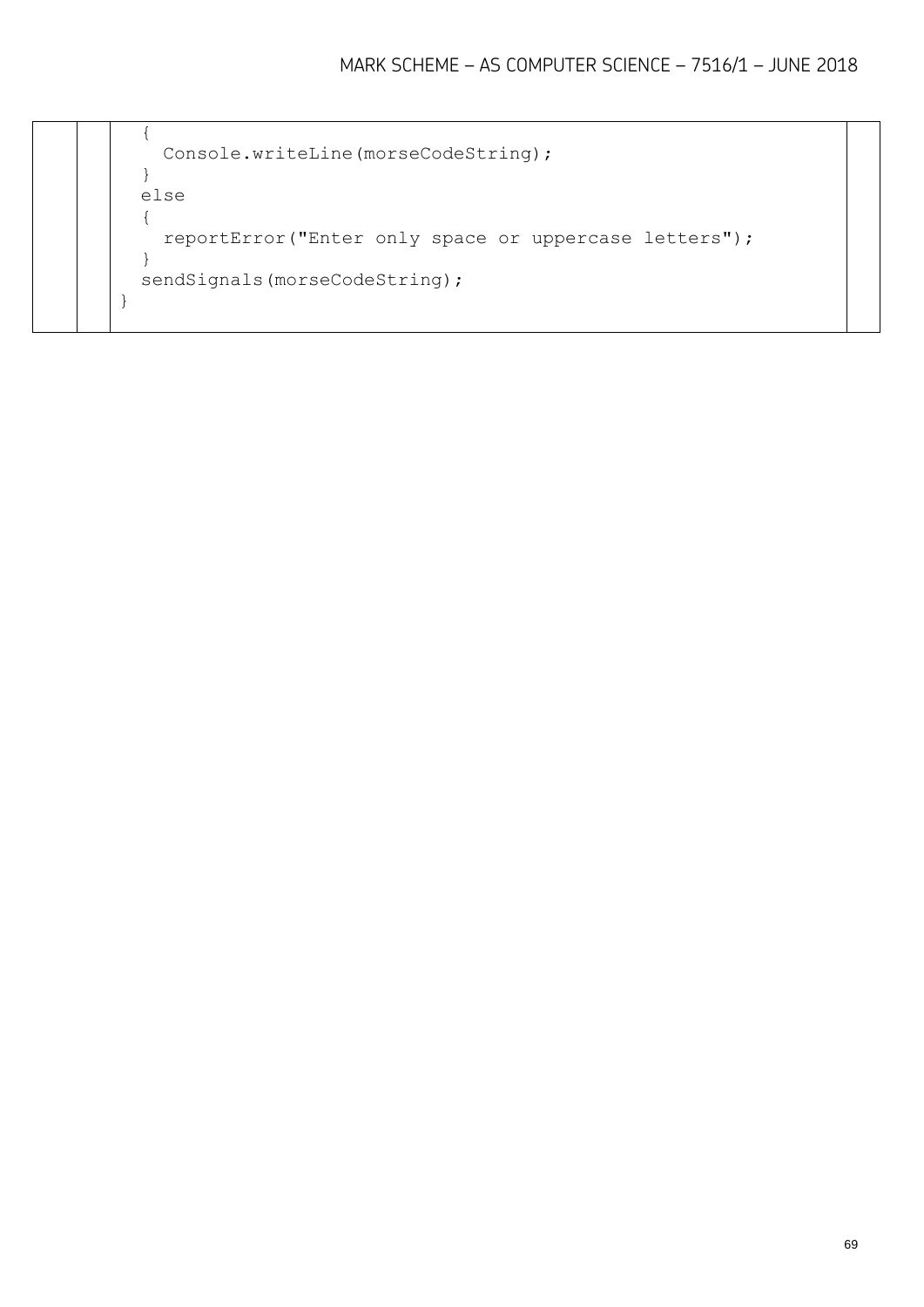```
    {
      Console.writeLine(morseCodeString);
    }
    else
    {
      reportError("Enter only space or uppercase letters");
    }
    sendSignals(morseCodeString);
  }
```